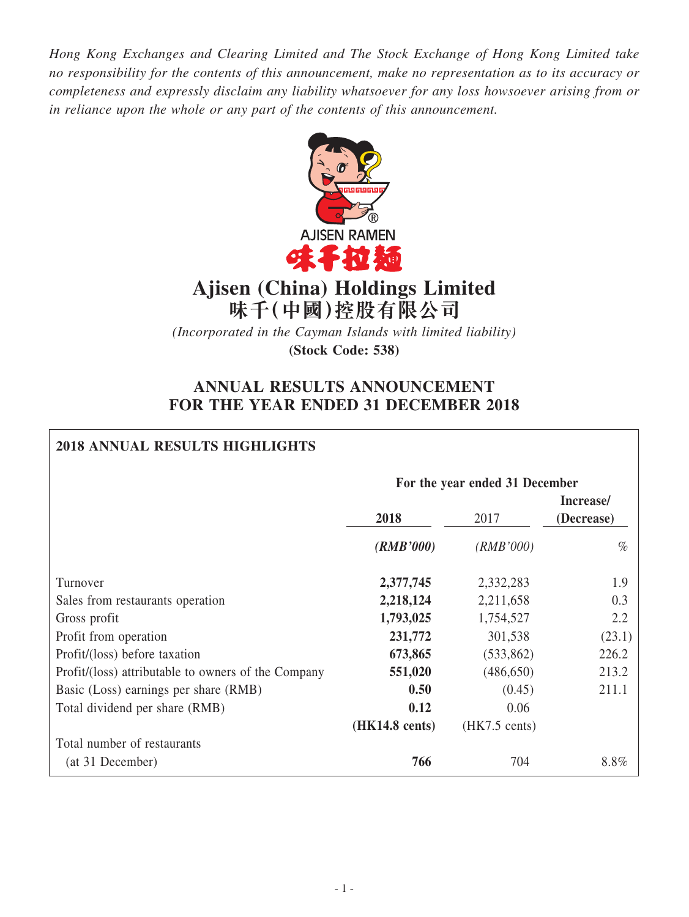*Hong Kong Exchanges and Clearing Limited and The Stock Exchange of Hong Kong Limited take no responsibility for the contents of this announcement, make no representation as to its accuracy or completeness and expressly disclaim any liability whatsoever for any loss howsoever arising from or in reliance upon the whole or any part of the contents of this announcement.*

AJISEN RAMEN
味千拉麵

# Ajisen (China) Holdings Limited
# 味千(中國)控股有限公司

*(Incorporated in the Cayman Islands with limited liability)*
**(Stock Code: 538)**

## ANNUAL RESULTS ANNOUNCEMENT FOR THE YEAR ENDED 31 DECEMBER 2018

### 2018 ANNUAL RESULTS HIGHLIGHTS

| | For the year ended 31 December | | |
|---|---|---|---|
| | **2018** | 2017 | **Increase/ (Decrease)** |
| | ***(RMB'000)*** | *(RMB'000)* | % |
| Turnover | **2,377,745** | 2,332,283 | 1.9 |
| Sales from restaurants operation | **2,218,124** | 2,211,658 | 0.3 |
| Gross profit | **1,793,025** | 1,754,527 | 2.2 |
| Profit from operation | **231,772** | 301,538 | (23.1) |
| Profit/(loss) before taxation | **673,865** | (533,862) | 226.2 |
| Profit/(loss) attributable to owners of the Company | **551,020** | (486,650) | 213.2 |
| Basic (Loss) earnings per share (RMB) | **0.50** | (0.45) | 211.1 |
| Total dividend per share (RMB) | **0.12** | 0.06 | |
| | **(HK14.8 cents)** | (HK7.5 cents) | |
| Total number of restaurants (at 31 December) | **766** | 704 | 8.8% |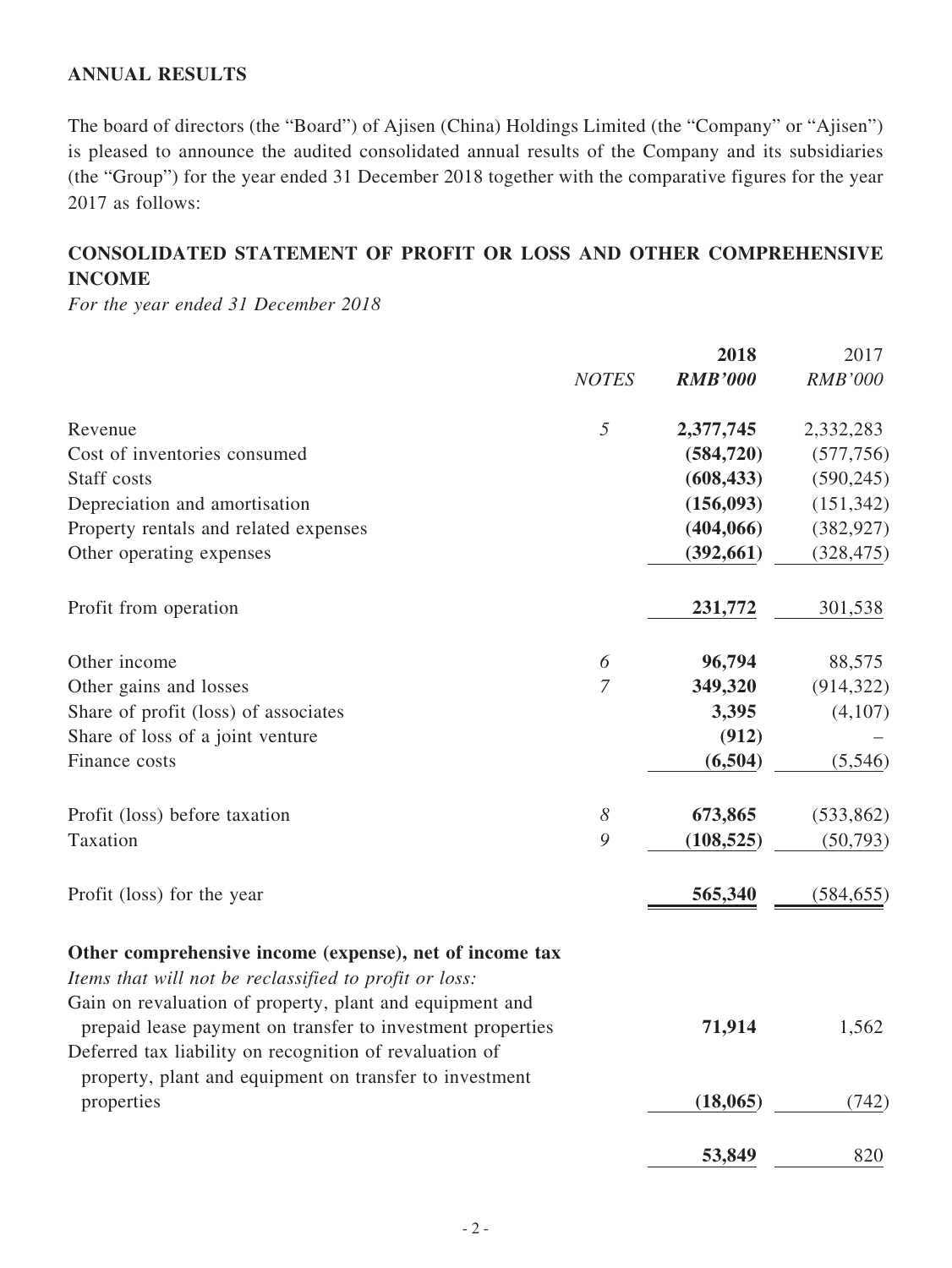## ANNUAL RESULTS

The board of directors (the "Board") of Ajisen (China) Holdings Limited (the "Company" or "Ajisen") is pleased to announce the audited consolidated annual results of the Company and its subsidiaries (the "Group") for the year ended 31 December 2018 together with the comparative figures for the year 2017 as follows:

## CONSOLIDATED STATEMENT OF PROFIT OR LOSS AND OTHER COMPREHENSIVE INCOME

*For the year ended 31 December 2018*

| | *NOTES* | **2018** | 2017 |
|---|---|---|---|
| | | ***RMB'000*** | *RMB'000* |
| Revenue | *5* | **2,377,745** | 2,332,283 |
| Cost of inventories consumed | | **(584,720)** | (577,756) |
| Staff costs | | **(608,433)** | (590,245) |
| Depreciation and amortisation | | **(156,093)** | (151,342) |
| Property rentals and related expenses | | **(404,066)** | (382,927) |
| Other operating expenses | | **(392,661)** | (328,475) |
| Profit from operation | | **231,772** | 301,538 |
| Other income | *6* | **96,794** | 88,575 |
| Other gains and losses | *7* | **349,320** | (914,322) |
| Share of profit (loss) of associates | | **3,395** | (4,107) |
| Share of loss of a joint venture | | **(912)** | – |
| Finance costs | | **(6,504)** | (5,546) |
| Profit (loss) before taxation | *8* | **673,865** | (533,862) |
| Taxation | *9* | **(108,525)** | (50,793) |
| Profit (loss) for the year | | **565,340** | (584,655) |
| **Other comprehensive income (expense), net of income tax** | | | |
| *Items that will not be reclassified to profit or loss:* | | | |
| Gain on revaluation of property, plant and equipment and prepaid lease payment on transfer to investment properties | | **71,914** | 1,562 |
| Deferred tax liability on recognition of revaluation of property, plant and equipment on transfer to investment properties | | **(18,065)** | (742) |
| | | **53,849** | 820 |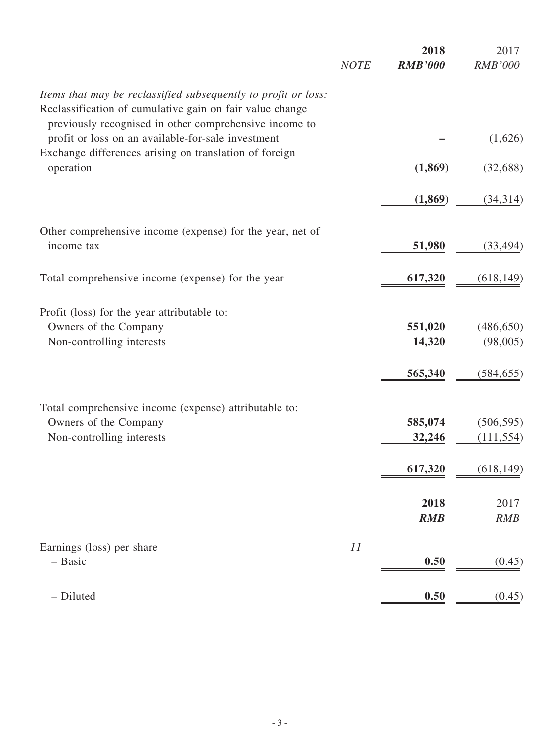| | NOTE | 2018<br>RMB'000 | 2017<br>RMB'000 |
|---|---|---|---|
| *Items that may be reclassified subsequently to profit or loss:* | | | |
| Reclassification of cumulative gain on fair value change previously recognised in other comprehensive income to profit or loss on an available-for-sale investment | | – | (1,626) |
| Exchange differences arising on translation of foreign operation | | **(1,869)** | (32,688) |
| | | **(1,869)** | (34,314) |
| Other comprehensive income (expense) for the year, net of income tax | | **51,980** | (33,494) |
| Total comprehensive income (expense) for the year | | **617,320** | (618,149) |
| Profit (loss) for the year attributable to: | | | |
| Owners of the Company | | **551,020** | (486,650) |
| Non-controlling interests | | **14,320** | (98,005) |
| | | **565,340** | (584,655) |
| Total comprehensive income (expense) attributable to: | | | |
| Owners of the Company | | **585,074** | (506,595) |
| Non-controlling interests | | **32,246** | (111,554) |
| | | **617,320** | (618,149) |

| | NOTE | 2018<br>RMB | 2017<br>RMB |
|---|---|---|---|
| Earnings (loss) per share | 11 | | |
| – Basic | | **0.50** | (0.45) |
| – Diluted | | **0.50** | (0.45) |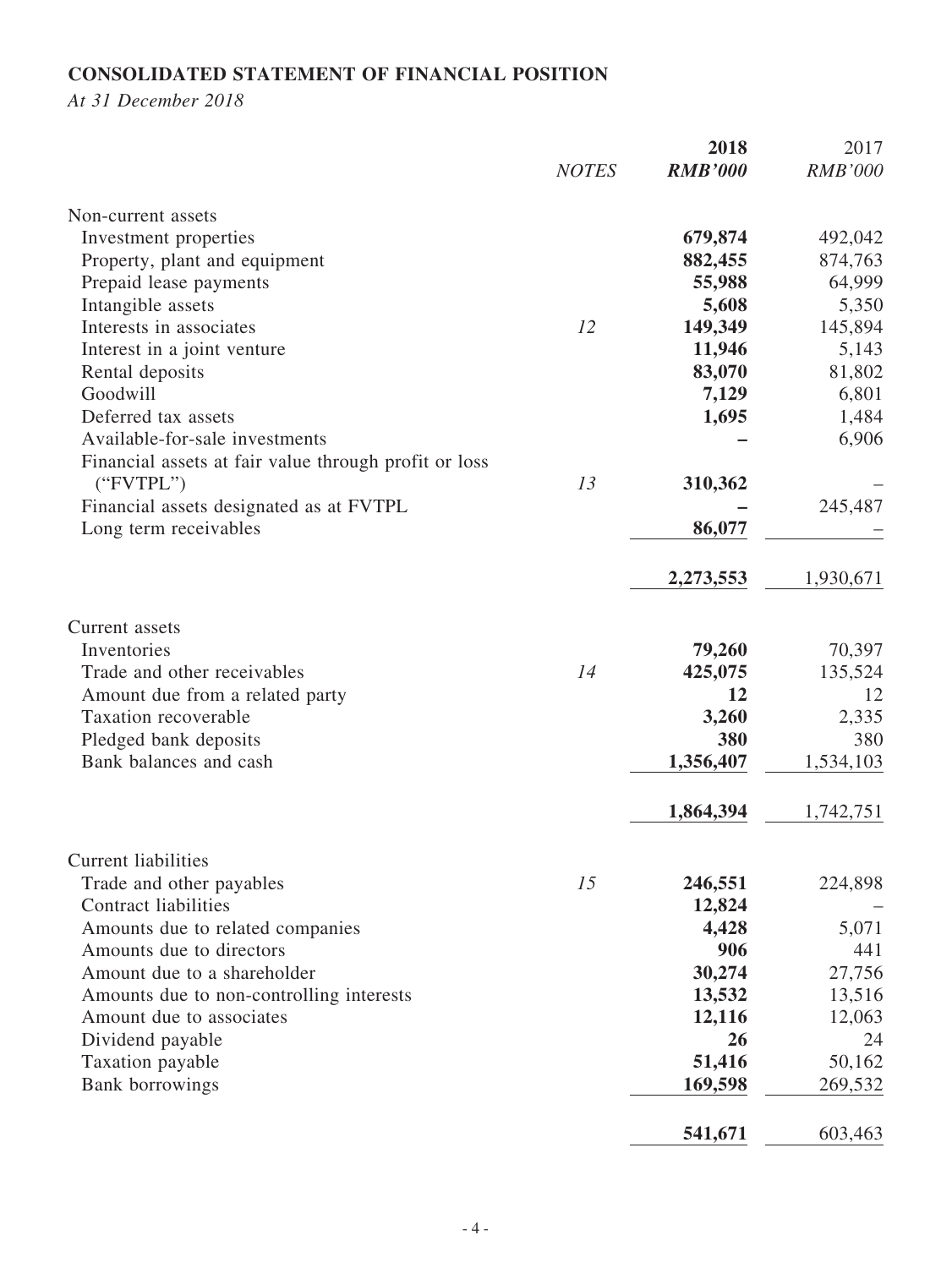## CONSOLIDATED STATEMENT OF FINANCIAL POSITION

*At 31 December 2018*

| | *NOTES* | **2018** | 2017 |
|---|---|---|---|
| | | ***RMB'000*** | *RMB'000* |
| Non-current assets | | | |
| Investment properties | | **679,874** | 492,042 |
| Property, plant and equipment | | **882,455** | 874,763 |
| Prepaid lease payments | | **55,988** | 64,999 |
| Intangible assets | | **5,608** | 5,350 |
| Interests in associates | *12* | **149,349** | 145,894 |
| Interest in a joint venture | | **11,946** | 5,143 |
| Rental deposits | | **83,070** | 81,802 |
| Goodwill | | **7,129** | 6,801 |
| Deferred tax assets | | **1,695** | 1,484 |
| Available-for-sale investments | | **–** | 6,906 |
| Financial assets at fair value through profit or loss ("FVTPL") | *13* | **310,362** | – |
| Financial assets designated as at FVTPL | | **–** | 245,487 |
| Long term receivables | | **86,077** | – |
| | | **2,273,553** | 1,930,671 |
| Current assets | | | |
| Inventories | | **79,260** | 70,397 |
| Trade and other receivables | *14* | **425,075** | 135,524 |
| Amount due from a related party | | **12** | 12 |
| Taxation recoverable | | **3,260** | 2,335 |
| Pledged bank deposits | | **380** | 380 |
| Bank balances and cash | | **1,356,407** | 1,534,103 |
| | | **1,864,394** | 1,742,751 |
| Current liabilities | | | |
| Trade and other payables | *15* | **246,551** | 224,898 |
| Contract liabilities | | **12,824** | – |
| Amounts due to related companies | | **4,428** | 5,071 |
| Amounts due to directors | | **906** | 441 |
| Amount due to a shareholder | | **30,274** | 27,756 |
| Amounts due to non-controlling interests | | **13,532** | 13,516 |
| Amount due to associates | | **12,116** | 12,063 |
| Dividend payable | | **26** | 24 |
| Taxation payable | | **51,416** | 50,162 |
| Bank borrowings | | **169,598** | 269,532 |
| | | **541,671** | 603,463 |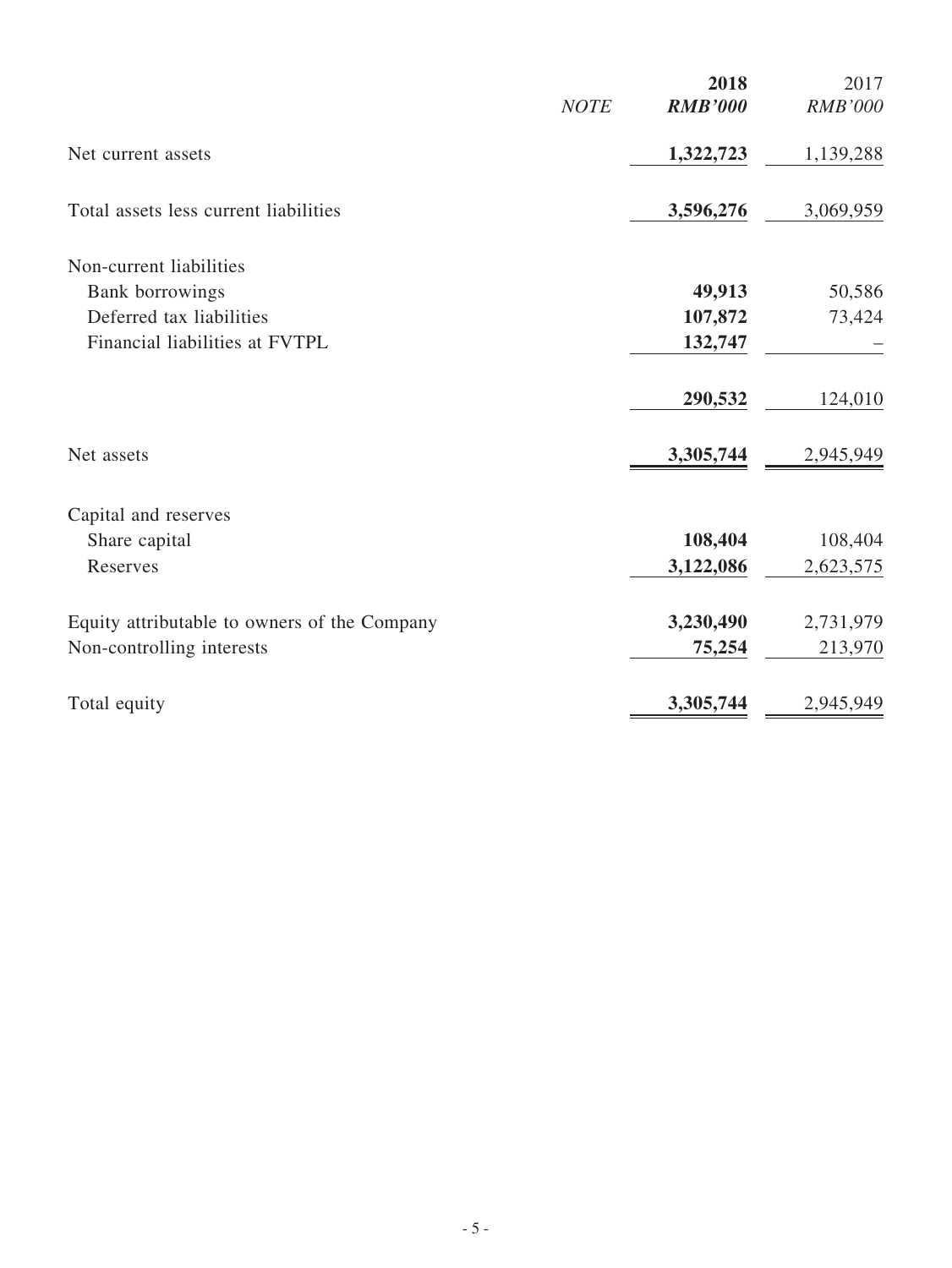| | NOTE | 2018<br>RMB'000 | 2017<br>RMB'000 |
|---|---|---|---|
| Net current assets | | **1,322,723** | 1,139,288 |
| Total assets less current liabilities | | **3,596,276** | 3,069,959 |
| Non-current liabilities | | | |
| Bank borrowings | | **49,913** | 50,586 |
| Deferred tax liabilities | | **107,872** | 73,424 |
| Financial liabilities at FVTPL | | **132,747** | – |
| | | **290,532** | 124,010 |
| Net assets | | **3,305,744** | 2,945,949 |
| Capital and reserves | | | |
| Share capital | | **108,404** | 108,404 |
| Reserves | | **3,122,086** | 2,623,575 |
| Equity attributable to owners of the Company | | **3,230,490** | 2,731,979 |
| Non-controlling interests | | **75,254** | 213,970 |
| Total equity | | **3,305,744** | 2,945,949 |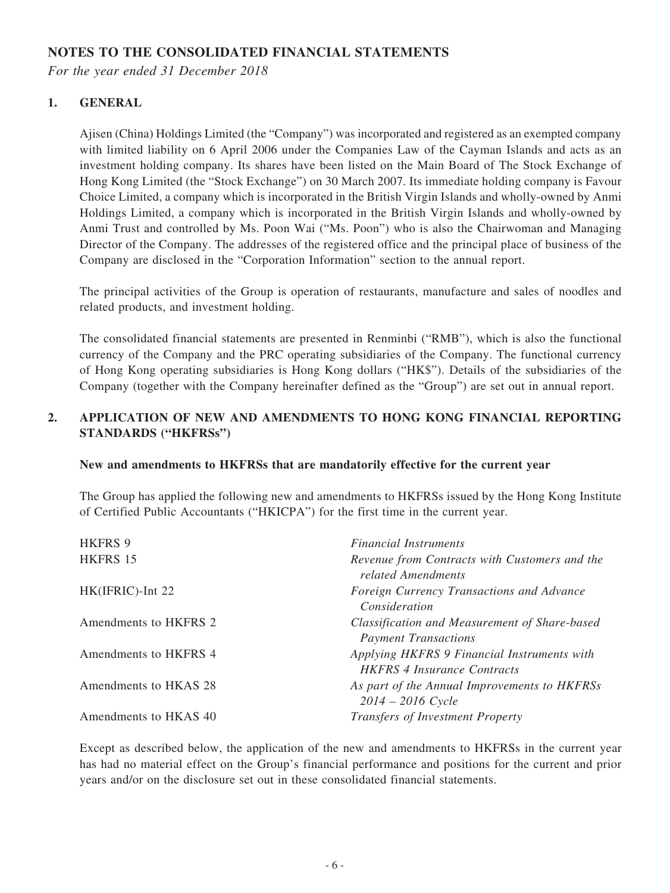# NOTES TO THE CONSOLIDATED FINANCIAL STATEMENTS

*For the year ended 31 December 2018*

## 1. GENERAL

Ajisen (China) Holdings Limited (the "Company") was incorporated and registered as an exempted company with limited liability on 6 April 2006 under the Companies Law of the Cayman Islands and acts as an investment holding company. Its shares have been listed on the Main Board of The Stock Exchange of Hong Kong Limited (the "Stock Exchange") on 30 March 2007. Its immediate holding company is Favour Choice Limited, a company which is incorporated in the British Virgin Islands and wholly-owned by Anmi Holdings Limited, a company which is incorporated in the British Virgin Islands and wholly-owned by Anmi Trust and controlled by Ms. Poon Wai ("Ms. Poon") who is also the Chairwoman and Managing Director of the Company. The addresses of the registered office and the principal place of business of the Company are disclosed in the "Corporation Information" section to the annual report.

The principal activities of the Group is operation of restaurants, manufacture and sales of noodles and related products, and investment holding.

The consolidated financial statements are presented in Renminbi ("RMB"), which is also the functional currency of the Company and the PRC operating subsidiaries of the Company. The functional currency of Hong Kong operating subsidiaries is Hong Kong dollars ("HK$"). Details of the subsidiaries of the Company (together with the Company hereinafter defined as the "Group") are set out in annual report.

## 2. APPLICATION OF NEW AND AMENDMENTS TO HONG KONG FINANCIAL REPORTING STANDARDS ("HKFRSs")

**New and amendments to HKFRSs that are mandatorily effective for the current year**

The Group has applied the following new and amendments to HKFRSs issued by the Hong Kong Institute of Certified Public Accountants ("HKICPA") for the first time in the current year.

| | |
|---|---|
| HKFRS 9 | *Financial Instruments* |
| HKFRS 15 | *Revenue from Contracts with Customers and the related Amendments* |
| HK(IFRIC)-Int 22 | *Foreign Currency Transactions and Advance Consideration* |
| Amendments to HKFRS 2 | *Classification and Measurement of Share-based Payment Transactions* |
| Amendments to HKFRS 4 | *Applying HKFRS 9 Financial Instruments with HKFRS 4 Insurance Contracts* |
| Amendments to HKAS 28 | *As part of the Annual Improvements to HKFRSs 2014 – 2016 Cycle* |
| Amendments to HKAS 40 | *Transfers of Investment Property* |

Except as described below, the application of the new and amendments to HKFRSs in the current year has had no material effect on the Group's financial performance and positions for the current and prior years and/or on the disclosure set out in these consolidated financial statements.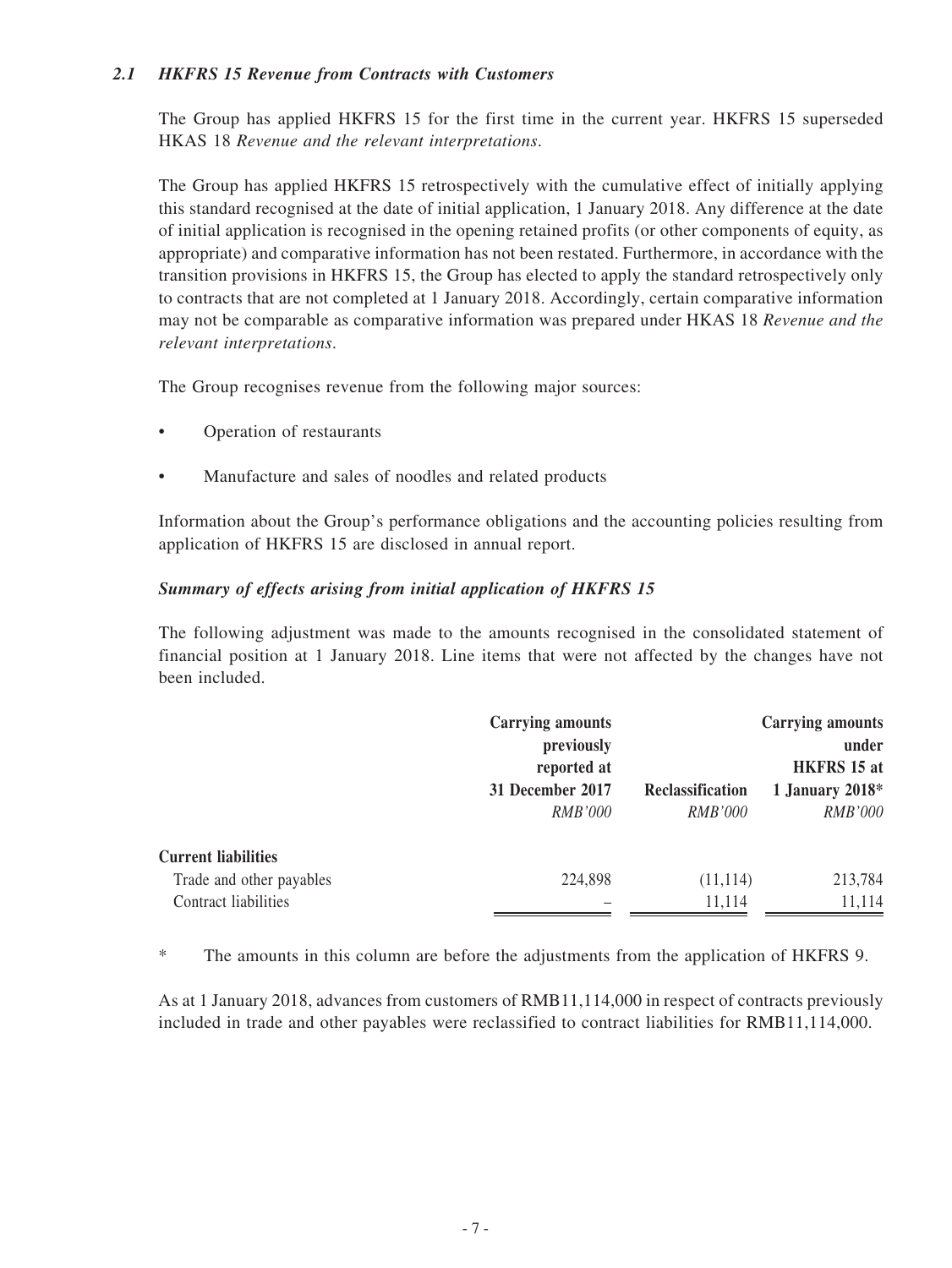### *2.1 HKFRS 15 Revenue from Contracts with Customers*

The Group has applied HKFRS 15 for the first time in the current year. HKFRS 15 superseded HKAS 18 *Revenue and the relevant interpretations*.

The Group has applied HKFRS 15 retrospectively with the cumulative effect of initially applying this standard recognised at the date of initial application, 1 January 2018. Any difference at the date of initial application is recognised in the opening retained profits (or other components of equity, as appropriate) and comparative information has not been restated. Furthermore, in accordance with the transition provisions in HKFRS 15, the Group has elected to apply the standard retrospectively only to contracts that are not completed at 1 January 2018. Accordingly, certain comparative information may not be comparable as comparative information was prepared under HKAS 18 *Revenue and the relevant interpretations*.

The Group recognises revenue from the following major sources:

- Operation of restaurants
- Manufacture and sales of noodles and related products

Information about the Group's performance obligations and the accounting policies resulting from application of HKFRS 15 are disclosed in annual report.

***Summary of effects arising from initial application of HKFRS 15***

The following adjustment was made to the amounts recognised in the consolidated statement of financial position at 1 January 2018. Line items that were not affected by the changes have not been included.

| | Carrying amounts previously reported at 31 December 2017 | Reclassification | Carrying amounts under HKFRS 15 at 1 January 2018* |
|---|---|---|---|
| | *RMB'000* | *RMB'000* | *RMB'000* |
| **Current liabilities** | | | |
| Trade and other payables | 224,898 | (11,114) | 213,784 |
| Contract liabilities | – | 11,114 | 11,114 |

\* The amounts in this column are before the adjustments from the application of HKFRS 9.

As at 1 January 2018, advances from customers of RMB11,114,000 in respect of contracts previously included in trade and other payables were reclassified to contract liabilities for RMB11,114,000.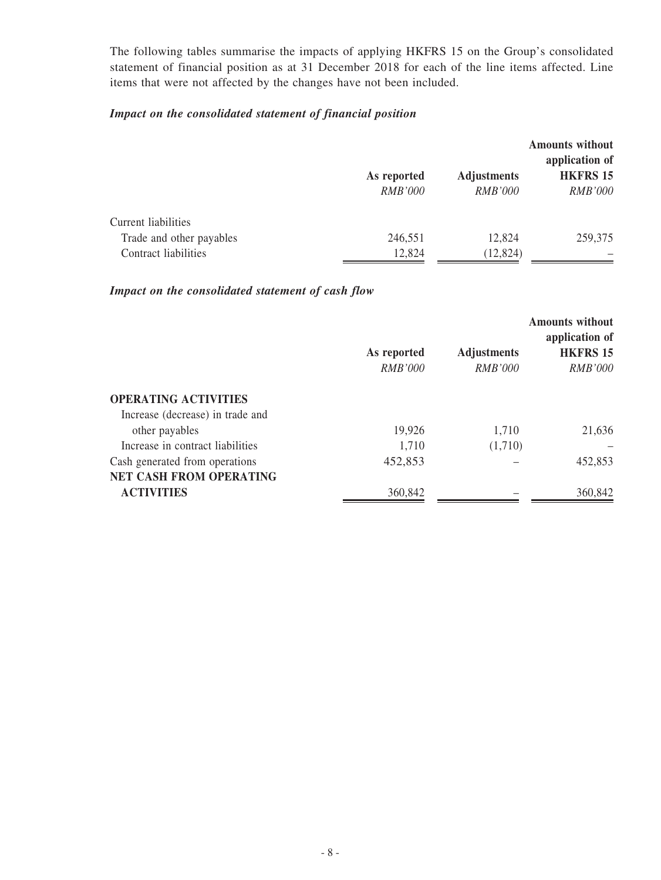The following tables summarise the impacts of applying HKFRS 15 on the Group's consolidated statement of financial position as at 31 December 2018 for each of the line items affected. Line items that were not affected by the changes have not been included.

***Impact on the consolidated statement of financial position***

| | As reported | Adjustments | Amounts without application of HKFRS 15 |
|---|---|---|---|
| | *RMB'000* | *RMB'000* | *RMB'000* |
| Current liabilities | | | |
| Trade and other payables | 246,551 | 12,824 | 259,375 |
| Contract liabilities | 12,824 | (12,824) | – |

***Impact on the consolidated statement of cash flow***

| | As reported | Adjustments | Amounts without application of HKFRS 15 |
|---|---|---|---|
| | *RMB'000* | *RMB'000* | *RMB'000* |
| **OPERATING ACTIVITIES** | | | |
| Increase (decrease) in trade and other payables | 19,926 | 1,710 | 21,636 |
| Increase in contract liabilities | 1,710 | (1,710) | – |
| Cash generated from operations | 452,853 | – | 452,853 |
| **NET CASH FROM OPERATING ACTIVITIES** | 360,842 | – | 360,842 |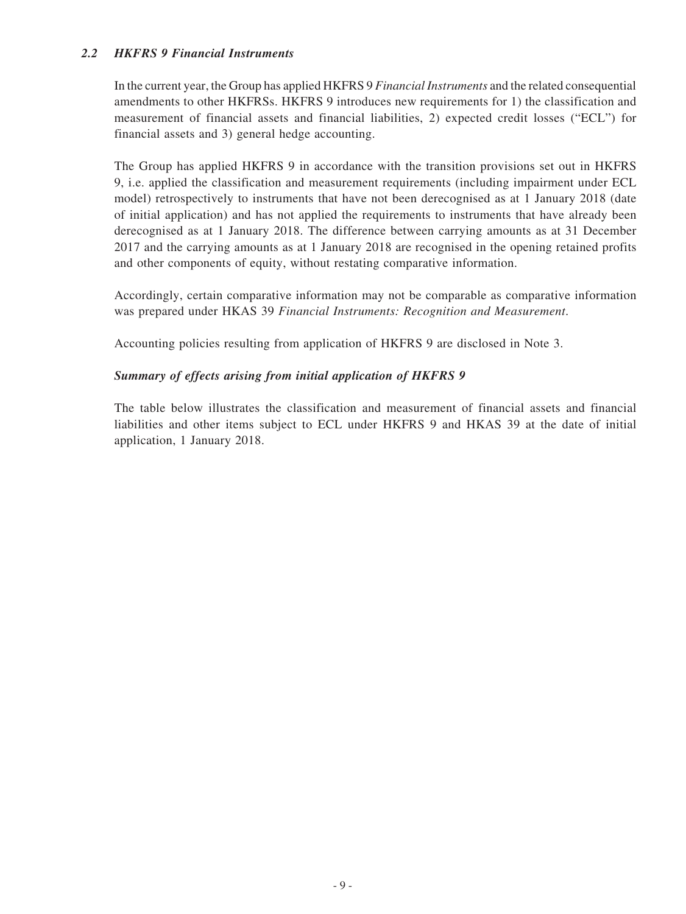### *2.2 HKFRS 9 Financial Instruments*

In the current year, the Group has applied HKFRS 9 *Financial Instruments* and the related consequential amendments to other HKFRSs. HKFRS 9 introduces new requirements for 1) the classification and measurement of financial assets and financial liabilities, 2) expected credit losses ("ECL") for financial assets and 3) general hedge accounting.

The Group has applied HKFRS 9 in accordance with the transition provisions set out in HKFRS 9, i.e. applied the classification and measurement requirements (including impairment under ECL model) retrospectively to instruments that have not been derecognised as at 1 January 2018 (date of initial application) and has not applied the requirements to instruments that have already been derecognised as at 1 January 2018. The difference between carrying amounts as at 31 December 2017 and the carrying amounts as at 1 January 2018 are recognised in the opening retained profits and other components of equity, without restating comparative information.

Accordingly, certain comparative information may not be comparable as comparative information was prepared under HKAS 39 *Financial Instruments: Recognition and Measurement*.

Accounting policies resulting from application of HKFRS 9 are disclosed in Note 3.

#### *Summary of effects arising from initial application of HKFRS 9*

The table below illustrates the classification and measurement of financial assets and financial liabilities and other items subject to ECL under HKFRS 9 and HKAS 39 at the date of initial application, 1 January 2018.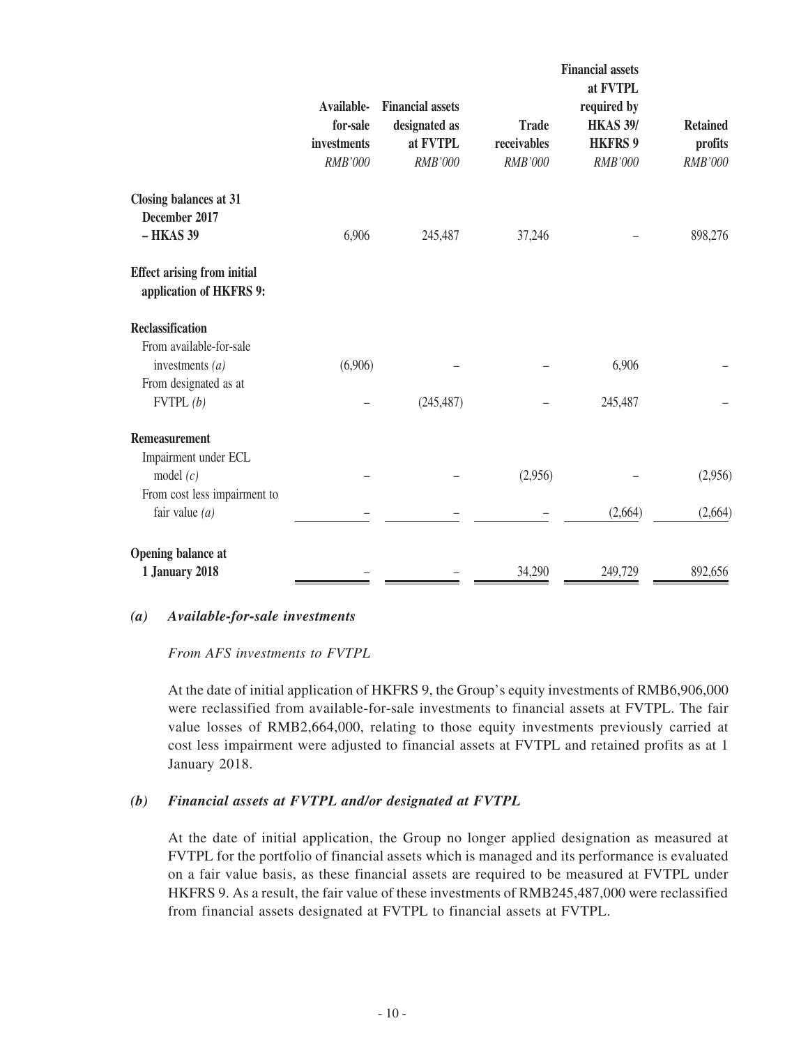| | Available-for-sale investments | Financial assets designated as at FVTPL | Trade receivables | Financial assets at FVTPL required by HKAS 39/ HKFRS 9 | Retained profits |
|---|---|---|---|---|---|
| | *RMB'000* | *RMB'000* | *RMB'000* | *RMB'000* | *RMB'000* |
| **Closing balances at 31 December 2017 – HKAS 39** | 6,906 | 245,487 | 37,246 | – | 898,276 |
| **Effect arising from initial application of HKFRS 9:** | | | | | |
| **Reclassification** | | | | | |
| From available-for-sale investments *(a)* | (6,906) | – | – | 6,906 | – |
| From designated as at FVTPL *(b)* | – | (245,487) | – | 245,487 | – |
| **Remeasurement** | | | | | |
| Impairment under ECL model *(c)* | – | – | (2,956) | – | (2,956) |
| From cost less impairment to fair value *(a)* | – | – | – | (2,664) | (2,664) |
| **Opening balance at 1 January 2018** | – | – | 34,290 | 249,729 | 892,656 |

***(a) Available-for-sale investments***

*From AFS investments to FVTPL*

At the date of initial application of HKFRS 9, the Group's equity investments of RMB6,906,000 were reclassified from available-for-sale investments to financial assets at FVTPL. The fair value losses of RMB2,664,000, relating to those equity investments previously carried at cost less impairment were adjusted to financial assets at FVTPL and retained profits as at 1 January 2018.

***(b) Financial assets at FVTPL and/or designated at FVTPL***

At the date of initial application, the Group no longer applied designation as measured at FVTPL for the portfolio of financial assets which is managed and its performance is evaluated on a fair value basis, as these financial assets are required to be measured at FVTPL under HKFRS 9. As a result, the fair value of these investments of RMB245,487,000 were reclassified from financial assets designated at FVTPL to financial assets at FVTPL.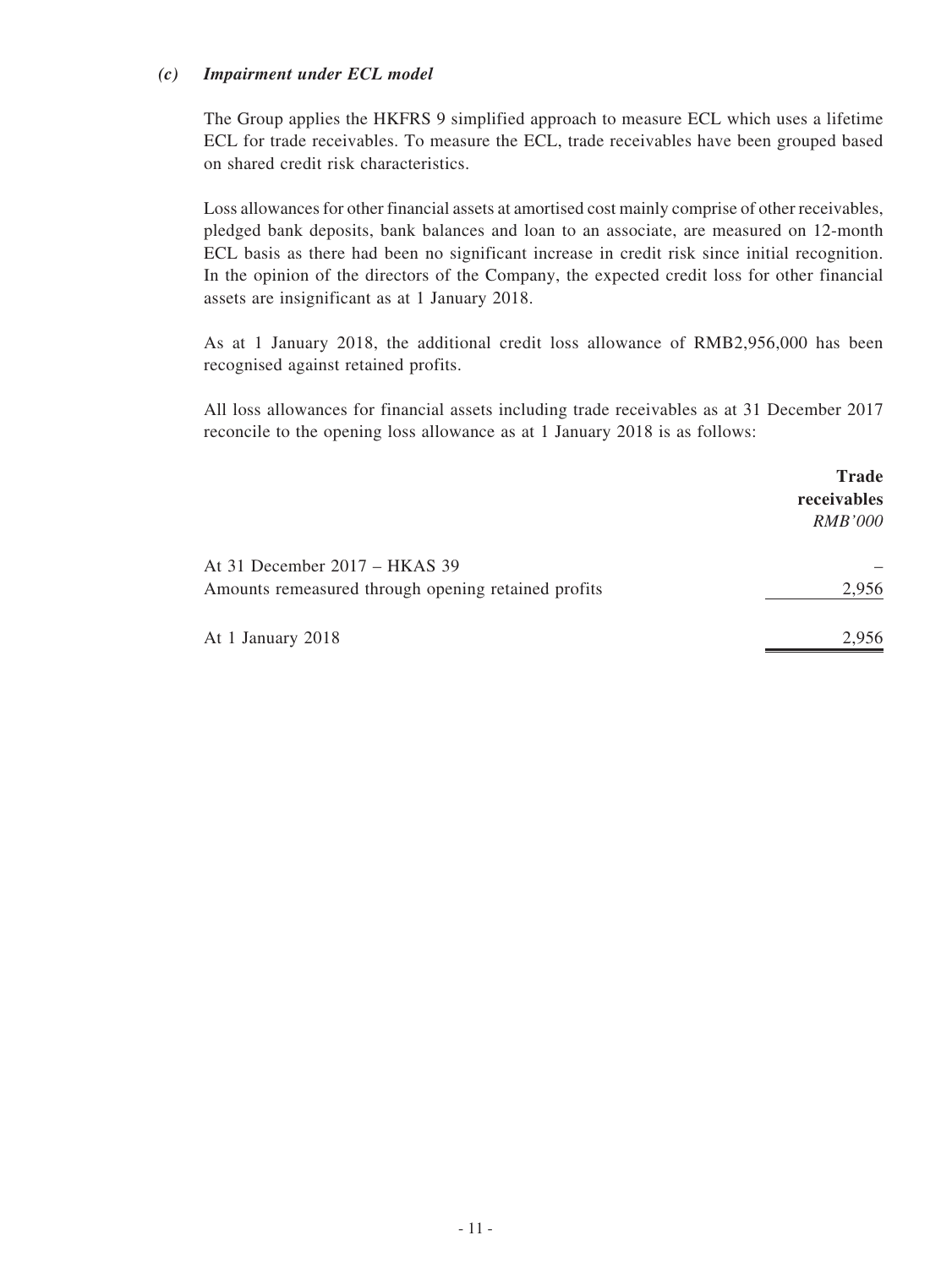### *(c) Impairment under ECL model*

The Group applies the HKFRS 9 simplified approach to measure ECL which uses a lifetime ECL for trade receivables. To measure the ECL, trade receivables have been grouped based on shared credit risk characteristics.

Loss allowances for other financial assets at amortised cost mainly comprise of other receivables, pledged bank deposits, bank balances and loan to an associate, are measured on 12-month ECL basis as there had been no significant increase in credit risk since initial recognition. In the opinion of the directors of the Company, the expected credit loss for other financial assets are insignificant as at 1 January 2018.

As at 1 January 2018, the additional credit loss allowance of RMB2,956,000 has been recognised against retained profits.

All loss allowances for financial assets including trade receivables as at 31 December 2017 reconcile to the opening loss allowance as at 1 January 2018 is as follows:

| | **Trade receivables** *RMB'000* |
|---|---|
| At 31 December 2017 – HKAS 39 | – |
| Amounts remeasured through opening retained profits | 2,956 |
| At 1 January 2018 | 2,956 |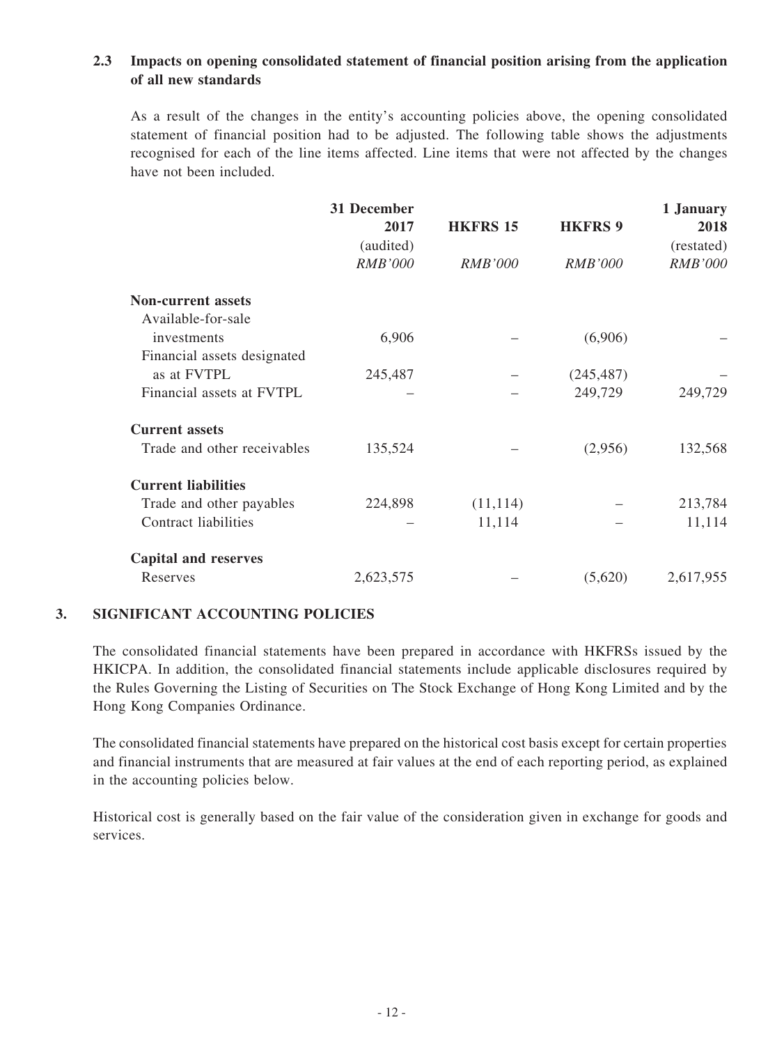### 2.3 Impacts on opening consolidated statement of financial position arising from the application of all new standards

As a result of the changes in the entity's accounting policies above, the opening consolidated statement of financial position had to be adjusted. The following table shows the adjustments recognised for each of the line items affected. Line items that were not affected by the changes have not been included.

| | 31 December 2017 (audited) *RMB'000* | HKFRS 15 *RMB'000* | HKFRS 9 *RMB'000* | 1 January 2018 (restated) *RMB'000* |
|---|---|---|---|---|
| **Non-current assets** | | | | |
| Available-for-sale investments | 6,906 | – | (6,906) | – |
| Financial assets designated as at FVTPL | 245,487 | – | (245,487) | – |
| Financial assets at FVTPL | – | – | 249,729 | 249,729 |
| **Current assets** | | | | |
| Trade and other receivables | 135,524 | – | (2,956) | 132,568 |
| **Current liabilities** | | | | |
| Trade and other payables | 224,898 | (11,114) | – | 213,784 |
| Contract liabilities | – | 11,114 | – | 11,114 |
| **Capital and reserves** | | | | |
| Reserves | 2,623,575 | – | (5,620) | 2,617,955 |

## 3. SIGNIFICANT ACCOUNTING POLICIES

The consolidated financial statements have been prepared in accordance with HKFRSs issued by the HKICPA. In addition, the consolidated financial statements include applicable disclosures required by the Rules Governing the Listing of Securities on The Stock Exchange of Hong Kong Limited and by the Hong Kong Companies Ordinance.

The consolidated financial statements have prepared on the historical cost basis except for certain properties and financial instruments that are measured at fair values at the end of each reporting period, as explained in the accounting policies below.

Historical cost is generally based on the fair value of the consideration given in exchange for goods and services.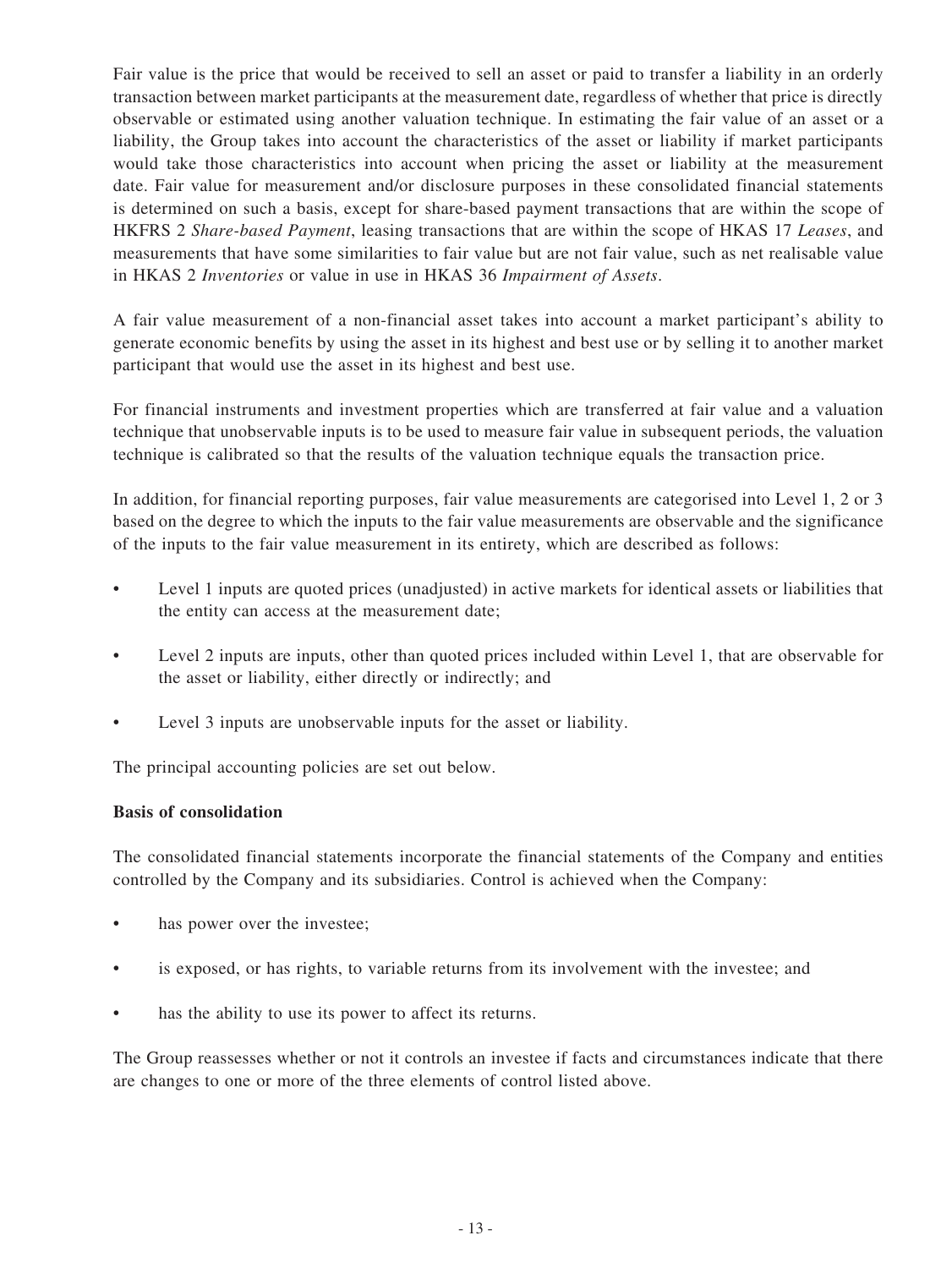Fair value is the price that would be received to sell an asset or paid to transfer a liability in an orderly transaction between market participants at the measurement date, regardless of whether that price is directly observable or estimated using another valuation technique. In estimating the fair value of an asset or a liability, the Group takes into account the characteristics of the asset or liability if market participants would take those characteristics into account when pricing the asset or liability at the measurement date. Fair value for measurement and/or disclosure purposes in these consolidated financial statements is determined on such a basis, except for share-based payment transactions that are within the scope of HKFRS 2 *Share-based Payment*, leasing transactions that are within the scope of HKAS 17 *Leases*, and measurements that have some similarities to fair value but are not fair value, such as net realisable value in HKAS 2 *Inventories* or value in use in HKAS 36 *Impairment of Assets*.

A fair value measurement of a non-financial asset takes into account a market participant's ability to generate economic benefits by using the asset in its highest and best use or by selling it to another market participant that would use the asset in its highest and best use.

For financial instruments and investment properties which are transferred at fair value and a valuation technique that unobservable inputs is to be used to measure fair value in subsequent periods, the valuation technique is calibrated so that the results of the valuation technique equals the transaction price.

In addition, for financial reporting purposes, fair value measurements are categorised into Level 1, 2 or 3 based on the degree to which the inputs to the fair value measurements are observable and the significance of the inputs to the fair value measurement in its entirety, which are described as follows:

- Level 1 inputs are quoted prices (unadjusted) in active markets for identical assets or liabilities that the entity can access at the measurement date;
- Level 2 inputs are inputs, other than quoted prices included within Level 1, that are observable for the asset or liability, either directly or indirectly; and
- Level 3 inputs are unobservable inputs for the asset or liability.

The principal accounting policies are set out below.

**Basis of consolidation**

The consolidated financial statements incorporate the financial statements of the Company and entities controlled by the Company and its subsidiaries. Control is achieved when the Company:

- has power over the investee;
- is exposed, or has rights, to variable returns from its involvement with the investee; and
- has the ability to use its power to affect its returns.

The Group reassesses whether or not it controls an investee if facts and circumstances indicate that there are changes to one or more of the three elements of control listed above.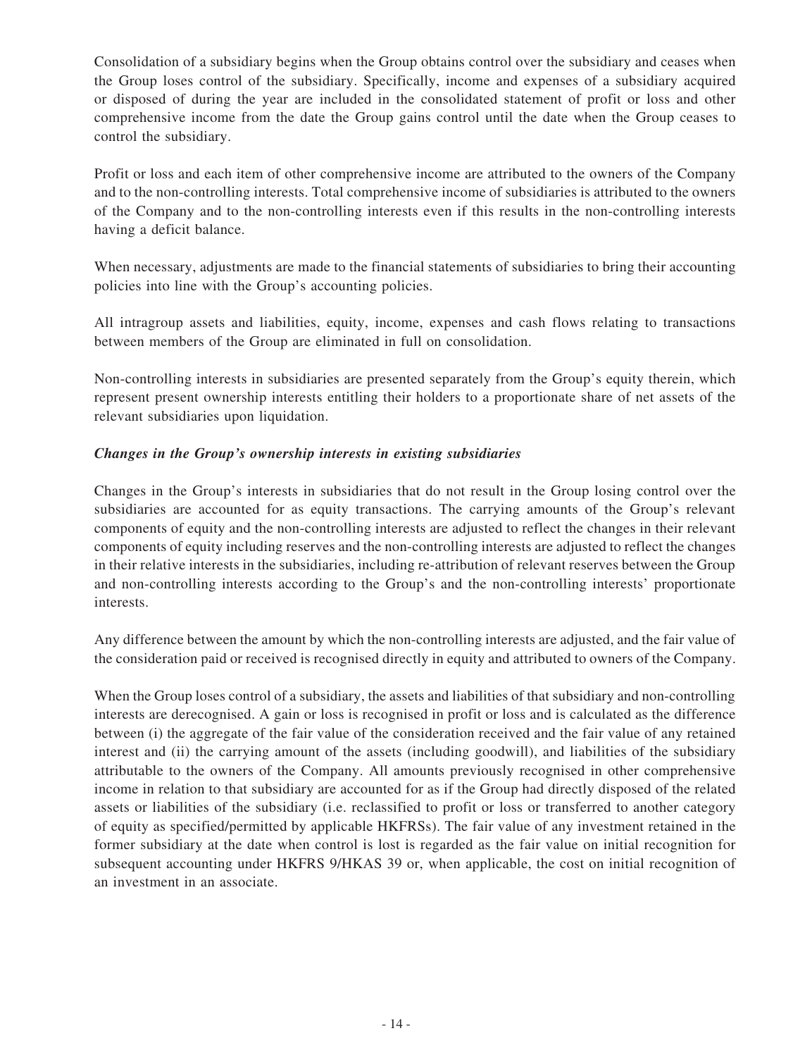Consolidation of a subsidiary begins when the Group obtains control over the subsidiary and ceases when the Group loses control of the subsidiary. Specifically, income and expenses of a subsidiary acquired or disposed of during the year are included in the consolidated statement of profit or loss and other comprehensive income from the date the Group gains control until the date when the Group ceases to control the subsidiary.

Profit or loss and each item of other comprehensive income are attributed to the owners of the Company and to the non-controlling interests. Total comprehensive income of subsidiaries is attributed to the owners of the Company and to the non-controlling interests even if this results in the non-controlling interests having a deficit balance.

When necessary, adjustments are made to the financial statements of subsidiaries to bring their accounting policies into line with the Group's accounting policies.

All intragroup assets and liabilities, equity, income, expenses and cash flows relating to transactions between members of the Group are eliminated in full on consolidation.

Non-controlling interests in subsidiaries are presented separately from the Group's equity therein, which represent present ownership interests entitling their holders to a proportionate share of net assets of the relevant subsidiaries upon liquidation.

***Changes in the Group's ownership interests in existing subsidiaries***

Changes in the Group's interests in subsidiaries that do not result in the Group losing control over the subsidiaries are accounted for as equity transactions. The carrying amounts of the Group's relevant components of equity and the non-controlling interests are adjusted to reflect the changes in their relevant components of equity including reserves and the non-controlling interests are adjusted to reflect the changes in their relative interests in the subsidiaries, including re-attribution of relevant reserves between the Group and non-controlling interests according to the Group's and the non-controlling interests' proportionate interests.

Any difference between the amount by which the non-controlling interests are adjusted, and the fair value of the consideration paid or received is recognised directly in equity and attributed to owners of the Company.

When the Group loses control of a subsidiary, the assets and liabilities of that subsidiary and non-controlling interests are derecognised. A gain or loss is recognised in profit or loss and is calculated as the difference between (i) the aggregate of the fair value of the consideration received and the fair value of any retained interest and (ii) the carrying amount of the assets (including goodwill), and liabilities of the subsidiary attributable to the owners of the Company. All amounts previously recognised in other comprehensive income in relation to that subsidiary are accounted for as if the Group had directly disposed of the related assets or liabilities of the subsidiary (i.e. reclassified to profit or loss or transferred to another category of equity as specified/permitted by applicable HKFRSs). The fair value of any investment retained in the former subsidiary at the date when control is lost is regarded as the fair value on initial recognition for subsequent accounting under HKFRS 9/HKAS 39 or, when applicable, the cost on initial recognition of an investment in an associate.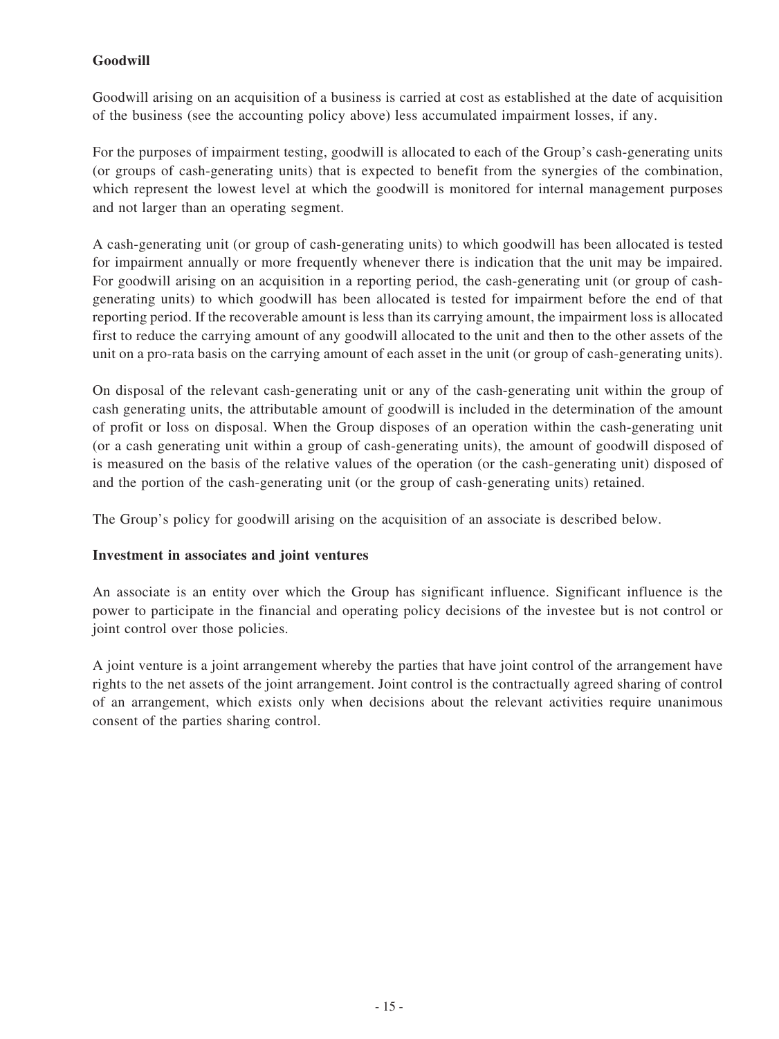**Goodwill**

Goodwill arising on an acquisition of a business is carried at cost as established at the date of acquisition of the business (see the accounting policy above) less accumulated impairment losses, if any.

For the purposes of impairment testing, goodwill is allocated to each of the Group's cash-generating units (or groups of cash-generating units) that is expected to benefit from the synergies of the combination, which represent the lowest level at which the goodwill is monitored for internal management purposes and not larger than an operating segment.

A cash-generating unit (or group of cash-generating units) to which goodwill has been allocated is tested for impairment annually or more frequently whenever there is indication that the unit may be impaired. For goodwill arising on an acquisition in a reporting period, the cash-generating unit (or group of cash-generating units) to which goodwill has been allocated is tested for impairment before the end of that reporting period. If the recoverable amount is less than its carrying amount, the impairment loss is allocated first to reduce the carrying amount of any goodwill allocated to the unit and then to the other assets of the unit on a pro-rata basis on the carrying amount of each asset in the unit (or group of cash-generating units).

On disposal of the relevant cash-generating unit or any of the cash-generating unit within the group of cash generating units, the attributable amount of goodwill is included in the determination of the amount of profit or loss on disposal. When the Group disposes of an operation within the cash-generating unit (or a cash generating unit within a group of cash-generating units), the amount of goodwill disposed of is measured on the basis of the relative values of the operation (or the cash-generating unit) disposed of and the portion of the cash-generating unit (or the group of cash-generating units) retained.

The Group's policy for goodwill arising on the acquisition of an associate is described below.

**Investment in associates and joint ventures**

An associate is an entity over which the Group has significant influence. Significant influence is the power to participate in the financial and operating policy decisions of the investee but is not control or joint control over those policies.

A joint venture is a joint arrangement whereby the parties that have joint control of the arrangement have rights to the net assets of the joint arrangement. Joint control is the contractually agreed sharing of control of an arrangement, which exists only when decisions about the relevant activities require unanimous consent of the parties sharing control.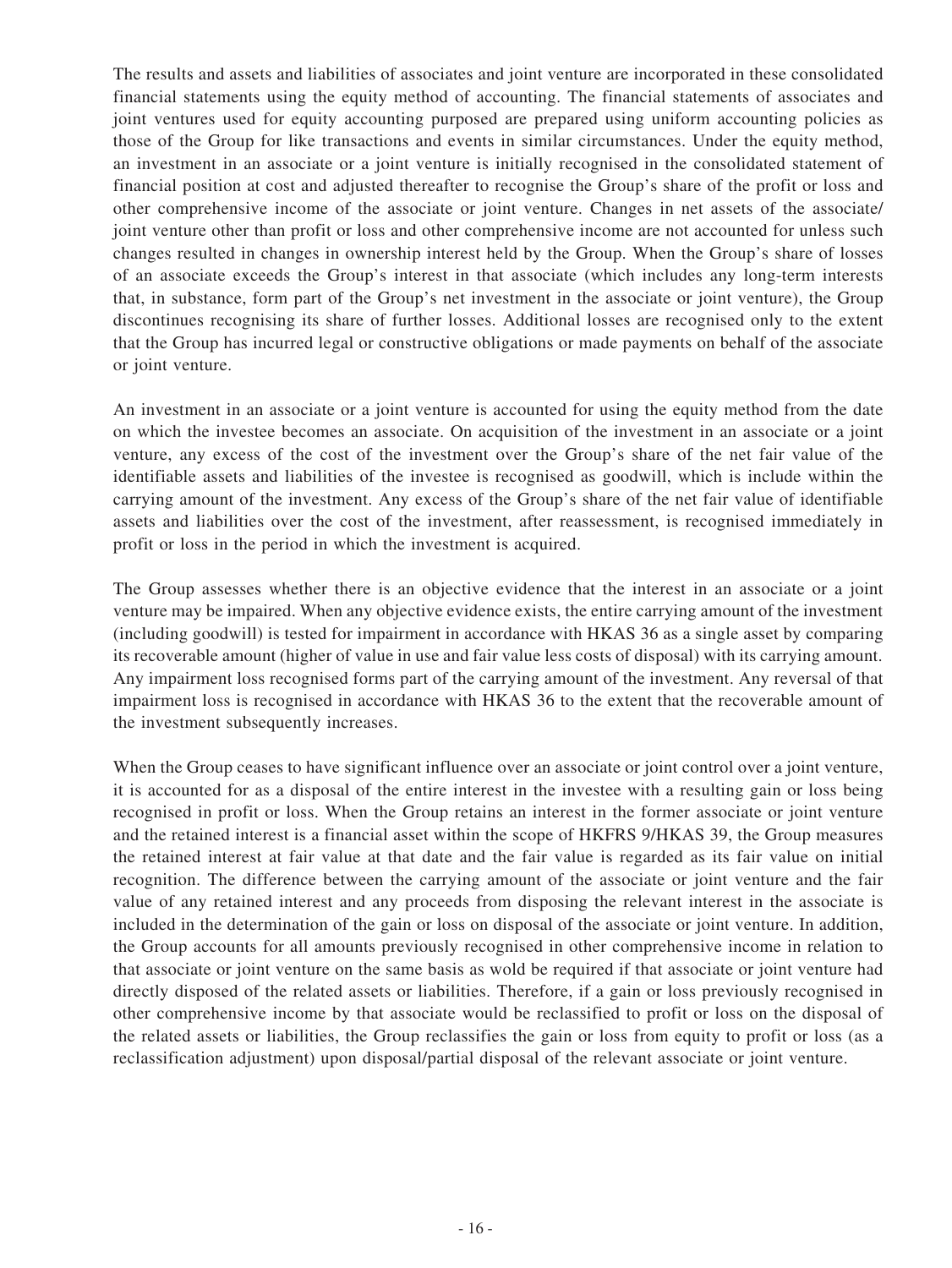The results and assets and liabilities of associates and joint venture are incorporated in these consolidated financial statements using the equity method of accounting. The financial statements of associates and joint ventures used for equity accounting purposed are prepared using uniform accounting policies as those of the Group for like transactions and events in similar circumstances. Under the equity method, an investment in an associate or a joint venture is initially recognised in the consolidated statement of financial position at cost and adjusted thereafter to recognise the Group's share of the profit or loss and other comprehensive income of the associate or joint venture. Changes in net assets of the associate/joint venture other than profit or loss and other comprehensive income are not accounted for unless such changes resulted in changes in ownership interest held by the Group. When the Group's share of losses of an associate exceeds the Group's interest in that associate (which includes any long-term interests that, in substance, form part of the Group's net investment in the associate or joint venture), the Group discontinues recognising its share of further losses. Additional losses are recognised only to the extent that the Group has incurred legal or constructive obligations or made payments on behalf of the associate or joint venture.

An investment in an associate or a joint venture is accounted for using the equity method from the date on which the investee becomes an associate. On acquisition of the investment in an associate or a joint venture, any excess of the cost of the investment over the Group's share of the net fair value of the identifiable assets and liabilities of the investee is recognised as goodwill, which is include within the carrying amount of the investment. Any excess of the Group's share of the net fair value of identifiable assets and liabilities over the cost of the investment, after reassessment, is recognised immediately in profit or loss in the period in which the investment is acquired.

The Group assesses whether there is an objective evidence that the interest in an associate or a joint venture may be impaired. When any objective evidence exists, the entire carrying amount of the investment (including goodwill) is tested for impairment in accordance with HKAS 36 as a single asset by comparing its recoverable amount (higher of value in use and fair value less costs of disposal) with its carrying amount. Any impairment loss recognised forms part of the carrying amount of the investment. Any reversal of that impairment loss is recognised in accordance with HKAS 36 to the extent that the recoverable amount of the investment subsequently increases.

When the Group ceases to have significant influence over an associate or joint control over a joint venture, it is accounted for as a disposal of the entire interest in the investee with a resulting gain or loss being recognised in profit or loss. When the Group retains an interest in the former associate or joint venture and the retained interest is a financial asset within the scope of HKFRS 9/HKAS 39, the Group measures the retained interest at fair value at that date and the fair value is regarded as its fair value on initial recognition. The difference between the carrying amount of the associate or joint venture and the fair value of any retained interest and any proceeds from disposing the relevant interest in the associate is included in the determination of the gain or loss on disposal of the associate or joint venture. In addition, the Group accounts for all amounts previously recognised in other comprehensive income in relation to that associate or joint venture on the same basis as wold be required if that associate or joint venture had directly disposed of the related assets or liabilities. Therefore, if a gain or loss previously recognised in other comprehensive income by that associate would be reclassified to profit or loss on the disposal of the related assets or liabilities, the Group reclassifies the gain or loss from equity to profit or loss (as a reclassification adjustment) upon disposal/partial disposal of the relevant associate or joint venture.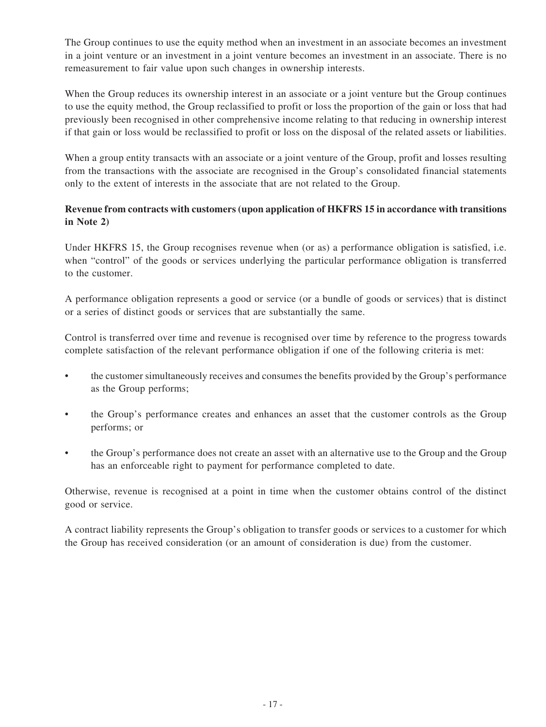The Group continues to use the equity method when an investment in an associate becomes an investment in a joint venture or an investment in a joint venture becomes an investment in an associate. There is no remeasurement to fair value upon such changes in ownership interests.

When the Group reduces its ownership interest in an associate or a joint venture but the Group continues to use the equity method, the Group reclassified to profit or loss the proportion of the gain or loss that had previously been recognised in other comprehensive income relating to that reducing in ownership interest if that gain or loss would be reclassified to profit or loss on the disposal of the related assets or liabilities.

When a group entity transacts with an associate or a joint venture of the Group, profit and losses resulting from the transactions with the associate are recognised in the Group's consolidated financial statements only to the extent of interests in the associate that are not related to the Group.

**Revenue from contracts with customers (upon application of HKFRS 15 in accordance with transitions in Note 2)**

Under HKFRS 15, the Group recognises revenue when (or as) a performance obligation is satisfied, i.e. when "control" of the goods or services underlying the particular performance obligation is transferred to the customer.

A performance obligation represents a good or service (or a bundle of goods or services) that is distinct or a series of distinct goods or services that are substantially the same.

Control is transferred over time and revenue is recognised over time by reference to the progress towards complete satisfaction of the relevant performance obligation if one of the following criteria is met:

- the customer simultaneously receives and consumes the benefits provided by the Group's performance as the Group performs;
- the Group's performance creates and enhances an asset that the customer controls as the Group performs; or
- the Group's performance does not create an asset with an alternative use to the Group and the Group has an enforceable right to payment for performance completed to date.

Otherwise, revenue is recognised at a point in time when the customer obtains control of the distinct good or service.

A contract liability represents the Group's obligation to transfer goods or services to a customer for which the Group has received consideration (or an amount of consideration is due) from the customer.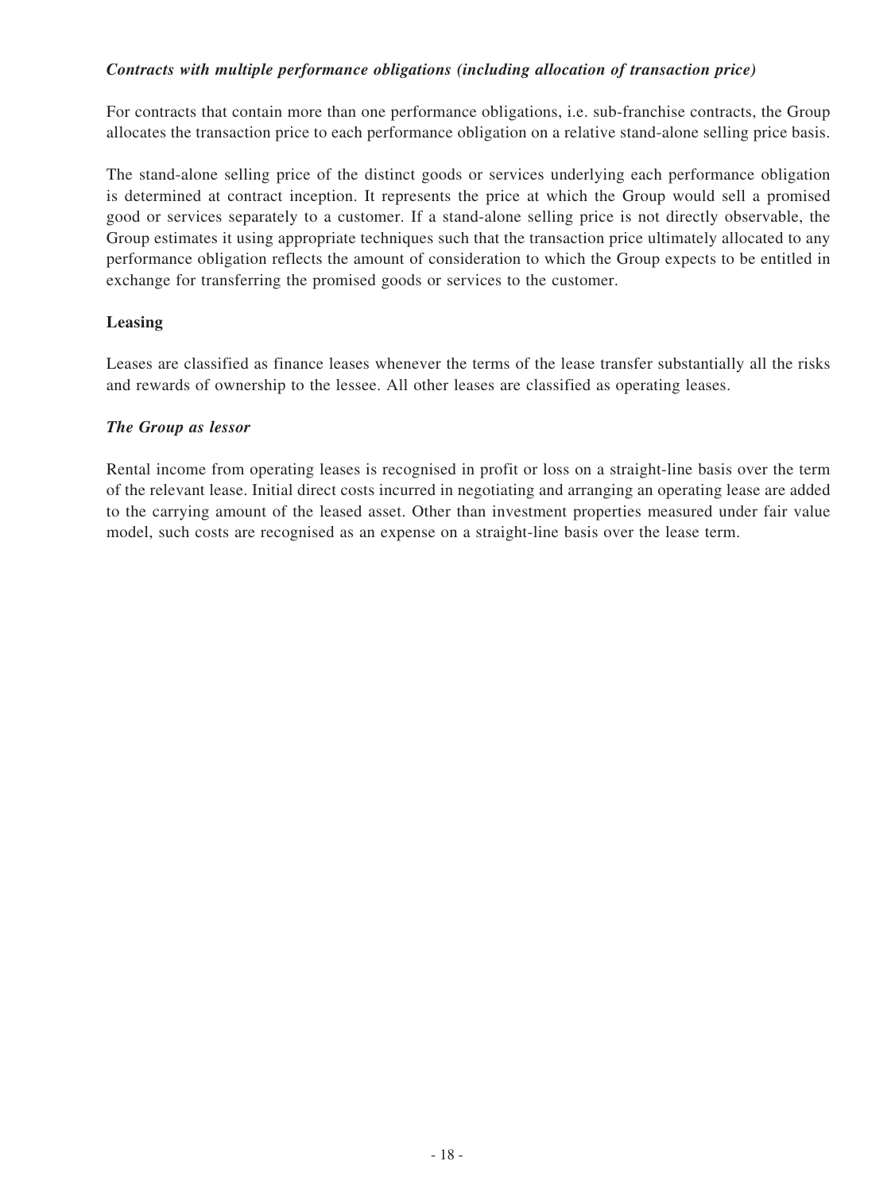***Contracts with multiple performance obligations (including allocation of transaction price)***

For contracts that contain more than one performance obligations, i.e. sub-franchise contracts, the Group allocates the transaction price to each performance obligation on a relative stand-alone selling price basis.

The stand-alone selling price of the distinct goods or services underlying each performance obligation is determined at contract inception. It represents the price at which the Group would sell a promised good or services separately to a customer. If a stand-alone selling price is not directly observable, the Group estimates it using appropriate techniques such that the transaction price ultimately allocated to any performance obligation reflects the amount of consideration to which the Group expects to be entitled in exchange for transferring the promised goods or services to the customer.

**Leasing**

Leases are classified as finance leases whenever the terms of the lease transfer substantially all the risks and rewards of ownership to the lessee. All other leases are classified as operating leases.

***The Group as lessor***

Rental income from operating leases is recognised in profit or loss on a straight-line basis over the term of the relevant lease. Initial direct costs incurred in negotiating and arranging an operating lease are added to the carrying amount of the leased asset. Other than investment properties measured under fair value model, such costs are recognised as an expense on a straight-line basis over the lease term.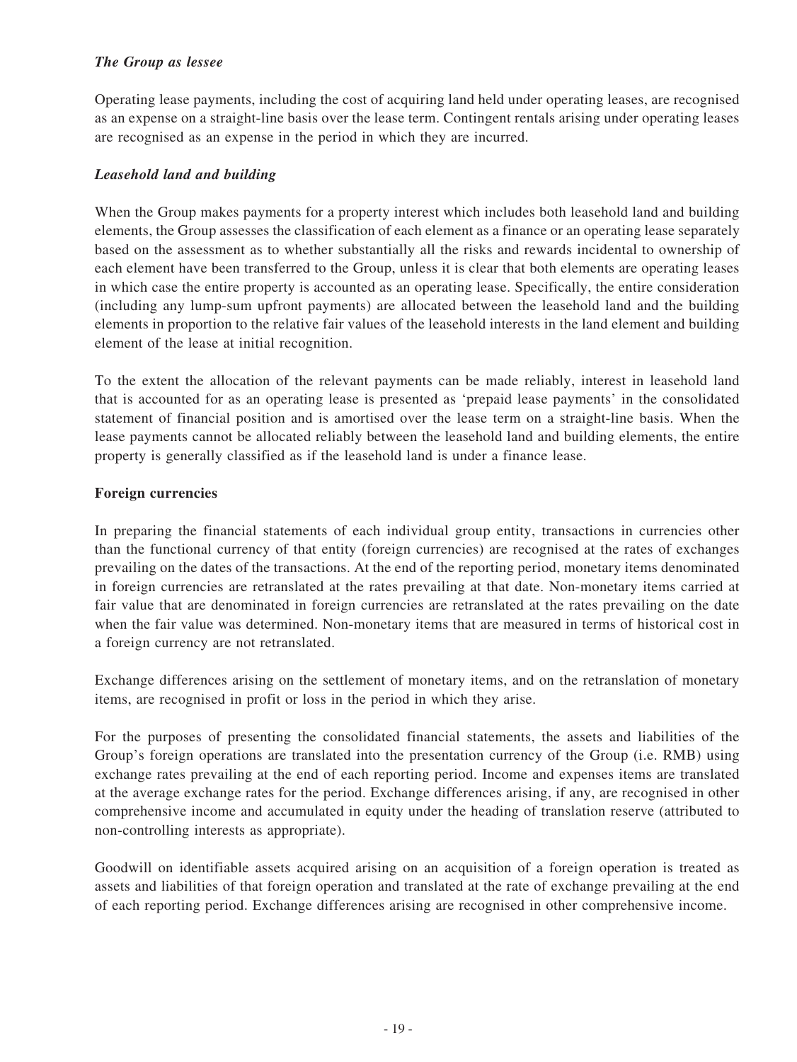***The Group as lessee***

Operating lease payments, including the cost of acquiring land held under operating leases, are recognised as an expense on a straight-line basis over the lease term. Contingent rentals arising under operating leases are recognised as an expense in the period in which they are incurred.

***Leasehold land and building***

When the Group makes payments for a property interest which includes both leasehold land and building elements, the Group assesses the classification of each element as a finance or an operating lease separately based on the assessment as to whether substantially all the risks and rewards incidental to ownership of each element have been transferred to the Group, unless it is clear that both elements are operating leases in which case the entire property is accounted as an operating lease. Specifically, the entire consideration (including any lump-sum upfront payments) are allocated between the leasehold land and the building elements in proportion to the relative fair values of the leasehold interests in the land element and building element of the lease at initial recognition.

To the extent the allocation of the relevant payments can be made reliably, interest in leasehold land that is accounted for as an operating lease is presented as 'prepaid lease payments' in the consolidated statement of financial position and is amortised over the lease term on a straight-line basis. When the lease payments cannot be allocated reliably between the leasehold land and building elements, the entire property is generally classified as if the leasehold land is under a finance lease.

**Foreign currencies**

In preparing the financial statements of each individual group entity, transactions in currencies other than the functional currency of that entity (foreign currencies) are recognised at the rates of exchanges prevailing on the dates of the transactions. At the end of the reporting period, monetary items denominated in foreign currencies are retranslated at the rates prevailing at that date. Non-monetary items carried at fair value that are denominated in foreign currencies are retranslated at the rates prevailing on the date when the fair value was determined. Non-monetary items that are measured in terms of historical cost in a foreign currency are not retranslated.

Exchange differences arising on the settlement of monetary items, and on the retranslation of monetary items, are recognised in profit or loss in the period in which they arise.

For the purposes of presenting the consolidated financial statements, the assets and liabilities of the Group's foreign operations are translated into the presentation currency of the Group (i.e. RMB) using exchange rates prevailing at the end of each reporting period. Income and expenses items are translated at the average exchange rates for the period. Exchange differences arising, if any, are recognised in other comprehensive income and accumulated in equity under the heading of translation reserve (attributed to non-controlling interests as appropriate).

Goodwill on identifiable assets acquired arising on an acquisition of a foreign operation is treated as assets and liabilities of that foreign operation and translated at the rate of exchange prevailing at the end of each reporting period. Exchange differences arising are recognised in other comprehensive income.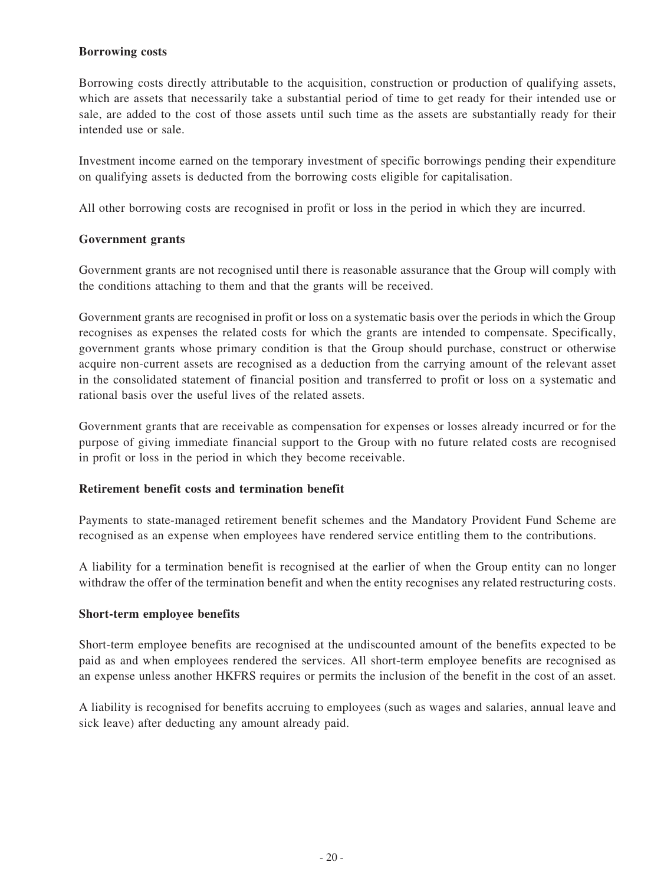**Borrowing costs**

Borrowing costs directly attributable to the acquisition, construction or production of qualifying assets, which are assets that necessarily take a substantial period of time to get ready for their intended use or sale, are added to the cost of those assets until such time as the assets are substantially ready for their intended use or sale.

Investment income earned on the temporary investment of specific borrowings pending their expenditure on qualifying assets is deducted from the borrowing costs eligible for capitalisation.

All other borrowing costs are recognised in profit or loss in the period in which they are incurred.

**Government grants**

Government grants are not recognised until there is reasonable assurance that the Group will comply with the conditions attaching to them and that the grants will be received.

Government grants are recognised in profit or loss on a systematic basis over the periods in which the Group recognises as expenses the related costs for which the grants are intended to compensate. Specifically, government grants whose primary condition is that the Group should purchase, construct or otherwise acquire non-current assets are recognised as a deduction from the carrying amount of the relevant asset in the consolidated statement of financial position and transferred to profit or loss on a systematic and rational basis over the useful lives of the related assets.

Government grants that are receivable as compensation for expenses or losses already incurred or for the purpose of giving immediate financial support to the Group with no future related costs are recognised in profit or loss in the period in which they become receivable.

**Retirement benefit costs and termination benefit**

Payments to state-managed retirement benefit schemes and the Mandatory Provident Fund Scheme are recognised as an expense when employees have rendered service entitling them to the contributions.

A liability for a termination benefit is recognised at the earlier of when the Group entity can no longer withdraw the offer of the termination benefit and when the entity recognises any related restructuring costs.

**Short-term employee benefits**

Short-term employee benefits are recognised at the undiscounted amount of the benefits expected to be paid as and when employees rendered the services. All short-term employee benefits are recognised as an expense unless another HKFRS requires or permits the inclusion of the benefit in the cost of an asset.

A liability is recognised for benefits accruing to employees (such as wages and salaries, annual leave and sick leave) after deducting any amount already paid.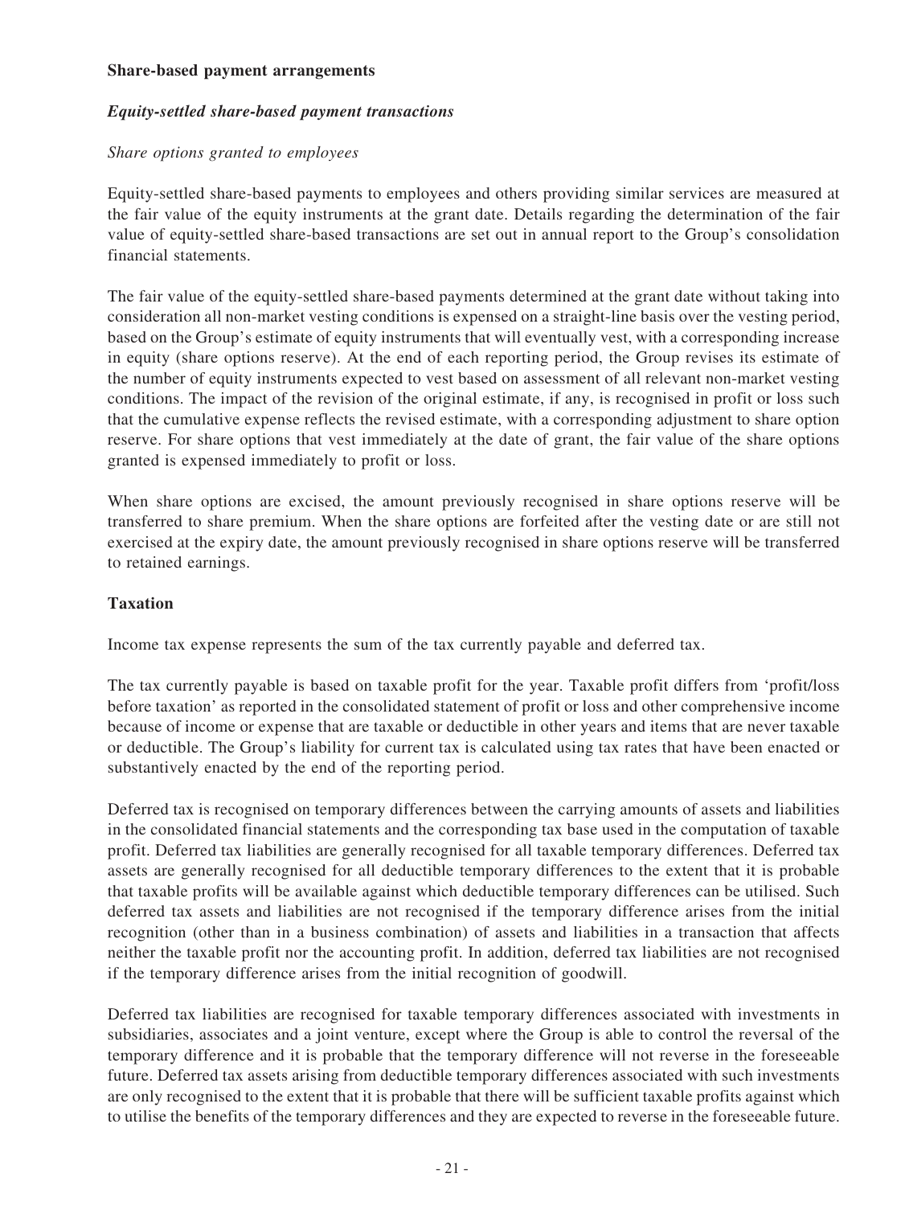**Share-based payment arrangements**

***Equity-settled share-based payment transactions***

*Share options granted to employees*

Equity-settled share-based payments to employees and others providing similar services are measured at the fair value of the equity instruments at the grant date. Details regarding the determination of the fair value of equity-settled share-based transactions are set out in annual report to the Group's consolidation financial statements.

The fair value of the equity-settled share-based payments determined at the grant date without taking into consideration all non-market vesting conditions is expensed on a straight-line basis over the vesting period, based on the Group's estimate of equity instruments that will eventually vest, with a corresponding increase in equity (share options reserve). At the end of each reporting period, the Group revises its estimate of the number of equity instruments expected to vest based on assessment of all relevant non-market vesting conditions. The impact of the revision of the original estimate, if any, is recognised in profit or loss such that the cumulative expense reflects the revised estimate, with a corresponding adjustment to share option reserve. For share options that vest immediately at the date of grant, the fair value of the share options granted is expensed immediately to profit or loss.

When share options are excised, the amount previously recognised in share options reserve will be transferred to share premium. When the share options are forfeited after the vesting date or are still not exercised at the expiry date, the amount previously recognised in share options reserve will be transferred to retained earnings.

**Taxation**

Income tax expense represents the sum of the tax currently payable and deferred tax.

The tax currently payable is based on taxable profit for the year. Taxable profit differs from 'profit/loss before taxation' as reported in the consolidated statement of profit or loss and other comprehensive income because of income or expense that are taxable or deductible in other years and items that are never taxable or deductible. The Group's liability for current tax is calculated using tax rates that have been enacted or substantively enacted by the end of the reporting period.

Deferred tax is recognised on temporary differences between the carrying amounts of assets and liabilities in the consolidated financial statements and the corresponding tax base used in the computation of taxable profit. Deferred tax liabilities are generally recognised for all taxable temporary differences. Deferred tax assets are generally recognised for all deductible temporary differences to the extent that it is probable that taxable profits will be available against which deductible temporary differences can be utilised. Such deferred tax assets and liabilities are not recognised if the temporary difference arises from the initial recognition (other than in a business combination) of assets and liabilities in a transaction that affects neither the taxable profit nor the accounting profit. In addition, deferred tax liabilities are not recognised if the temporary difference arises from the initial recognition of goodwill.

Deferred tax liabilities are recognised for taxable temporary differences associated with investments in subsidiaries, associates and a joint venture, except where the Group is able to control the reversal of the temporary difference and it is probable that the temporary difference will not reverse in the foreseeable future. Deferred tax assets arising from deductible temporary differences associated with such investments are only recognised to the extent that it is probable that there will be sufficient taxable profits against which to utilise the benefits of the temporary differences and they are expected to reverse in the foreseeable future.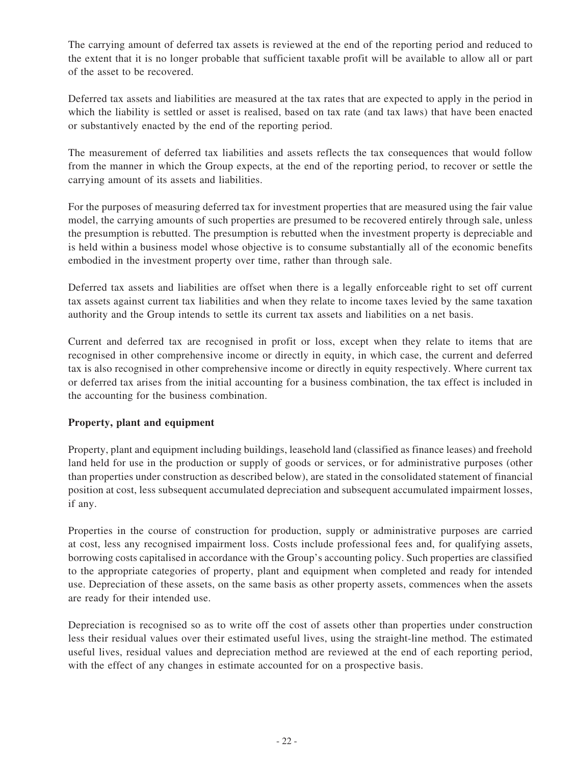The carrying amount of deferred tax assets is reviewed at the end of the reporting period and reduced to the extent that it is no longer probable that sufficient taxable profit will be available to allow all or part of the asset to be recovered.

Deferred tax assets and liabilities are measured at the tax rates that are expected to apply in the period in which the liability is settled or asset is realised, based on tax rate (and tax laws) that have been enacted or substantively enacted by the end of the reporting period.

The measurement of deferred tax liabilities and assets reflects the tax consequences that would follow from the manner in which the Group expects, at the end of the reporting period, to recover or settle the carrying amount of its assets and liabilities.

For the purposes of measuring deferred tax for investment properties that are measured using the fair value model, the carrying amounts of such properties are presumed to be recovered entirely through sale, unless the presumption is rebutted. The presumption is rebutted when the investment property is depreciable and is held within a business model whose objective is to consume substantially all of the economic benefits embodied in the investment property over time, rather than through sale.

Deferred tax assets and liabilities are offset when there is a legally enforceable right to set off current tax assets against current tax liabilities and when they relate to income taxes levied by the same taxation authority and the Group intends to settle its current tax assets and liabilities on a net basis.

Current and deferred tax are recognised in profit or loss, except when they relate to items that are recognised in other comprehensive income or directly in equity, in which case, the current and deferred tax is also recognised in other comprehensive income or directly in equity respectively. Where current tax or deferred tax arises from the initial accounting for a business combination, the tax effect is included in the accounting for the business combination.

**Property, plant and equipment**

Property, plant and equipment including buildings, leasehold land (classified as finance leases) and freehold land held for use in the production or supply of goods or services, or for administrative purposes (other than properties under construction as described below), are stated in the consolidated statement of financial position at cost, less subsequent accumulated depreciation and subsequent accumulated impairment losses, if any.

Properties in the course of construction for production, supply or administrative purposes are carried at cost, less any recognised impairment loss. Costs include professional fees and, for qualifying assets, borrowing costs capitalised in accordance with the Group's accounting policy. Such properties are classified to the appropriate categories of property, plant and equipment when completed and ready for intended use. Depreciation of these assets, on the same basis as other property assets, commences when the assets are ready for their intended use.

Depreciation is recognised so as to write off the cost of assets other than properties under construction less their residual values over their estimated useful lives, using the straight-line method. The estimated useful lives, residual values and depreciation method are reviewed at the end of each reporting period, with the effect of any changes in estimate accounted for on a prospective basis.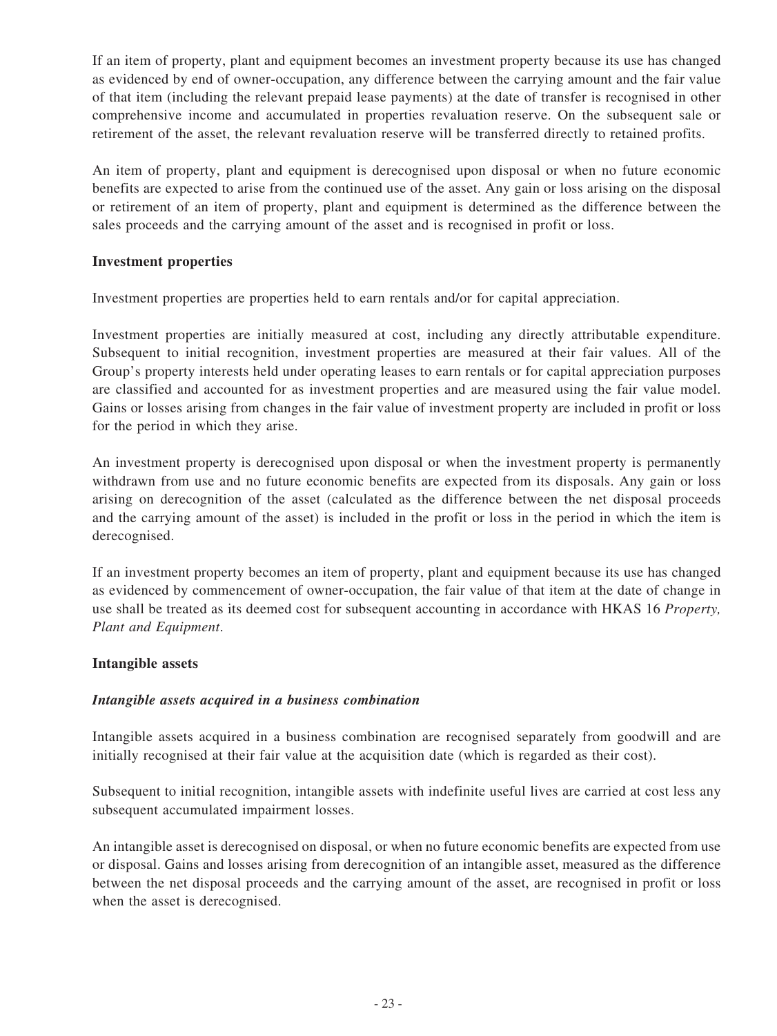If an item of property, plant and equipment becomes an investment property because its use has changed as evidenced by end of owner-occupation, any difference between the carrying amount and the fair value of that item (including the relevant prepaid lease payments) at the date of transfer is recognised in other comprehensive income and accumulated in properties revaluation reserve. On the subsequent sale or retirement of the asset, the relevant revaluation reserve will be transferred directly to retained profits.

An item of property, plant and equipment is derecognised upon disposal or when no future economic benefits are expected to arise from the continued use of the asset. Any gain or loss arising on the disposal or retirement of an item of property, plant and equipment is determined as the difference between the sales proceeds and the carrying amount of the asset and is recognised in profit or loss.

**Investment properties**

Investment properties are properties held to earn rentals and/or for capital appreciation.

Investment properties are initially measured at cost, including any directly attributable expenditure. Subsequent to initial recognition, investment properties are measured at their fair values. All of the Group's property interests held under operating leases to earn rentals or for capital appreciation purposes are classified and accounted for as investment properties and are measured using the fair value model. Gains or losses arising from changes in the fair value of investment property are included in profit or loss for the period in which they arise.

An investment property is derecognised upon disposal or when the investment property is permanently withdrawn from use and no future economic benefits are expected from its disposals. Any gain or loss arising on derecognition of the asset (calculated as the difference between the net disposal proceeds and the carrying amount of the asset) is included in the profit or loss in the period in which the item is derecognised.

If an investment property becomes an item of property, plant and equipment because its use has changed as evidenced by commencement of owner-occupation, the fair value of that item at the date of change in use shall be treated as its deemed cost for subsequent accounting in accordance with HKAS 16 *Property, Plant and Equipment*.

**Intangible assets**

***Intangible assets acquired in a business combination***

Intangible assets acquired in a business combination are recognised separately from goodwill and are initially recognised at their fair value at the acquisition date (which is regarded as their cost).

Subsequent to initial recognition, intangible assets with indefinite useful lives are carried at cost less any subsequent accumulated impairment losses.

An intangible asset is derecognised on disposal, or when no future economic benefits are expected from use or disposal. Gains and losses arising from derecognition of an intangible asset, measured as the difference between the net disposal proceeds and the carrying amount of the asset, are recognised in profit or loss when the asset is derecognised.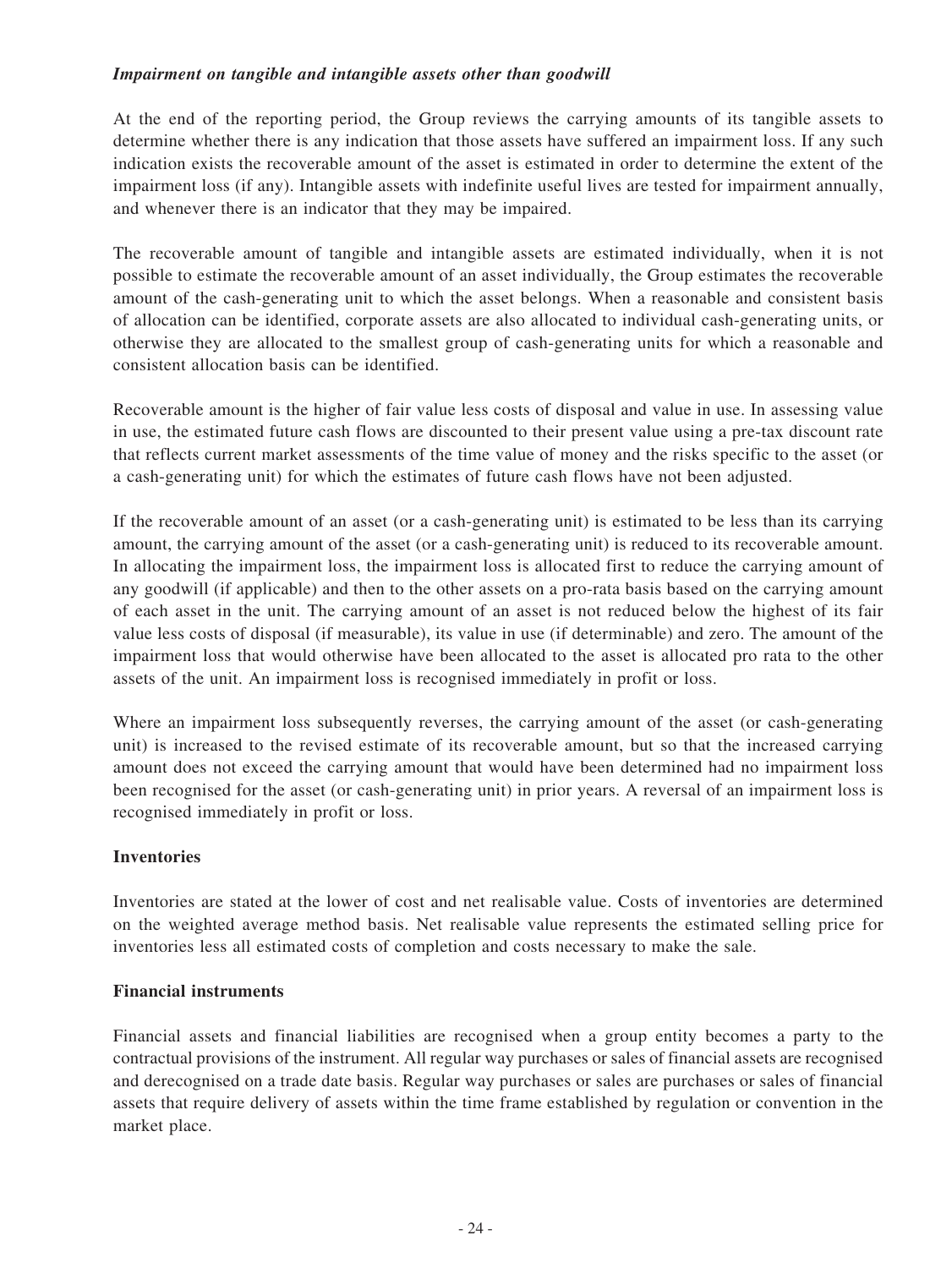### *Impairment on tangible and intangible assets other than goodwill*

At the end of the reporting period, the Group reviews the carrying amounts of its tangible assets to determine whether there is any indication that those assets have suffered an impairment loss. If any such indication exists the recoverable amount of the asset is estimated in order to determine the extent of the impairment loss (if any). Intangible assets with indefinite useful lives are tested for impairment annually, and whenever there is an indicator that they may be impaired.

The recoverable amount of tangible and intangible assets are estimated individually, when it is not possible to estimate the recoverable amount of an asset individually, the Group estimates the recoverable amount of the cash-generating unit to which the asset belongs. When a reasonable and consistent basis of allocation can be identified, corporate assets are also allocated to individual cash-generating units, or otherwise they are allocated to the smallest group of cash-generating units for which a reasonable and consistent allocation basis can be identified.

Recoverable amount is the higher of fair value less costs of disposal and value in use. In assessing value in use, the estimated future cash flows are discounted to their present value using a pre-tax discount rate that reflects current market assessments of the time value of money and the risks specific to the asset (or a cash-generating unit) for which the estimates of future cash flows have not been adjusted.

If the recoverable amount of an asset (or a cash-generating unit) is estimated to be less than its carrying amount, the carrying amount of the asset (or a cash-generating unit) is reduced to its recoverable amount. In allocating the impairment loss, the impairment loss is allocated first to reduce the carrying amount of any goodwill (if applicable) and then to the other assets on a pro-rata basis based on the carrying amount of each asset in the unit. The carrying amount of an asset is not reduced below the highest of its fair value less costs of disposal (if measurable), its value in use (if determinable) and zero. The amount of the impairment loss that would otherwise have been allocated to the asset is allocated pro rata to the other assets of the unit. An impairment loss is recognised immediately in profit or loss.

Where an impairment loss subsequently reverses, the carrying amount of the asset (or cash-generating unit) is increased to the revised estimate of its recoverable amount, but so that the increased carrying amount does not exceed the carrying amount that would have been determined had no impairment loss been recognised for the asset (or cash-generating unit) in prior years. A reversal of an impairment loss is recognised immediately in profit or loss.

### Inventories

Inventories are stated at the lower of cost and net realisable value. Costs of inventories are determined on the weighted average method basis. Net realisable value represents the estimated selling price for inventories less all estimated costs of completion and costs necessary to make the sale.

### Financial instruments

Financial assets and financial liabilities are recognised when a group entity becomes a party to the contractual provisions of the instrument. All regular way purchases or sales of financial assets are recognised and derecognised on a trade date basis. Regular way purchases or sales are purchases or sales of financial assets that require delivery of assets within the time frame established by regulation or convention in the market place.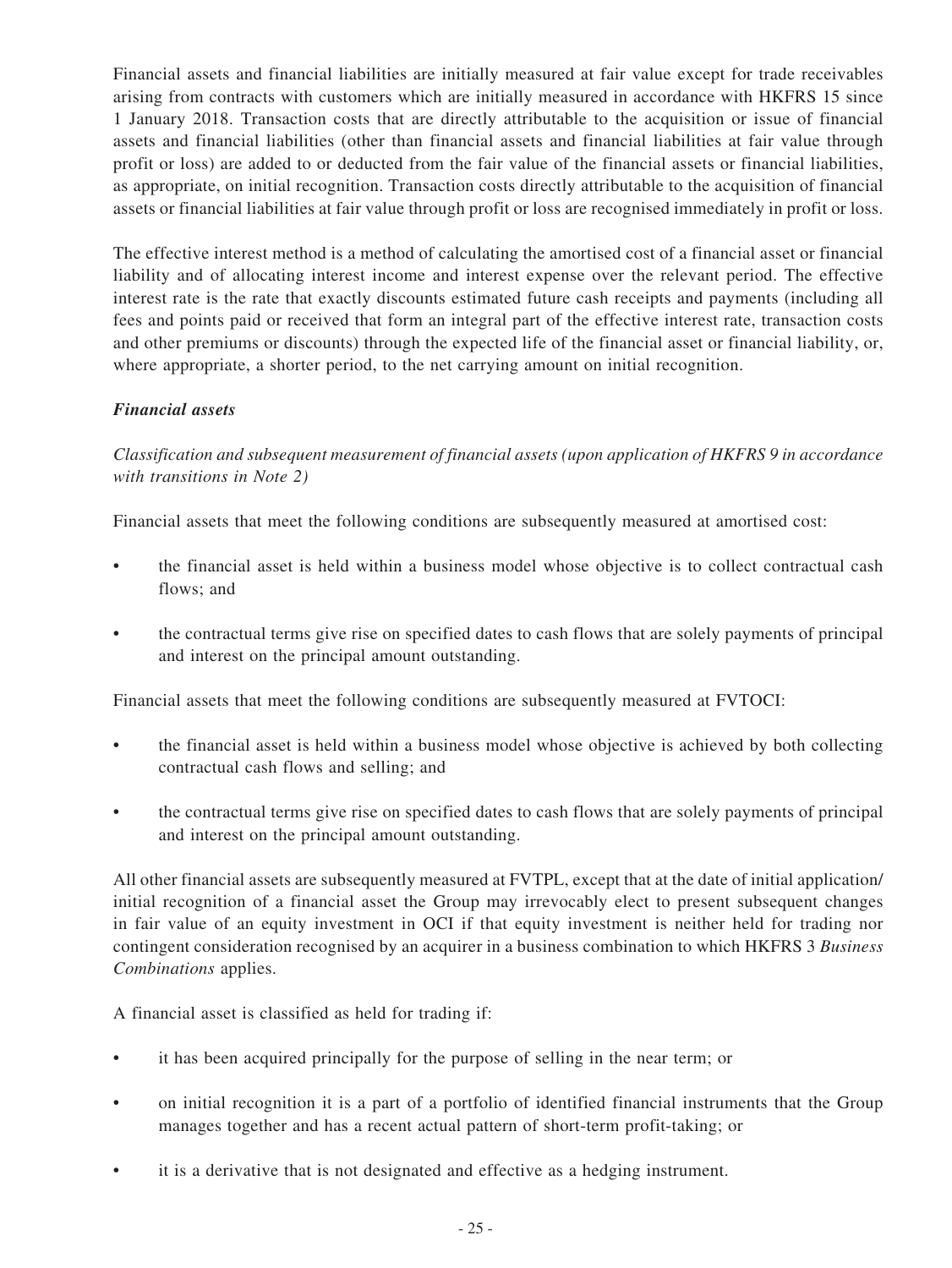Financial assets and financial liabilities are initially measured at fair value except for trade receivables arising from contracts with customers which are initially measured in accordance with HKFRS 15 since 1 January 2018. Transaction costs that are directly attributable to the acquisition or issue of financial assets and financial liabilities (other than financial assets and financial liabilities at fair value through profit or loss) are added to or deducted from the fair value of the financial assets or financial liabilities, as appropriate, on initial recognition. Transaction costs directly attributable to the acquisition of financial assets or financial liabilities at fair value through profit or loss are recognised immediately in profit or loss.

The effective interest method is a method of calculating the amortised cost of a financial asset or financial liability and of allocating interest income and interest expense over the relevant period. The effective interest rate is the rate that exactly discounts estimated future cash receipts and payments (including all fees and points paid or received that form an integral part of the effective interest rate, transaction costs and other premiums or discounts) through the expected life of the financial asset or financial liability, or, where appropriate, a shorter period, to the net carrying amount on initial recognition.

***Financial assets***

*Classification and subsequent measurement of financial assets (upon application of HKFRS 9 in accordance with transitions in Note 2)*

Financial assets that meet the following conditions are subsequently measured at amortised cost:

- the financial asset is held within a business model whose objective is to collect contractual cash flows; and
- the contractual terms give rise on specified dates to cash flows that are solely payments of principal and interest on the principal amount outstanding.

Financial assets that meet the following conditions are subsequently measured at FVTOCI:

- the financial asset is held within a business model whose objective is achieved by both collecting contractual cash flows and selling; and
- the contractual terms give rise on specified dates to cash flows that are solely payments of principal and interest on the principal amount outstanding.

All other financial assets are subsequently measured at FVTPL, except that at the date of initial application/ initial recognition of a financial asset the Group may irrevocably elect to present subsequent changes in fair value of an equity investment in OCI if that equity investment is neither held for trading nor contingent consideration recognised by an acquirer in a business combination to which HKFRS 3 *Business Combinations* applies.

A financial asset is classified as held for trading if:

- it has been acquired principally for the purpose of selling in the near term; or
- on initial recognition it is a part of a portfolio of identified financial instruments that the Group manages together and has a recent actual pattern of short-term profit-taking; or
- it is a derivative that is not designated and effective as a hedging instrument.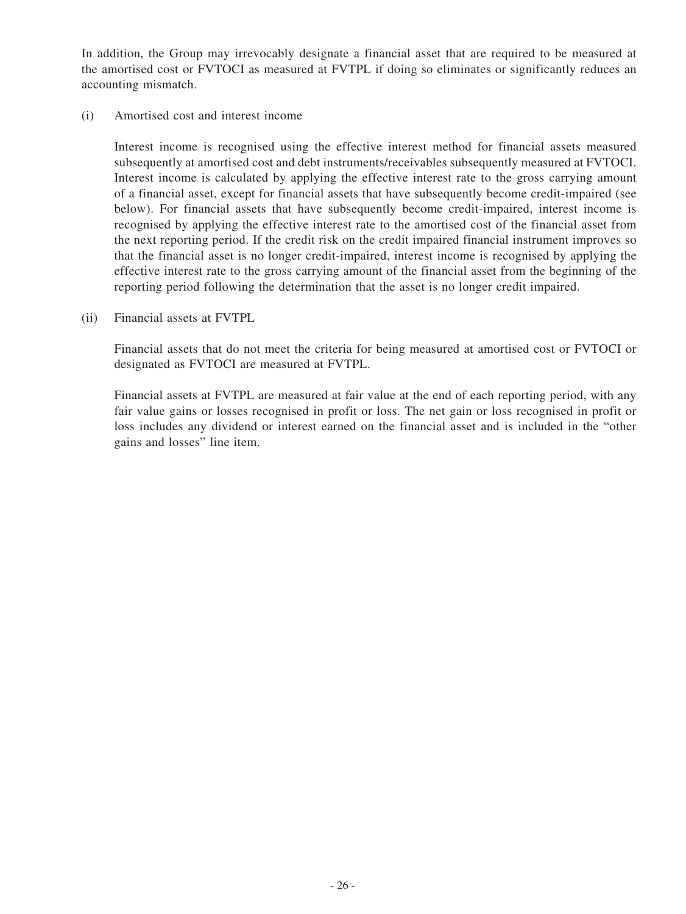In addition, the Group may irrevocably designate a financial asset that are required to be measured at the amortised cost or FVTOCI as measured at FVTPL if doing so eliminates or significantly reduces an accounting mismatch.

(i) Amortised cost and interest income

Interest income is recognised using the effective interest method for financial assets measured subsequently at amortised cost and debt instruments/receivables subsequently measured at FVTOCI. Interest income is calculated by applying the effective interest rate to the gross carrying amount of a financial asset, except for financial assets that have subsequently become credit-impaired (see below). For financial assets that have subsequently become credit-impaired, interest income is recognised by applying the effective interest rate to the amortised cost of the financial asset from the next reporting period. If the credit risk on the credit impaired financial instrument improves so that the financial asset is no longer credit-impaired, interest income is recognised by applying the effective interest rate to the gross carrying amount of the financial asset from the beginning of the reporting period following the determination that the asset is no longer credit impaired.

(ii) Financial assets at FVTPL

Financial assets that do not meet the criteria for being measured at amortised cost or FVTOCI or designated as FVTOCI are measured at FVTPL.

Financial assets at FVTPL are measured at fair value at the end of each reporting period, with any fair value gains or losses recognised in profit or loss. The net gain or loss recognised in profit or loss includes any dividend or interest earned on the financial asset and is included in the "other gains and losses" line item.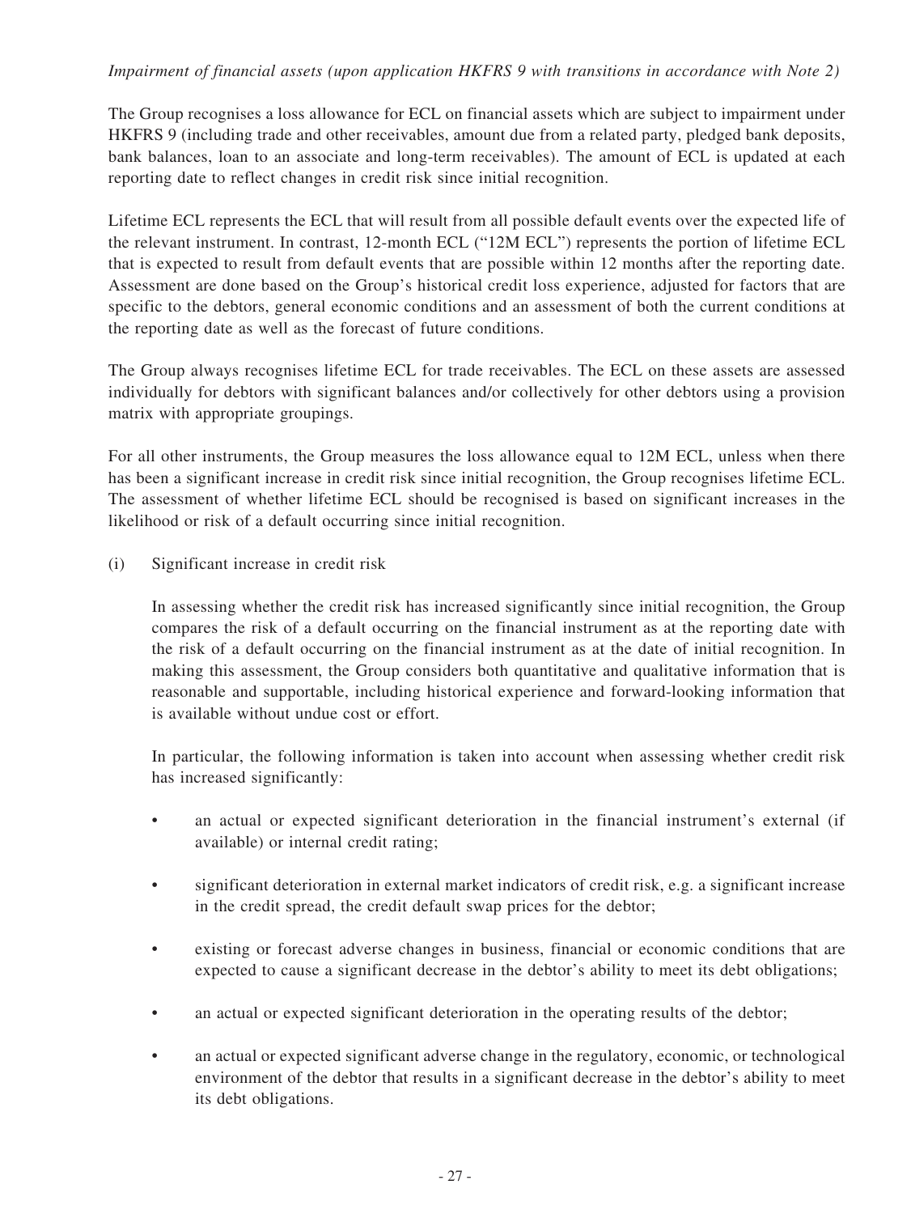*Impairment of financial assets (upon application HKFRS 9 with transitions in accordance with Note 2)*

The Group recognises a loss allowance for ECL on financial assets which are subject to impairment under HKFRS 9 (including trade and other receivables, amount due from a related party, pledged bank deposits, bank balances, loan to an associate and long-term receivables). The amount of ECL is updated at each reporting date to reflect changes in credit risk since initial recognition.

Lifetime ECL represents the ECL that will result from all possible default events over the expected life of the relevant instrument. In contrast, 12-month ECL ("12M ECL") represents the portion of lifetime ECL that is expected to result from default events that are possible within 12 months after the reporting date. Assessment are done based on the Group's historical credit loss experience, adjusted for factors that are specific to the debtors, general economic conditions and an assessment of both the current conditions at the reporting date as well as the forecast of future conditions.

The Group always recognises lifetime ECL for trade receivables. The ECL on these assets are assessed individually for debtors with significant balances and/or collectively for other debtors using a provision matrix with appropriate groupings.

For all other instruments, the Group measures the loss allowance equal to 12M ECL, unless when there has been a significant increase in credit risk since initial recognition, the Group recognises lifetime ECL. The assessment of whether lifetime ECL should be recognised is based on significant increases in the likelihood or risk of a default occurring since initial recognition.

(i) Significant increase in credit risk

In assessing whether the credit risk has increased significantly since initial recognition, the Group compares the risk of a default occurring on the financial instrument as at the reporting date with the risk of a default occurring on the financial instrument as at the date of initial recognition. In making this assessment, the Group considers both quantitative and qualitative information that is reasonable and supportable, including historical experience and forward-looking information that is available without undue cost or effort.

In particular, the following information is taken into account when assessing whether credit risk has increased significantly:

- an actual or expected significant deterioration in the financial instrument's external (if available) or internal credit rating;
- significant deterioration in external market indicators of credit risk, e.g. a significant increase in the credit spread, the credit default swap prices for the debtor;
- existing or forecast adverse changes in business, financial or economic conditions that are expected to cause a significant decrease in the debtor's ability to meet its debt obligations;
- an actual or expected significant deterioration in the operating results of the debtor;
- an actual or expected significant adverse change in the regulatory, economic, or technological environment of the debtor that results in a significant decrease in the debtor's ability to meet its debt obligations.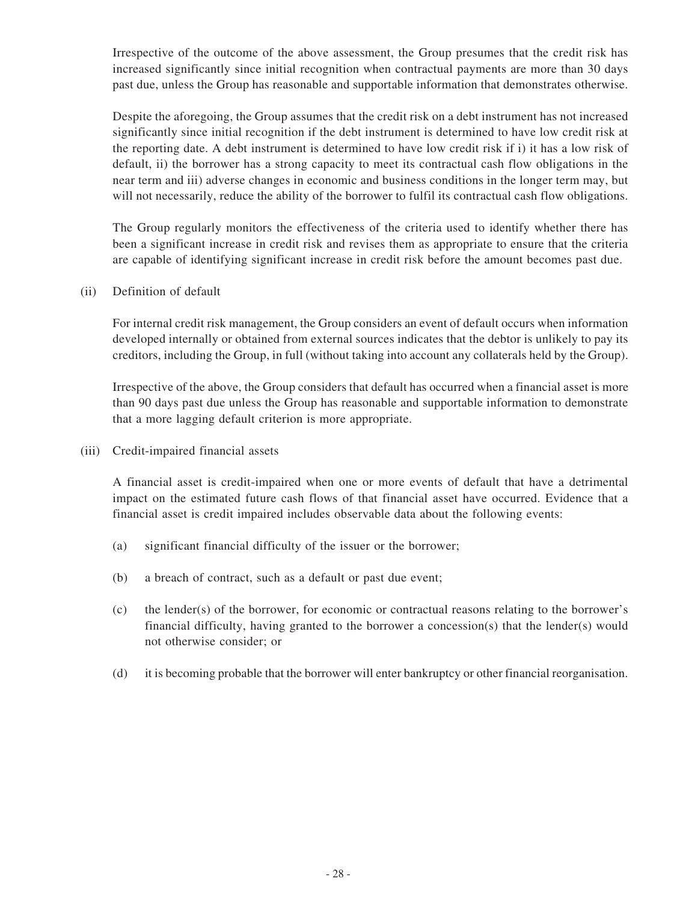Irrespective of the outcome of the above assessment, the Group presumes that the credit risk has increased significantly since initial recognition when contractual payments are more than 30 days past due, unless the Group has reasonable and supportable information that demonstrates otherwise.

Despite the aforegoing, the Group assumes that the credit risk on a debt instrument has not increased significantly since initial recognition if the debt instrument is determined to have low credit risk at the reporting date. A debt instrument is determined to have low credit risk if i) it has a low risk of default, ii) the borrower has a strong capacity to meet its contractual cash flow obligations in the near term and iii) adverse changes in economic and business conditions in the longer term may, but will not necessarily, reduce the ability of the borrower to fulfil its contractual cash flow obligations.

The Group regularly monitors the effectiveness of the criteria used to identify whether there has been a significant increase in credit risk and revises them as appropriate to ensure that the criteria are capable of identifying significant increase in credit risk before the amount becomes past due.

(ii) Definition of default

For internal credit risk management, the Group considers an event of default occurs when information developed internally or obtained from external sources indicates that the debtor is unlikely to pay its creditors, including the Group, in full (without taking into account any collaterals held by the Group).

Irrespective of the above, the Group considers that default has occurred when a financial asset is more than 90 days past due unless the Group has reasonable and supportable information to demonstrate that a more lagging default criterion is more appropriate.

(iii) Credit-impaired financial assets

A financial asset is credit-impaired when one or more events of default that have a detrimental impact on the estimated future cash flows of that financial asset have occurred. Evidence that a financial asset is credit impaired includes observable data about the following events:

(a) significant financial difficulty of the issuer or the borrower;

(b) a breach of contract, such as a default or past due event;

(c) the lender(s) of the borrower, for economic or contractual reasons relating to the borrower's financial difficulty, having granted to the borrower a concession(s) that the lender(s) would not otherwise consider; or

(d) it is becoming probable that the borrower will enter bankruptcy or other financial reorganisation.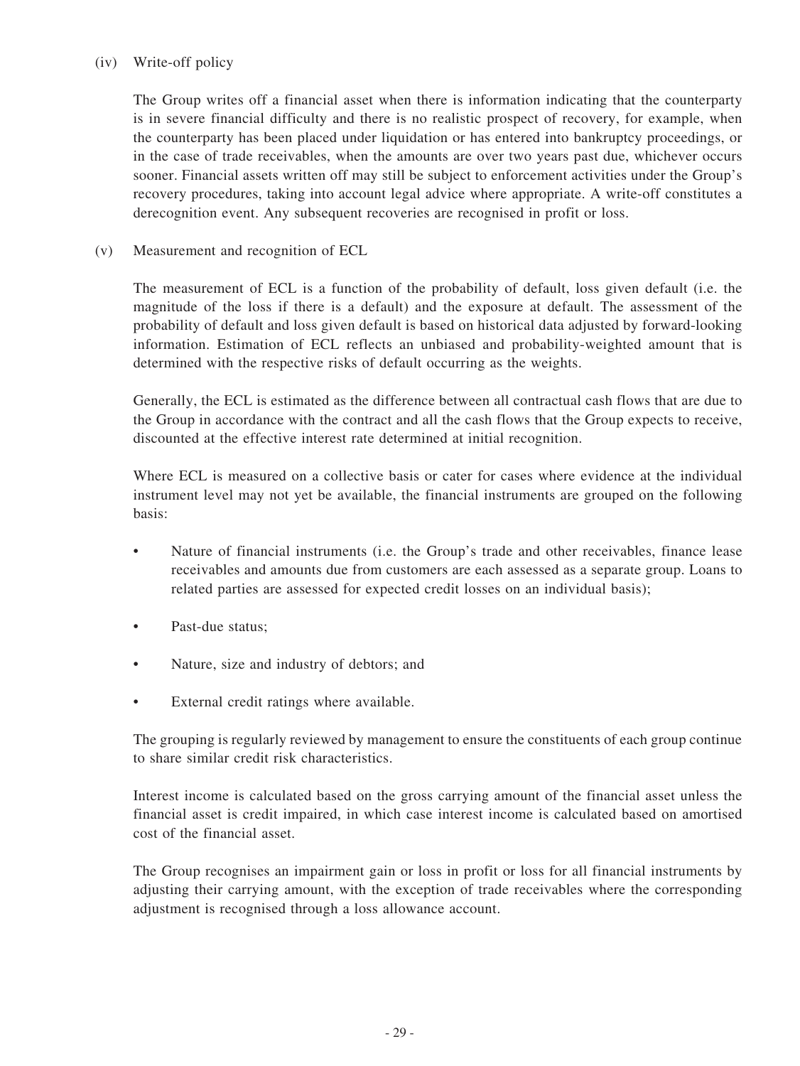(iv) Write-off policy

The Group writes off a financial asset when there is information indicating that the counterparty is in severe financial difficulty and there is no realistic prospect of recovery, for example, when the counterparty has been placed under liquidation or has entered into bankruptcy proceedings, or in the case of trade receivables, when the amounts are over two years past due, whichever occurs sooner. Financial assets written off may still be subject to enforcement activities under the Group's recovery procedures, taking into account legal advice where appropriate. A write-off constitutes a derecognition event. Any subsequent recoveries are recognised in profit or loss.

(v) Measurement and recognition of ECL

The measurement of ECL is a function of the probability of default, loss given default (i.e. the magnitude of the loss if there is a default) and the exposure at default. The assessment of the probability of default and loss given default is based on historical data adjusted by forward-looking information. Estimation of ECL reflects an unbiased and probability-weighted amount that is determined with the respective risks of default occurring as the weights.

Generally, the ECL is estimated as the difference between all contractual cash flows that are due to the Group in accordance with the contract and all the cash flows that the Group expects to receive, discounted at the effective interest rate determined at initial recognition.

Where ECL is measured on a collective basis or cater for cases where evidence at the individual instrument level may not yet be available, the financial instruments are grouped on the following basis:

- Nature of financial instruments (i.e. the Group's trade and other receivables, finance lease receivables and amounts due from customers are each assessed as a separate group. Loans to related parties are assessed for expected credit losses on an individual basis);
- Past-due status;
- Nature, size and industry of debtors; and
- External credit ratings where available.

The grouping is regularly reviewed by management to ensure the constituents of each group continue to share similar credit risk characteristics.

Interest income is calculated based on the gross carrying amount of the financial asset unless the financial asset is credit impaired, in which case interest income is calculated based on amortised cost of the financial asset.

The Group recognises an impairment gain or loss in profit or loss for all financial instruments by adjusting their carrying amount, with the exception of trade receivables where the corresponding adjustment is recognised through a loss allowance account.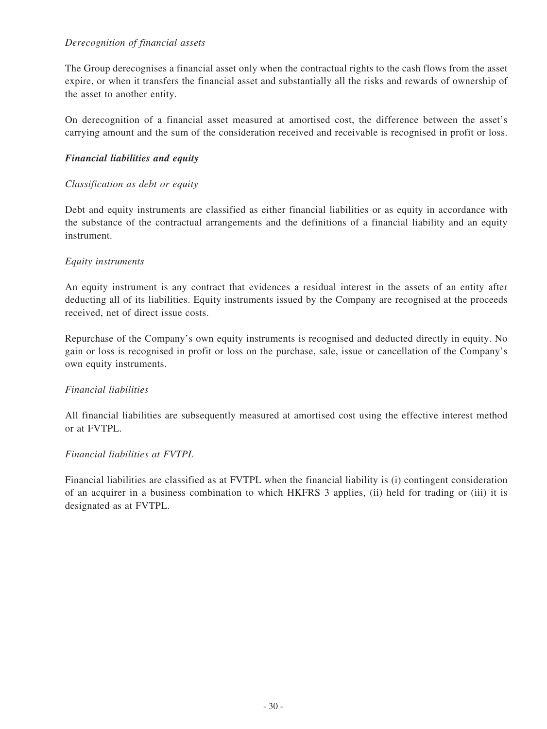*Derecognition of financial assets*

The Group derecognises a financial asset only when the contractual rights to the cash flows from the asset expire, or when it transfers the financial asset and substantially all the risks and rewards of ownership of the asset to another entity.

On derecognition of a financial asset measured at amortised cost, the difference between the asset's carrying amount and the sum of the consideration received and receivable is recognised in profit or loss.

***Financial liabilities and equity***

*Classification as debt or equity*

Debt and equity instruments are classified as either financial liabilities or as equity in accordance with the substance of the contractual arrangements and the definitions of a financial liability and an equity instrument.

*Equity instruments*

An equity instrument is any contract that evidences a residual interest in the assets of an entity after deducting all of its liabilities. Equity instruments issued by the Company are recognised at the proceeds received, net of direct issue costs.

Repurchase of the Company's own equity instruments is recognised and deducted directly in equity. No gain or loss is recognised in profit or loss on the purchase, sale, issue or cancellation of the Company's own equity instruments.

*Financial liabilities*

All financial liabilities are subsequently measured at amortised cost using the effective interest method or at FVTPL.

*Financial liabilities at FVTPL*

Financial liabilities are classified as at FVTPL when the financial liability is (i) contingent consideration of an acquirer in a business combination to which HKFRS 3 applies, (ii) held for trading or (iii) it is designated as at FVTPL.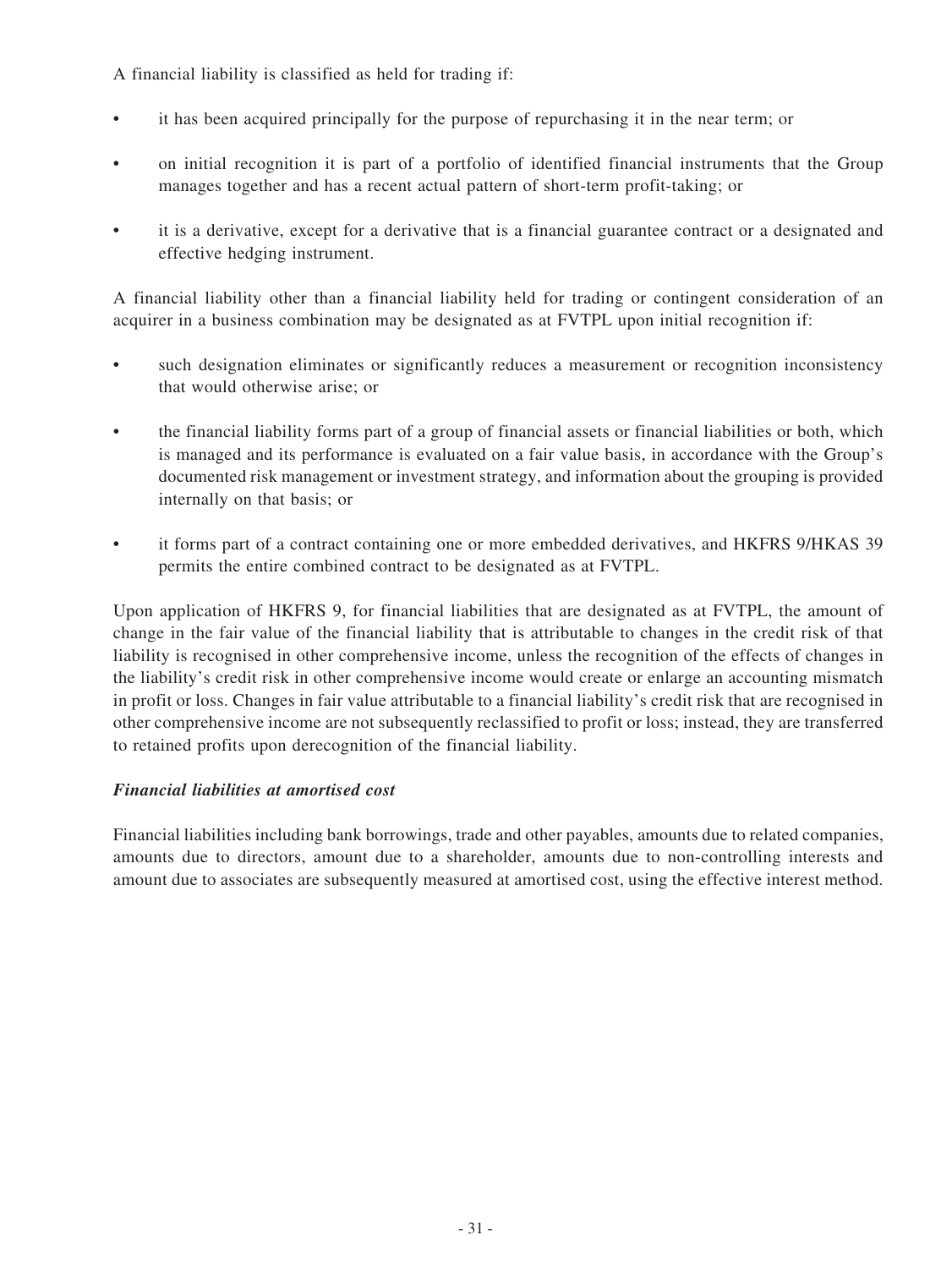A financial liability is classified as held for trading if:

- it has been acquired principally for the purpose of repurchasing it in the near term; or
- on initial recognition it is part of a portfolio of identified financial instruments that the Group manages together and has a recent actual pattern of short-term profit-taking; or
- it is a derivative, except for a derivative that is a financial guarantee contract or a designated and effective hedging instrument.

A financial liability other than a financial liability held for trading or contingent consideration of an acquirer in a business combination may be designated as at FVTPL upon initial recognition if:

- such designation eliminates or significantly reduces a measurement or recognition inconsistency that would otherwise arise; or
- the financial liability forms part of a group of financial assets or financial liabilities or both, which is managed and its performance is evaluated on a fair value basis, in accordance with the Group's documented risk management or investment strategy, and information about the grouping is provided internally on that basis; or
- it forms part of a contract containing one or more embedded derivatives, and HKFRS 9/HKAS 39 permits the entire combined contract to be designated as at FVTPL.

Upon application of HKFRS 9, for financial liabilities that are designated as at FVTPL, the amount of change in the fair value of the financial liability that is attributable to changes in the credit risk of that liability is recognised in other comprehensive income, unless the recognition of the effects of changes in the liability's credit risk in other comprehensive income would create or enlarge an accounting mismatch in profit or loss. Changes in fair value attributable to a financial liability's credit risk that are recognised in other comprehensive income are not subsequently reclassified to profit or loss; instead, they are transferred to retained profits upon derecognition of the financial liability.

***Financial liabilities at amortised cost***

Financial liabilities including bank borrowings, trade and other payables, amounts due to related companies, amounts due to directors, amount due to a shareholder, amounts due to non-controlling interests and amount due to associates are subsequently measured at amortised cost, using the effective interest method.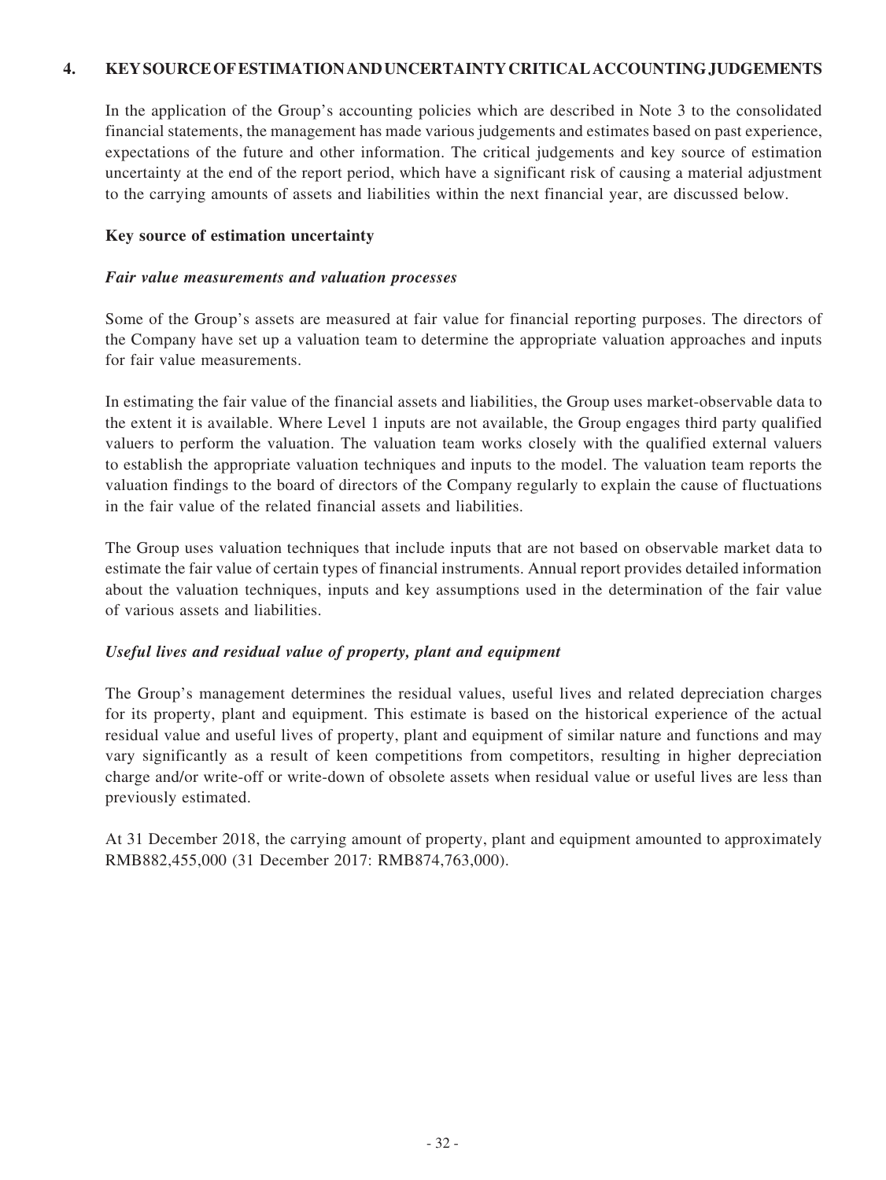## 4. KEY SOURCE OF ESTIMATION AND UNCERTAINTY CRITICAL ACCOUNTING JUDGEMENTS

In the application of the Group's accounting policies which are described in Note 3 to the consolidated financial statements, the management has made various judgements and estimates based on past experience, expectations of the future and other information. The critical judgements and key source of estimation uncertainty at the end of the report period, which have a significant risk of causing a material adjustment to the carrying amounts of assets and liabilities within the next financial year, are discussed below.

**Key source of estimation uncertainty**

***Fair value measurements and valuation processes***

Some of the Group's assets are measured at fair value for financial reporting purposes. The directors of the Company have set up a valuation team to determine the appropriate valuation approaches and inputs for fair value measurements.

In estimating the fair value of the financial assets and liabilities, the Group uses market-observable data to the extent it is available. Where Level 1 inputs are not available, the Group engages third party qualified valuers to perform the valuation. The valuation team works closely with the qualified external valuers to establish the appropriate valuation techniques and inputs to the model. The valuation team reports the valuation findings to the board of directors of the Company regularly to explain the cause of fluctuations in the fair value of the related financial assets and liabilities.

The Group uses valuation techniques that include inputs that are not based on observable market data to estimate the fair value of certain types of financial instruments. Annual report provides detailed information about the valuation techniques, inputs and key assumptions used in the determination of the fair value of various assets and liabilities.

***Useful lives and residual value of property, plant and equipment***

The Group's management determines the residual values, useful lives and related depreciation charges for its property, plant and equipment. This estimate is based on the historical experience of the actual residual value and useful lives of property, plant and equipment of similar nature and functions and may vary significantly as a result of keen competitions from competitors, resulting in higher depreciation charge and/or write-off or write-down of obsolete assets when residual value or useful lives are less than previously estimated.

At 31 December 2018, the carrying amount of property, plant and equipment amounted to approximately RMB882,455,000 (31 December 2017: RMB874,763,000).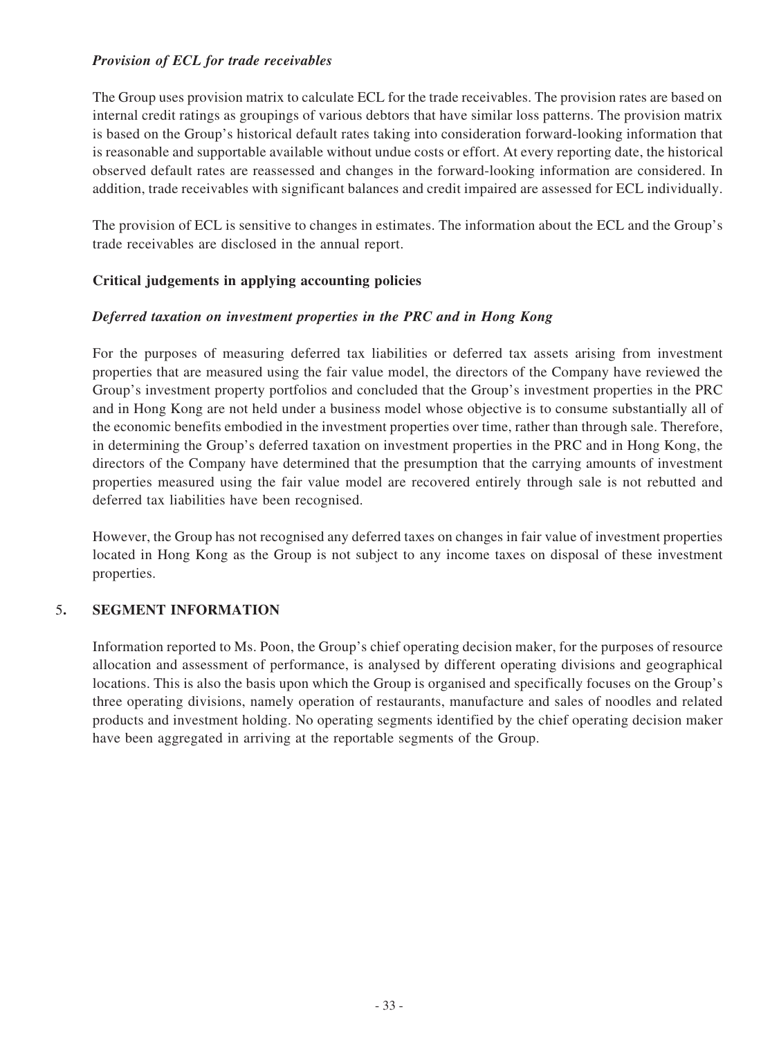### *Provision of ECL for trade receivables*

The Group uses provision matrix to calculate ECL for the trade receivables. The provision rates are based on internal credit ratings as groupings of various debtors that have similar loss patterns. The provision matrix is based on the Group's historical default rates taking into consideration forward-looking information that is reasonable and supportable available without undue costs or effort. At every reporting date, the historical observed default rates are reassessed and changes in the forward-looking information are considered. In addition, trade receivables with significant balances and credit impaired are assessed for ECL individually.

The provision of ECL is sensitive to changes in estimates. The information about the ECL and the Group's trade receivables are disclosed in the annual report.

### **Critical judgements in applying accounting policies**

#### *Deferred taxation on investment properties in the PRC and in Hong Kong*

For the purposes of measuring deferred tax liabilities or deferred tax assets arising from investment properties that are measured using the fair value model, the directors of the Company have reviewed the Group's investment property portfolios and concluded that the Group's investment properties in the PRC and in Hong Kong are not held under a business model whose objective is to consume substantially all of the economic benefits embodied in the investment properties over time, rather than through sale. Therefore, in determining the Group's deferred taxation on investment properties in the PRC and in Hong Kong, the directors of the Company have determined that the presumption that the carrying amounts of investment properties measured using the fair value model are recovered entirely through sale is not rebutted and deferred tax liabilities have been recognised.

However, the Group has not recognised any deferred taxes on changes in fair value of investment properties located in Hong Kong as the Group is not subject to any income taxes on disposal of these investment properties.

## 5. SEGMENT INFORMATION

Information reported to Ms. Poon, the Group's chief operating decision maker, for the purposes of resource allocation and assessment of performance, is analysed by different operating divisions and geographical locations. This is also the basis upon which the Group is organised and specifically focuses on the Group's three operating divisions, namely operation of restaurants, manufacture and sales of noodles and related products and investment holding. No operating segments identified by the chief operating decision maker have been aggregated in arriving at the reportable segments of the Group.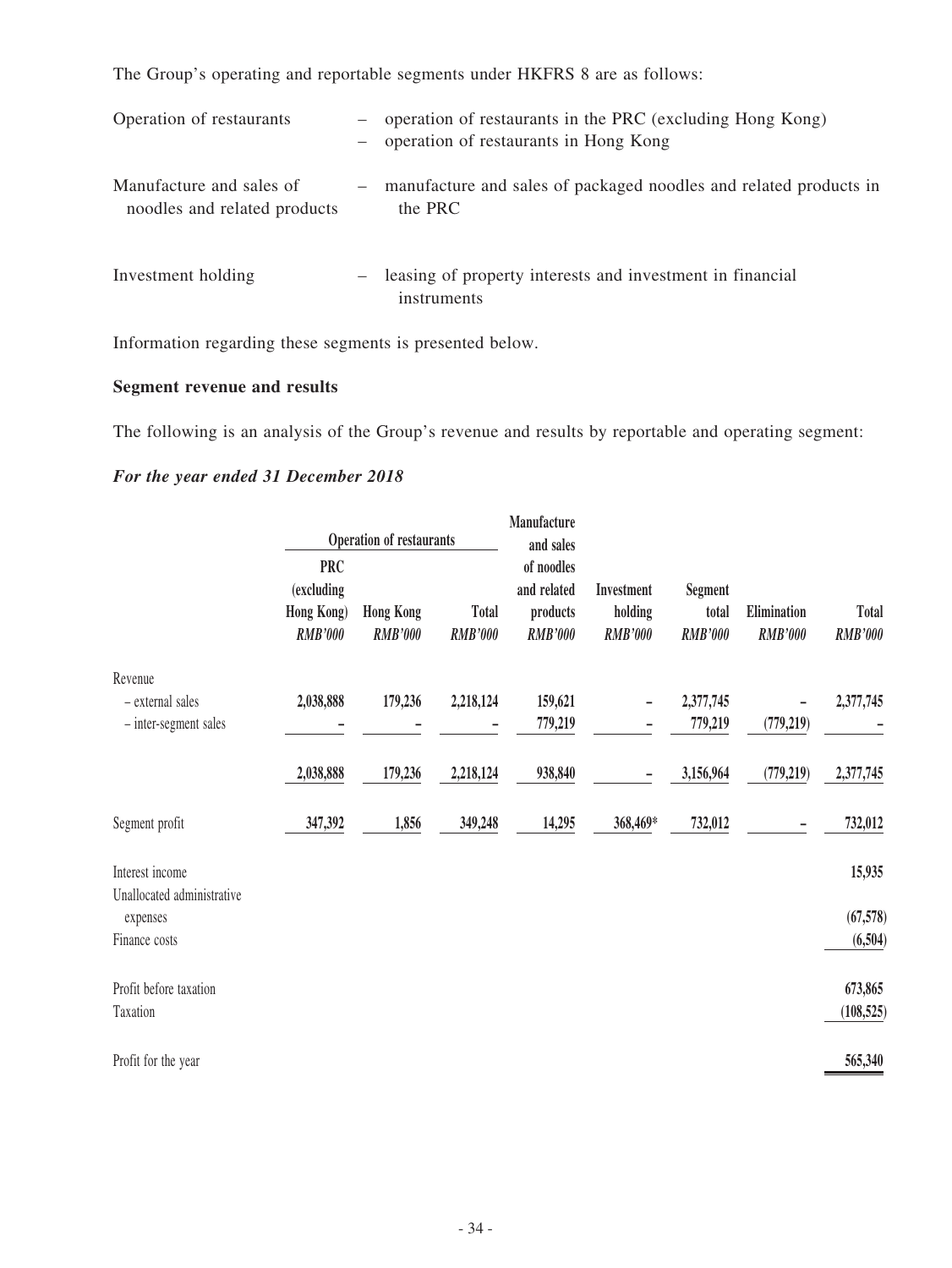The Group's operating and reportable segments under HKFRS 8 are as follows:

| | | |
|---|---|---|
| Operation of restaurants | – | operation of restaurants in the PRC (excluding Hong Kong) |
| | – | operation of restaurants in Hong Kong |
| Manufacture and sales of noodles and related products | – | manufacture and sales of packaged noodles and related products in the PRC |
| Investment holding | – | leasing of property interests and investment in financial instruments |

Information regarding these segments is presented below.

**Segment revenue and results**

The following is an analysis of the Group's revenue and results by reportable and operating segment:

***For the year ended 31 December 2018***

| | Operation of restaurants | | | Manufacture and sales of noodles and related products | Investment holding | Segment total | Elimination | Total |
|---|---|---|---|---|---|---|---|---|
| | PRC (excluding Hong Kong) | Hong Kong | Total | | | | | |
| | *RMB'000* | *RMB'000* | *RMB'000* | *RMB'000* | *RMB'000* | *RMB'000* | *RMB'000* | *RMB'000* |
| Revenue | | | | | | | | |
| – external sales | 2,038,888 | 179,236 | 2,218,124 | 159,621 | – | 2,377,745 | – | 2,377,745 |
| – inter-segment sales | – | – | – | 779,219 | – | 779,219 | (779,219) | – |
| | 2,038,888 | 179,236 | 2,218,124 | 938,840 | – | 3,156,964 | (779,219) | 2,377,745 |
| Segment profit | 347,392 | 1,856 | 349,248 | 14,295 | 368,469* | 732,012 | – | 732,012 |
| Interest income | | | | | | | | 15,935 |
| Unallocated administrative expenses | | | | | | | | (67,578) |
| Finance costs | | | | | | | | (6,504) |
| Profit before taxation | | | | | | | | 673,865 |
| Taxation | | | | | | | | (108,525) |
| Profit for the year | | | | | | | | 565,340 |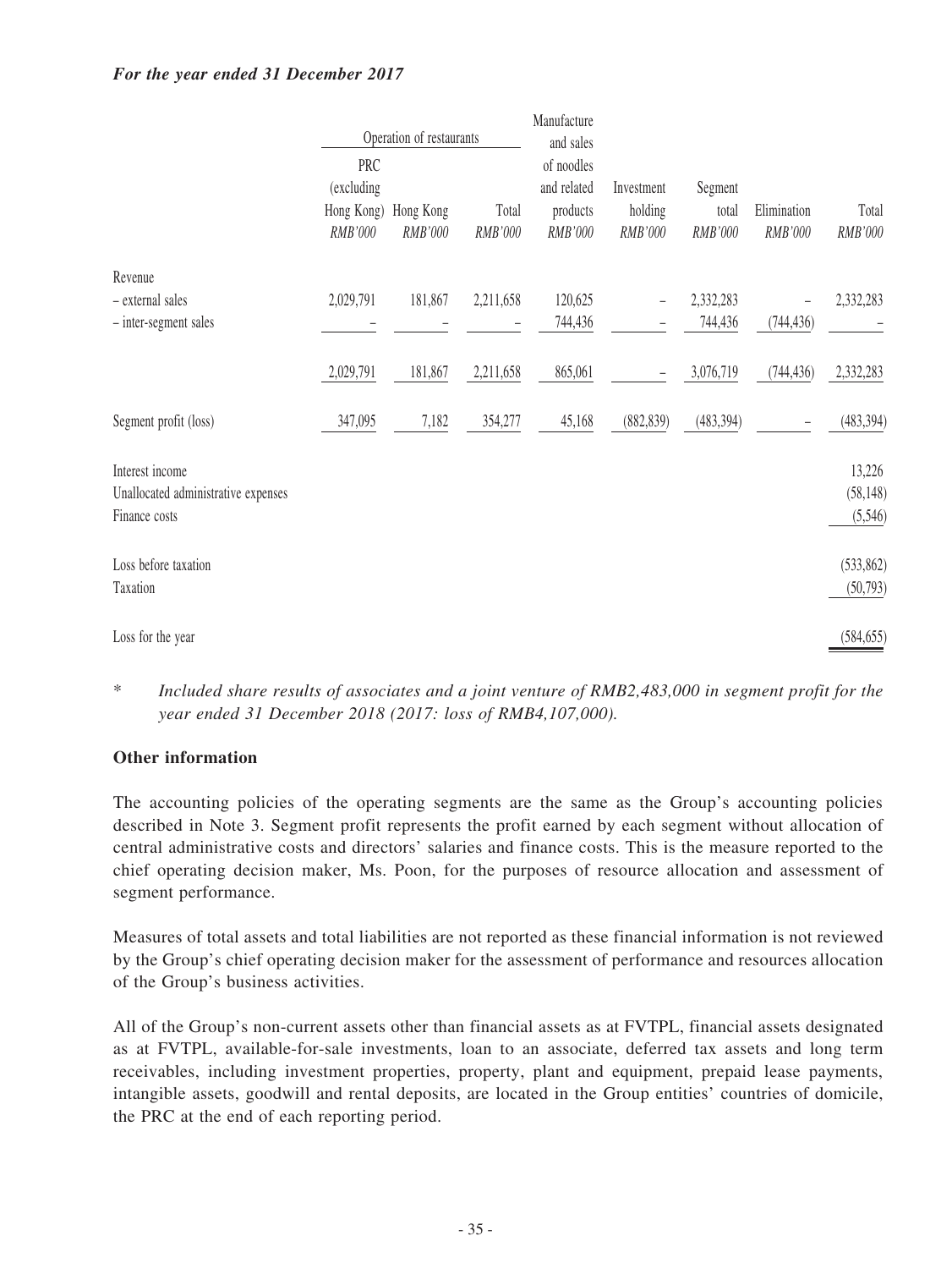***For the year ended 31 December 2017***

| | Operation of restaurants | | | Manufacture and sales of noodles and related products | Investment holding | Segment total | Elimination | Total |
|---|---|---|---|---|---|---|---|---|
| | PRC (excluding Hong Kong) | Hong Kong | Total | | | | | |
| | *RMB'000* | *RMB'000* | *RMB'000* | *RMB'000* | *RMB'000* | *RMB'000* | *RMB'000* | *RMB'000* |
| Revenue | | | | | | | | |
| – external sales | 2,029,791 | 181,867 | 2,211,658 | 120,625 | – | 2,332,283 | – | 2,332,283 |
| – inter-segment sales | – | – | – | 744,436 | – | 744,436 | (744,436) | – |
| | 2,029,791 | 181,867 | 2,211,658 | 865,061 | – | 3,076,719 | (744,436) | 2,332,283 |
| Segment profit (loss) | 347,095 | 7,182 | 354,277 | 45,168 | (882,839) | (483,394) | – | (483,394) |
| Interest income | | | | | | | | 13,226 |
| Unallocated administrative expenses | | | | | | | | (58,148) |
| Finance costs | | | | | | | | (5,546) |
| Loss before taxation | | | | | | | | (533,862) |
| Taxation | | | | | | | | (50,793) |
| Loss for the year | | | | | | | | (584,655) |

\* *Included share results of associates and a joint venture of RMB2,483,000 in segment profit for the year ended 31 December 2018 (2017: loss of RMB4,107,000).*

**Other information**

The accounting policies of the operating segments are the same as the Group's accounting policies described in Note 3. Segment profit represents the profit earned by each segment without allocation of central administrative costs and directors' salaries and finance costs. This is the measure reported to the chief operating decision maker, Ms. Poon, for the purposes of resource allocation and assessment of segment performance.

Measures of total assets and total liabilities are not reported as these financial information is not reviewed by the Group's chief operating decision maker for the assessment of performance and resources allocation of the Group's business activities.

All of the Group's non-current assets other than financial assets as at FVTPL, financial assets designated as at FVTPL, available-for-sale investments, loan to an associate, deferred tax assets and long term receivables, including investment properties, property, plant and equipment, prepaid lease payments, intangible assets, goodwill and rental deposits, are located in the Group entities' countries of domicile, the PRC at the end of each reporting period.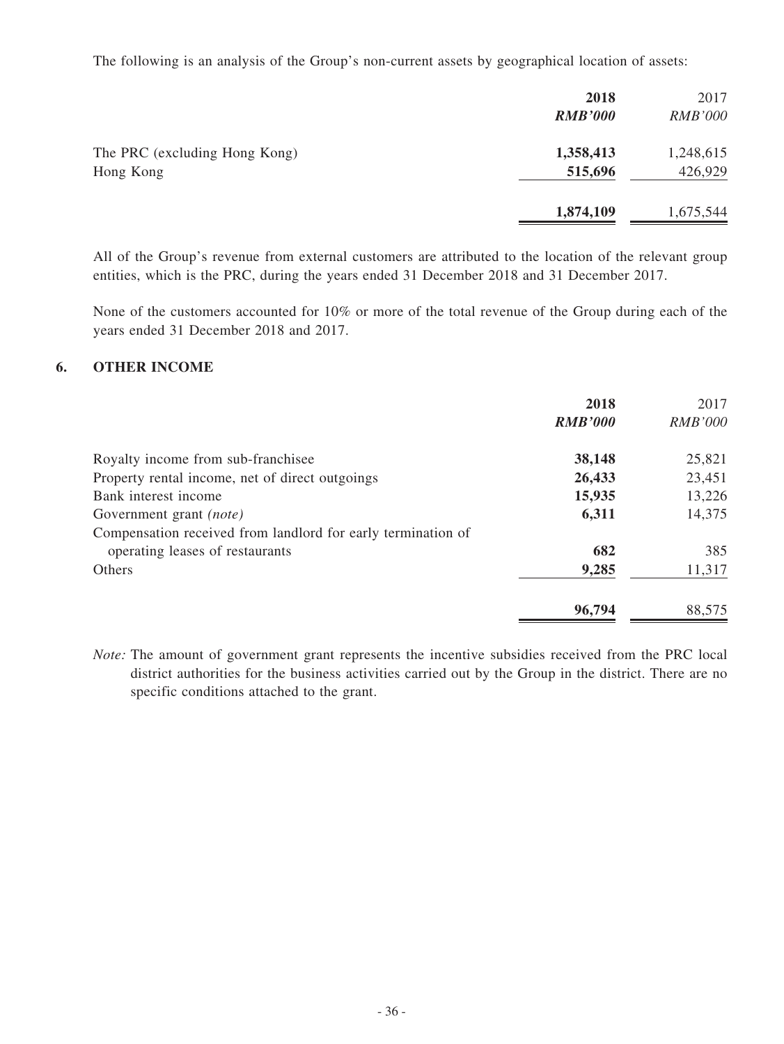The following is an analysis of the Group's non-current assets by geographical location of assets:

| | **2018** | 2017 |
|---|---|---|
| | ***RMB'000*** | *RMB'000* |
| The PRC (excluding Hong Kong) | **1,358,413** | 1,248,615 |
| Hong Kong | **515,696** | 426,929 |
| | **1,874,109** | 1,675,544 |

All of the Group's revenue from external customers are attributed to the location of the relevant group entities, which is the PRC, during the years ended 31 December 2018 and 31 December 2017.

None of the customers accounted for 10% or more of the total revenue of the Group during each of the years ended 31 December 2018 and 2017.

## 6. OTHER INCOME

| | **2018** | 2017 |
|---|---|---|
| | ***RMB'000*** | *RMB'000* |
| Royalty income from sub-franchisee | **38,148** | 25,821 |
| Property rental income, net of direct outgoings | **26,433** | 23,451 |
| Bank interest income | **15,935** | 13,226 |
| Government grant *(note)* | **6,311** | 14,375 |
| Compensation received from landlord for early termination of operating leases of restaurants | **682** | 385 |
| Others | **9,285** | 11,317 |
| | **96,794** | 88,575 |

*Note:* The amount of government grant represents the incentive subsidies received from the PRC local district authorities for the business activities carried out by the Group in the district. There are no specific conditions attached to the grant.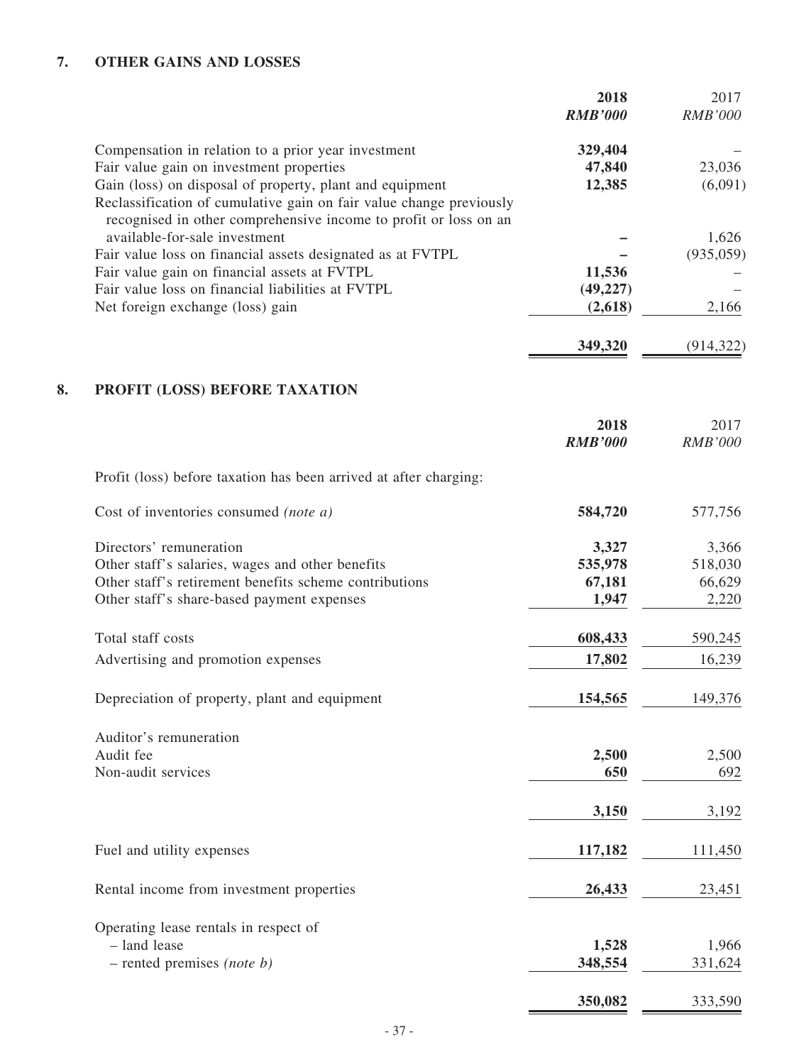## 7. OTHER GAINS AND LOSSES

| | 2018 | 2017 |
|---|---|---|
| | ***RMB'000*** | *RMB'000* |
| Compensation in relation to a prior year investment | **329,404** | – |
| Fair value gain on investment properties | **47,840** | 23,036 |
| Gain (loss) on disposal of property, plant and equipment | **12,385** | (6,091) |
| Reclassification of cumulative gain on fair value change previously recognised in other comprehensive income to profit or loss on an available-for-sale investment | **–** | 1,626 |
| Fair value loss on financial assets designated as at FVTPL | **–** | (935,059) |
| Fair value gain on financial assets at FVTPL | **11,536** | – |
| Fair value loss on financial liabilities at FVTPL | **(49,227)** | – |
| Net foreign exchange (loss) gain | **(2,618)** | 2,166 |
| | **349,320** | (914,322) |

## 8. PROFIT (LOSS) BEFORE TAXATION

| | 2018 | 2017 |
|---|---|---|
| | ***RMB'000*** | *RMB'000* |
| Profit (loss) before taxation has been arrived at after charging: | | |
| Cost of inventories consumed *(note a)* | **584,720** | 577,756 |
| Directors' remuneration | **3,327** | 3,366 |
| Other staff's salaries, wages and other benefits | **535,978** | 518,030 |
| Other staff's retirement benefits scheme contributions | **67,181** | 66,629 |
| Other staff's share-based payment expenses | **1,947** | 2,220 |
| Total staff costs | **608,433** | 590,245 |
| Advertising and promotion expenses | **17,802** | 16,239 |
| Depreciation of property, plant and equipment | **154,565** | 149,376 |
| Auditor's remuneration | | |
| Audit fee | **2,500** | 2,500 |
| Non-audit services | **650** | 692 |
| | **3,150** | 3,192 |
| Fuel and utility expenses | **117,182** | 111,450 |
| Rental income from investment properties | **26,433** | 23,451 |
| Operating lease rentals in respect of | | |
| – land lease | **1,528** | 1,966 |
| – rented premises *(note b)* | **348,554** | 331,624 |
| | **350,082** | 333,590 |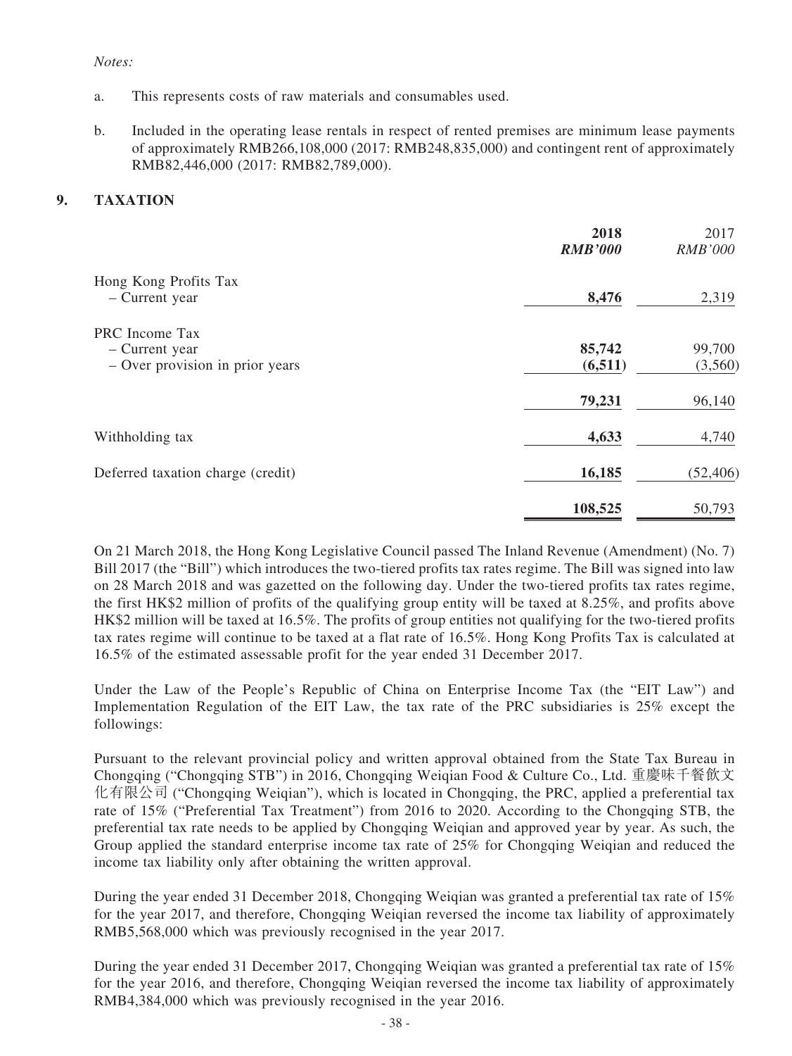*Notes:*

a. This represents costs of raw materials and consumables used.

b. Included in the operating lease rentals in respect of rented premises are minimum lease payments of approximately RMB266,108,000 (2017: RMB248,835,000) and contingent rent of approximately RMB82,446,000 (2017: RMB82,789,000).

## 9. TAXATION

| | **2018** | 2017 |
|---|---|---|
| | ***RMB'000*** | *RMB'000* |
| Hong Kong Profits Tax | | |
| – Current year | **8,476** | 2,319 |
| PRC Income Tax | | |
| – Current year | **85,742** | 99,700 |
| – Over provision in prior years | **(6,511)** | (3,560) |
| | **79,231** | 96,140 |
| Withholding tax | **4,633** | 4,740 |
| Deferred taxation charge (credit) | **16,185** | (52,406) |
| | **108,525** | 50,793 |

On 21 March 2018, the Hong Kong Legislative Council passed The Inland Revenue (Amendment) (No. 7) Bill 2017 (the "Bill") which introduces the two-tiered profits tax rates regime. The Bill was signed into law on 28 March 2018 and was gazetted on the following day. Under the two-tiered profits tax rates regime, the first HK$2 million of profits of the qualifying group entity will be taxed at 8.25%, and profits above HK$2 million will be taxed at 16.5%. The profits of group entities not qualifying for the two-tiered profits tax rates regime will continue to be taxed at a flat rate of 16.5%. Hong Kong Profits Tax is calculated at 16.5% of the estimated assessable profit for the year ended 31 December 2017.

Under the Law of the People's Republic of China on Enterprise Income Tax (the "EIT Law") and Implementation Regulation of the EIT Law, the tax rate of the PRC subsidiaries is 25% except the followings:

Pursuant to the relevant provincial policy and written approval obtained from the State Tax Bureau in Chongqing ("Chongqing STB") in 2016, Chongqing Weiqian Food & Culture Co., Ltd. 重慶味千餐飲文化有限公司 ("Chongqing Weiqian"), which is located in Chongqing, the PRC, applied a preferential tax rate of 15% ("Preferential Tax Treatment") from 2016 to 2020. According to the Chongqing STB, the preferential tax rate needs to be applied by Chongqing Weiqian and approved year by year. As such, the Group applied the standard enterprise income tax rate of 25% for Chongqing Weiqian and reduced the income tax liability only after obtaining the written approval.

During the year ended 31 December 2018, Chongqing Weiqian was granted a preferential tax rate of 15% for the year 2017, and therefore, Chongqing Weiqian reversed the income tax liability of approximately RMB5,568,000 which was previously recognised in the year 2017.

During the year ended 31 December 2017, Chongqing Weiqian was granted a preferential tax rate of 15% for the year 2016, and therefore, Chongqing Weiqian reversed the income tax liability of approximately RMB4,384,000 which was previously recognised in the year 2016.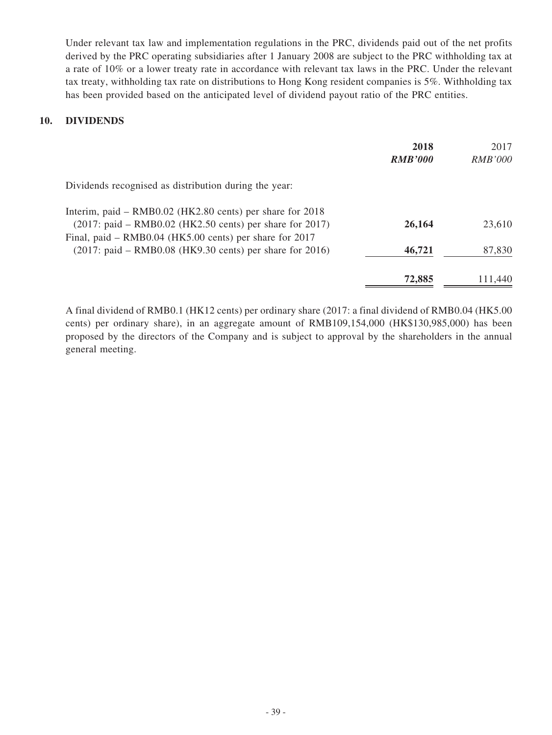Under relevant tax law and implementation regulations in the PRC, dividends paid out of the net profits derived by the PRC operating subsidiaries after 1 January 2008 are subject to the PRC withholding tax at a rate of 10% or a lower treaty rate in accordance with relevant tax laws in the PRC. Under the relevant tax treaty, withholding tax rate on distributions to Hong Kong resident companies is 5%. Withholding tax has been provided based on the anticipated level of dividend payout ratio of the PRC entities.

## 10. DIVIDENDS

| | **2018** | 2017 |
|---|---|---|
| | ***RMB'000*** | *RMB'000* |
| Dividends recognised as distribution during the year: | | |
| Interim, paid – RMB0.02 (HK2.80 cents) per share for 2018 (2017: paid – RMB0.02 (HK2.50 cents) per share for 2017) | **26,164** | 23,610 |
| Final, paid – RMB0.04 (HK5.00 cents) per share for 2017 (2017: paid – RMB0.08 (HK9.30 cents) per share for 2016) | **46,721** | 87,830 |
| | **72,885** | 111,440 |

A final dividend of RMB0.1 (HK12 cents) per ordinary share (2017: a final dividend of RMB0.04 (HK5.00 cents) per ordinary share), in an aggregate amount of RMB109,154,000 (HK$130,985,000) has been proposed by the directors of the Company and is subject to approval by the shareholders in the annual general meeting.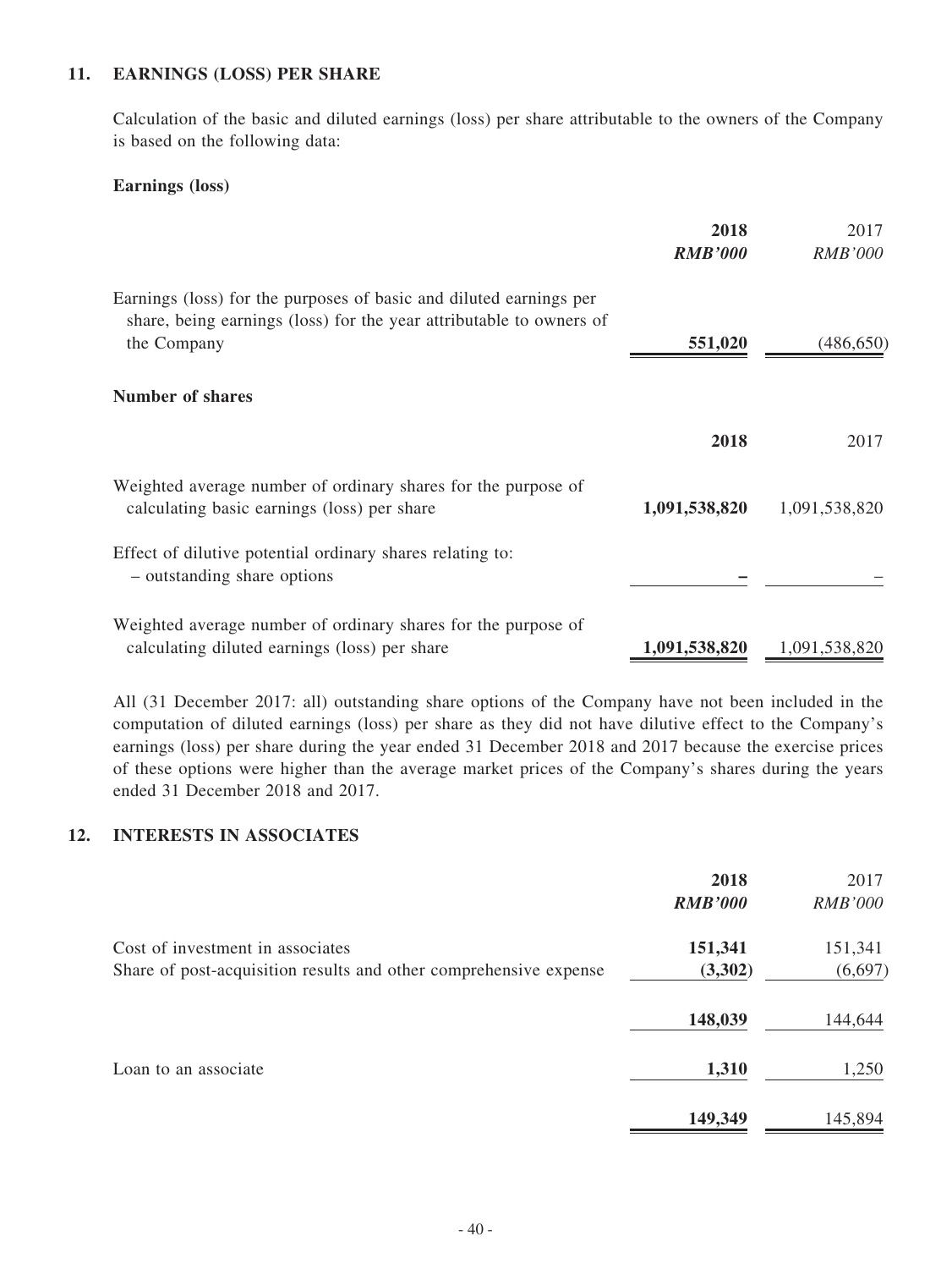## 11. EARNINGS (LOSS) PER SHARE

Calculation of the basic and diluted earnings (loss) per share attributable to the owners of the Company is based on the following data:

**Earnings (loss)**

| | **2018** | 2017 |
|---|---|---|
| | ***RMB'000*** | *RMB'000* |
| Earnings (loss) for the purposes of basic and diluted earnings per share, being earnings (loss) for the year attributable to owners of the Company | **551,020** | (486,650) |

**Number of shares**

| | **2018** | 2017 |
|---|---|---|
| Weighted average number of ordinary shares for the purpose of calculating basic earnings (loss) per share | **1,091,538,820** | 1,091,538,820 |
| Effect of dilutive potential ordinary shares relating to: – outstanding share options | **–** | – |
| Weighted average number of ordinary shares for the purpose of calculating diluted earnings (loss) per share | **1,091,538,820** | 1,091,538,820 |

All (31 December 2017: all) outstanding share options of the Company have not been included in the computation of diluted earnings (loss) per share as they did not have dilutive effect to the Company's earnings (loss) per share during the year ended 31 December 2018 and 2017 because the exercise prices of these options were higher than the average market prices of the Company's shares during the years ended 31 December 2018 and 2017.

## 12. INTERESTS IN ASSOCIATES

| | **2018** | 2017 |
|---|---|---|
| | ***RMB'000*** | *RMB'000* |
| Cost of investment in associates | **151,341** | 151,341 |
| Share of post-acquisition results and other comprehensive expense | **(3,302)** | (6,697) |
| | **148,039** | 144,644 |
| Loan to an associate | **1,310** | 1,250 |
| | **149,349** | 145,894 |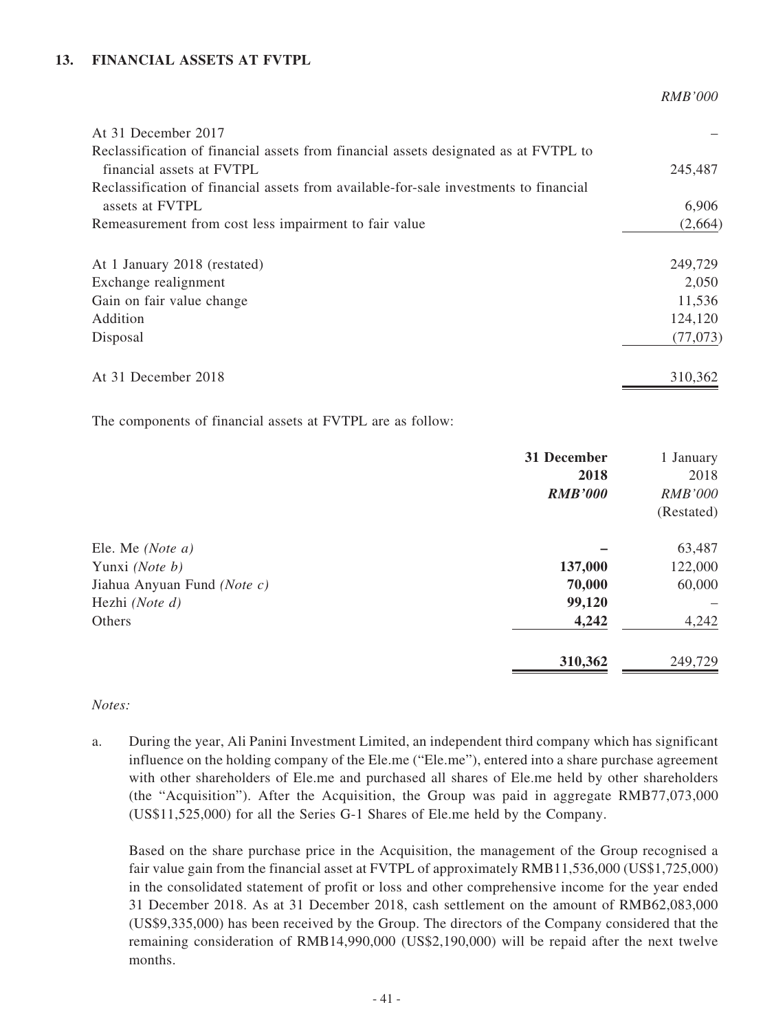## 13. FINANCIAL ASSETS AT FVTPL

| | *RMB'000* |
|---|---|
| At 31 December 2017 | – |
| Reclassification of financial assets from financial assets designated as at FVTPL to financial assets at FVTPL | 245,487 |
| Reclassification of financial assets from available-for-sale investments to financial assets at FVTPL | 6,906 |
| Remeasurement from cost less impairment to fair value | (2,664) |
| At 1 January 2018 (restated) | 249,729 |
| Exchange realignment | 2,050 |
| Gain on fair value change | 11,536 |
| Addition | 124,120 |
| Disposal | (77,073) |
| At 31 December 2018 | 310,362 |

The components of financial assets at FVTPL are as follow:

| | **31 December 2018** *RMB'000* | 1 January 2018 *RMB'000* (Restated) |
|---|---|---|
| Ele. Me *(Note a)* | **–** | 63,487 |
| Yunxi *(Note b)* | **137,000** | 122,000 |
| Jiahua Anyuan Fund *(Note c)* | **70,000** | 60,000 |
| Hezhi *(Note d)* | **99,120** | – |
| Others | **4,242** | 4,242 |
| | **310,362** | 249,729 |

*Notes:*

a. During the year, Ali Panini Investment Limited, an independent third company which has significant influence on the holding company of the Ele.me ("Ele.me"), entered into a share purchase agreement with other shareholders of Ele.me and purchased all shares of Ele.me held by other shareholders (the "Acquisition"). After the Acquisition, the Group was paid in aggregate RMB77,073,000 (US$11,525,000) for all the Series G-1 Shares of Ele.me held by the Company.

   Based on the share purchase price in the Acquisition, the management of the Group recognised a fair value gain from the financial asset at FVTPL of approximately RMB11,536,000 (US$1,725,000) in the consolidated statement of profit or loss and other comprehensive income for the year ended 31 December 2018. As at 31 December 2018, cash settlement on the amount of RMB62,083,000 (US$9,335,000) has been received by the Group. The directors of the Company considered that the remaining consideration of RMB14,990,000 (US$2,190,000) will be repaid after the next twelve months.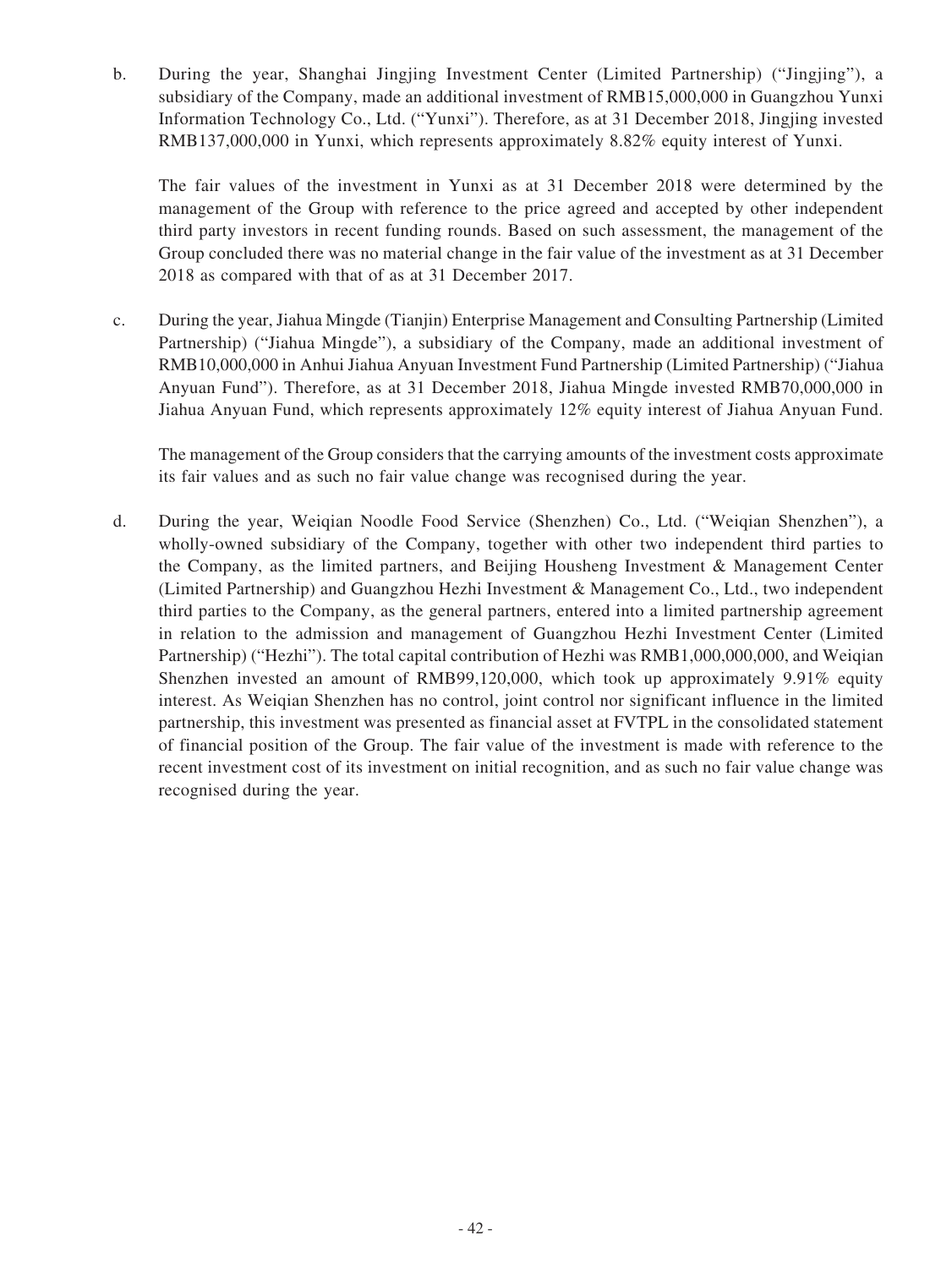b. During the year, Shanghai Jingjing Investment Center (Limited Partnership) ("Jingjing"), a subsidiary of the Company, made an additional investment of RMB15,000,000 in Guangzhou Yunxi Information Technology Co., Ltd. ("Yunxi"). Therefore, as at 31 December 2018, Jingjing invested RMB137,000,000 in Yunxi, which represents approximately 8.82% equity interest of Yunxi.

   The fair values of the investment in Yunxi as at 31 December 2018 were determined by the management of the Group with reference to the price agreed and accepted by other independent third party investors in recent funding rounds. Based on such assessment, the management of the Group concluded there was no material change in the fair value of the investment as at 31 December 2018 as compared with that of as at 31 December 2017.

c. During the year, Jiahua Mingde (Tianjin) Enterprise Management and Consulting Partnership (Limited Partnership) ("Jiahua Mingde"), a subsidiary of the Company, made an additional investment of RMB10,000,000 in Anhui Jiahua Anyuan Investment Fund Partnership (Limited Partnership) ("Jiahua Anyuan Fund"). Therefore, as at 31 December 2018, Jiahua Mingde invested RMB70,000,000 in Jiahua Anyuan Fund, which represents approximately 12% equity interest of Jiahua Anyuan Fund.

   The management of the Group considers that the carrying amounts of the investment costs approximate its fair values and as such no fair value change was recognised during the year.

d. During the year, Weiqian Noodle Food Service (Shenzhen) Co., Ltd. ("Weiqian Shenzhen"), a wholly-owned subsidiary of the Company, together with other two independent third parties to the Company, as the limited partners, and Beijing Housheng Investment & Management Center (Limited Partnership) and Guangzhou Hezhi Investment & Management Co., Ltd., two independent third parties to the Company, as the general partners, entered into a limited partnership agreement in relation to the admission and management of Guangzhou Hezhi Investment Center (Limited Partnership) ("Hezhi"). The total capital contribution of Hezhi was RMB1,000,000,000, and Weiqian Shenzhen invested an amount of RMB99,120,000, which took up approximately 9.91% equity interest. As Weiqian Shenzhen has no control, joint control nor significant influence in the limited partnership, this investment was presented as financial asset at FVTPL in the consolidated statement of financial position of the Group. The fair value of the investment is made with reference to the recent investment cost of its investment on initial recognition, and as such no fair value change was recognised during the year.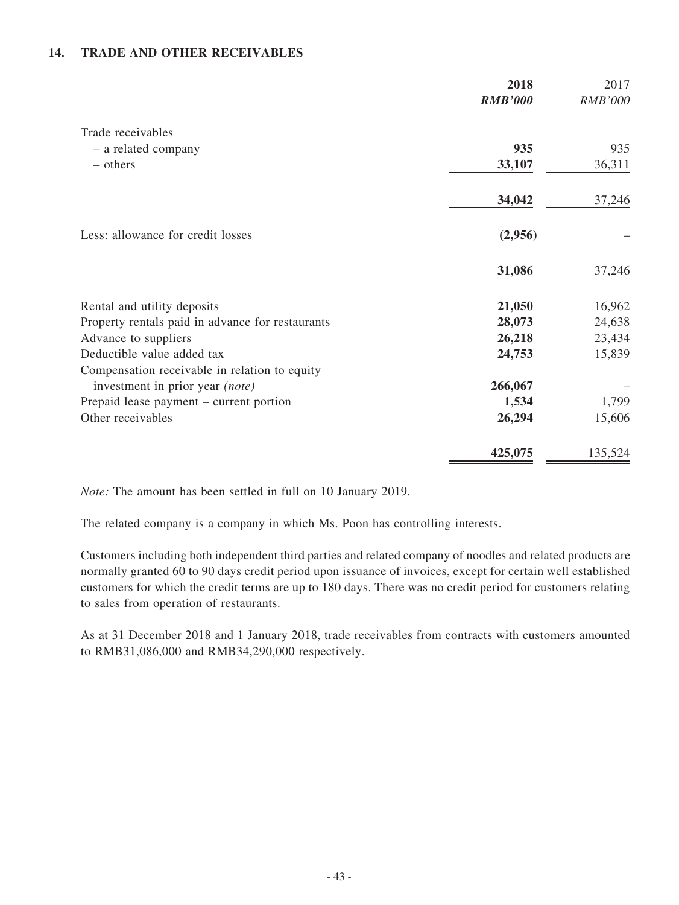### 14. TRADE AND OTHER RECEIVABLES

| | **2018** | 2017 |
|---|---|---|
| | ***RMB'000*** | *RMB'000* |
| Trade receivables | | |
| – a related company | **935** | 935 |
| – others | **33,107** | 36,311 |
| | **34,042** | 37,246 |
| Less: allowance for credit losses | **(2,956)** | – |
| | **31,086** | 37,246 |
| Rental and utility deposits | **21,050** | 16,962 |
| Property rentals paid in advance for restaurants | **28,073** | 24,638 |
| Advance to suppliers | **26,218** | 23,434 |
| Deductible value added tax | **24,753** | 15,839 |
| Compensation receivable in relation to equity investment in prior year *(note)* | **266,067** | – |
| Prepaid lease payment – current portion | **1,534** | 1,799 |
| Other receivables | **26,294** | 15,606 |
| | **425,075** | 135,524 |

*Note:* The amount has been settled in full on 10 January 2019.

The related company is a company in which Ms. Poon has controlling interests.

Customers including both independent third parties and related company of noodles and related products are normally granted 60 to 90 days credit period upon issuance of invoices, except for certain well established customers for which the credit terms are up to 180 days. There was no credit period for customers relating to sales from operation of restaurants.

As at 31 December 2018 and 1 January 2018, trade receivables from contracts with customers amounted to RMB31,086,000 and RMB34,290,000 respectively.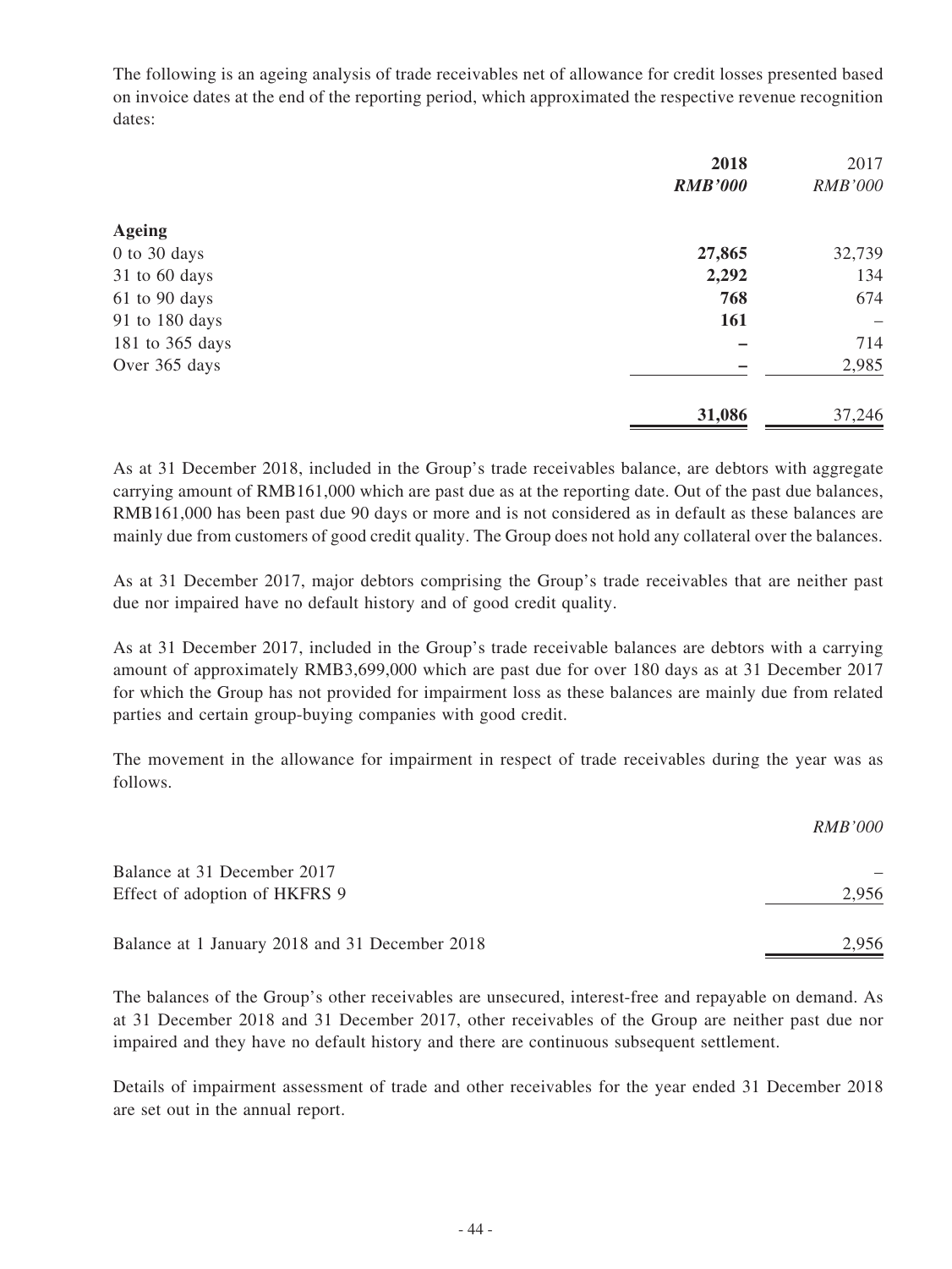The following is an ageing analysis of trade receivables net of allowance for credit losses presented based on invoice dates at the end of the reporting period, which approximated the respective revenue recognition dates:

| | **2018** | 2017 |
|---|---|---|
| | ***RMB'000*** | *RMB'000* |
| **Ageing** | | |
| 0 to 30 days | **27,865** | 32,739 |
| 31 to 60 days | **2,292** | 134 |
| 61 to 90 days | **768** | 674 |
| 91 to 180 days | **161** | – |
| 181 to 365 days | **–** | 714 |
| Over 365 days | **–** | 2,985 |
| | **31,086** | 37,246 |

As at 31 December 2018, included in the Group's trade receivables balance, are debtors with aggregate carrying amount of RMB161,000 which are past due as at the reporting date. Out of the past due balances, RMB161,000 has been past due 90 days or more and is not considered as in default as these balances are mainly due from customers of good credit quality. The Group does not hold any collateral over the balances.

As at 31 December 2017, major debtors comprising the Group's trade receivables that are neither past due nor impaired have no default history and of good credit quality.

As at 31 December 2017, included in the Group's trade receivable balances are debtors with a carrying amount of approximately RMB3,699,000 which are past due for over 180 days as at 31 December 2017 for which the Group has not provided for impairment loss as these balances are mainly due from related parties and certain group-buying companies with good credit.

The movement in the allowance for impairment in respect of trade receivables during the year was as follows.

| | *RMB'000* |
|---|---|
| Balance at 31 December 2017 | – |
| Effect of adoption of HKFRS 9 | 2,956 |
| Balance at 1 January 2018 and 31 December 2018 | 2,956 |

The balances of the Group's other receivables are unsecured, interest-free and repayable on demand. As at 31 December 2018 and 31 December 2017, other receivables of the Group are neither past due nor impaired and they have no default history and there are continuous subsequent settlement.

Details of impairment assessment of trade and other receivables for the year ended 31 December 2018 are set out in the annual report.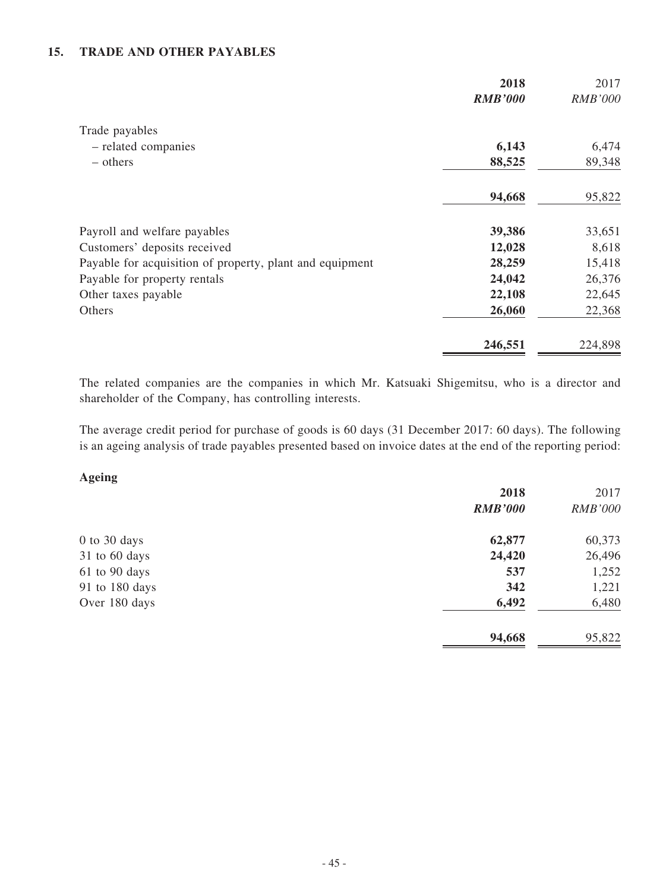## 15. TRADE AND OTHER PAYABLES

| | 2018 | 2017 |
|---|---|---|
| | ***RMB'000*** | *RMB'000* |
| Trade payables | | |
| – related companies | **6,143** | 6,474 |
| – others | **88,525** | 89,348 |
| | **94,668** | 95,822 |
| Payroll and welfare payables | **39,386** | 33,651 |
| Customers' deposits received | **12,028** | 8,618 |
| Payable for acquisition of property, plant and equipment | **28,259** | 15,418 |
| Payable for property rentals | **24,042** | 26,376 |
| Other taxes payable | **22,108** | 22,645 |
| Others | **26,060** | 22,368 |
| | **246,551** | 224,898 |

The related companies are the companies in which Mr. Katsuaki Shigemitsu, who is a director and shareholder of the Company, has controlling interests.

The average credit period for purchase of goods is 60 days (31 December 2017: 60 days). The following is an ageing analysis of trade payables presented based on invoice dates at the end of the reporting period:

**Ageing**

| | 2018 | 2017 |
|---|---|---|
| | ***RMB'000*** | *RMB'000* |
| 0 to 30 days | **62,877** | 60,373 |
| 31 to 60 days | **24,420** | 26,496 |
| 61 to 90 days | **537** | 1,252 |
| 91 to 180 days | **342** | 1,221 |
| Over 180 days | **6,492** | 6,480 |
| | **94,668** | 95,822 |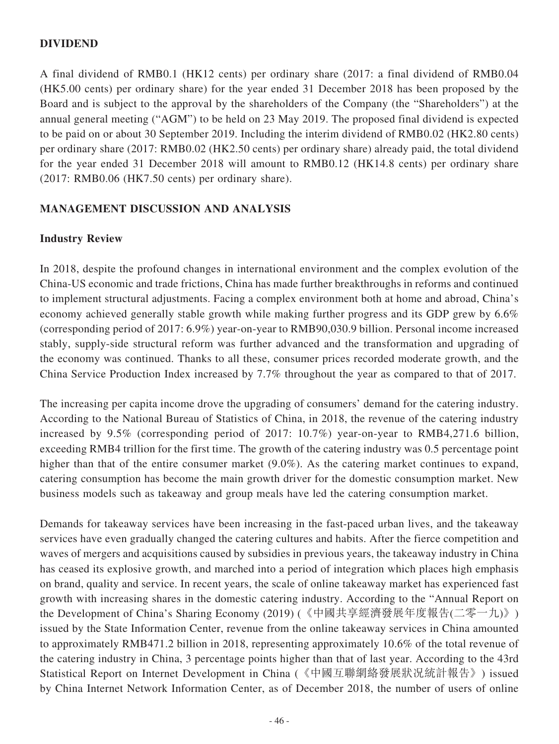## DIVIDEND

A final dividend of RMB0.1 (HK12 cents) per ordinary share (2017: a final dividend of RMB0.04 (HK5.00 cents) per ordinary share) for the year ended 31 December 2018 has been proposed by the Board and is subject to the approval by the shareholders of the Company (the "Shareholders") at the annual general meeting ("AGM") to be held on 23 May 2019. The proposed final dividend is expected to be paid on or about 30 September 2019. Including the interim dividend of RMB0.02 (HK2.80 cents) per ordinary share (2017: RMB0.02 (HK2.50 cents) per ordinary share) already paid, the total dividend for the year ended 31 December 2018 will amount to RMB0.12 (HK14.8 cents) per ordinary share (2017: RMB0.06 (HK7.50 cents) per ordinary share).

## MANAGEMENT DISCUSSION AND ANALYSIS

### Industry Review

In 2018, despite the profound changes in international environment and the complex evolution of the China-US economic and trade frictions, China has made further breakthroughs in reforms and continued to implement structural adjustments. Facing a complex environment both at home and abroad, China's economy achieved generally stable growth while making further progress and its GDP grew by 6.6% (corresponding period of 2017: 6.9%) year-on-year to RMB90,030.9 billion. Personal income increased stably, supply-side structural reform was further advanced and the transformation and upgrading of the economy was continued. Thanks to all these, consumer prices recorded moderate growth, and the China Service Production Index increased by 7.7% throughout the year as compared to that of 2017.

The increasing per capita income drove the upgrading of consumers' demand for the catering industry. According to the National Bureau of Statistics of China, in 2018, the revenue of the catering industry increased by 9.5% (corresponding period of 2017: 10.7%) year-on-year to RMB4,271.6 billion, exceeding RMB4 trillion for the first time. The growth of the catering industry was 0.5 percentage point higher than that of the entire consumer market (9.0%). As the catering market continues to expand, catering consumption has become the main growth driver for the domestic consumption market. New business models such as takeaway and group meals have led the catering consumption market.

Demands for takeaway services have been increasing in the fast-paced urban lives, and the takeaway services have even gradually changed the catering cultures and habits. After the fierce competition and waves of mergers and acquisitions caused by subsidies in previous years, the takeaway industry in China has ceased its explosive growth, and marched into a period of integration which places high emphasis on brand, quality and service. In recent years, the scale of online takeaway market has experienced fast growth with increasing shares in the domestic catering industry. According to the "Annual Report on the Development of China's Sharing Economy (2019) (《中國共享經濟發展年度報告(二零一九)》) issued by the State Information Center, revenue from the online takeaway services in China amounted to approximately RMB471.2 billion in 2018, representing approximately 10.6% of the total revenue of the catering industry in China, 3 percentage points higher than that of last year. According to the 43rd Statistical Report on Internet Development in China (《中國互聯網絡發展狀況統計報告》) issued by China Internet Network Information Center, as of December 2018, the number of users of online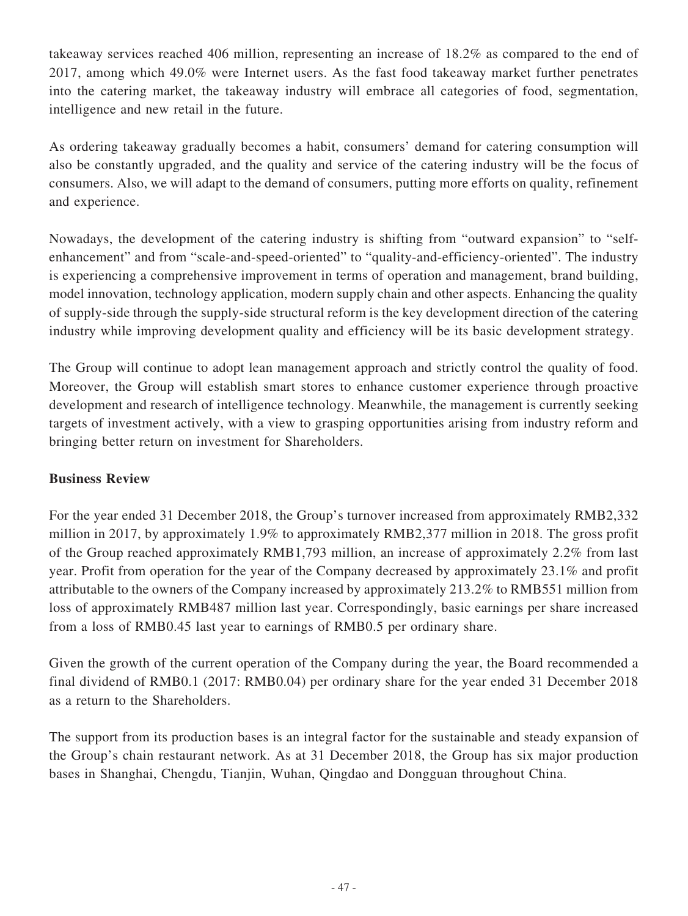takeaway services reached 406 million, representing an increase of 18.2% as compared to the end of 2017, among which 49.0% were Internet users. As the fast food takeaway market further penetrates into the catering market, the takeaway industry will embrace all categories of food, segmentation, intelligence and new retail in the future.

As ordering takeaway gradually becomes a habit, consumers' demand for catering consumption will also be constantly upgraded, and the quality and service of the catering industry will be the focus of consumers. Also, we will adapt to the demand of consumers, putting more efforts on quality, refinement and experience.

Nowadays, the development of the catering industry is shifting from "outward expansion" to "self-enhancement" and from "scale-and-speed-oriented" to "quality-and-efficiency-oriented". The industry is experiencing a comprehensive improvement in terms of operation and management, brand building, model innovation, technology application, modern supply chain and other aspects. Enhancing the quality of supply-side through the supply-side structural reform is the key development direction of the catering industry while improving development quality and efficiency will be its basic development strategy.

The Group will continue to adopt lean management approach and strictly control the quality of food. Moreover, the Group will establish smart stores to enhance customer experience through proactive development and research of intelligence technology. Meanwhile, the management is currently seeking targets of investment actively, with a view to grasping opportunities arising from industry reform and bringing better return on investment for Shareholders.

**Business Review**

For the year ended 31 December 2018, the Group's turnover increased from approximately RMB2,332 million in 2017, by approximately 1.9% to approximately RMB2,377 million in 2018. The gross profit of the Group reached approximately RMB1,793 million, an increase of approximately 2.2% from last year. Profit from operation for the year of the Company decreased by approximately 23.1% and profit attributable to the owners of the Company increased by approximately 213.2% to RMB551 million from loss of approximately RMB487 million last year. Correspondingly, basic earnings per share increased from a loss of RMB0.45 last year to earnings of RMB0.5 per ordinary share.

Given the growth of the current operation of the Company during the year, the Board recommended a final dividend of RMB0.1 (2017: RMB0.04) per ordinary share for the year ended 31 December 2018 as a return to the Shareholders.

The support from its production bases is an integral factor for the sustainable and steady expansion of the Group's chain restaurant network. As at 31 December 2018, the Group has six major production bases in Shanghai, Chengdu, Tianjin, Wuhan, Qingdao and Dongguan throughout China.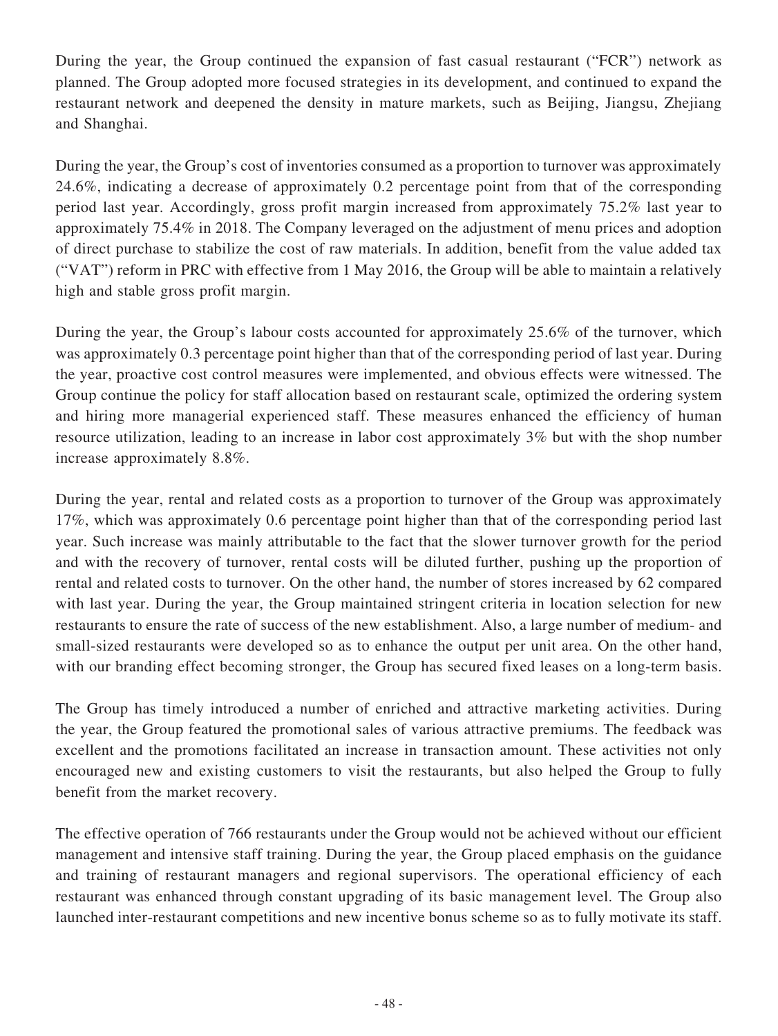During the year, the Group continued the expansion of fast casual restaurant ("FCR") network as planned. The Group adopted more focused strategies in its development, and continued to expand the restaurant network and deepened the density in mature markets, such as Beijing, Jiangsu, Zhejiang and Shanghai.

During the year, the Group's cost of inventories consumed as a proportion to turnover was approximately 24.6%, indicating a decrease of approximately 0.2 percentage point from that of the corresponding period last year. Accordingly, gross profit margin increased from approximately 75.2% last year to approximately 75.4% in 2018. The Company leveraged on the adjustment of menu prices and adoption of direct purchase to stabilize the cost of raw materials. In addition, benefit from the value added tax ("VAT") reform in PRC with effective from 1 May 2016, the Group will be able to maintain a relatively high and stable gross profit margin.

During the year, the Group's labour costs accounted for approximately 25.6% of the turnover, which was approximately 0.3 percentage point higher than that of the corresponding period of last year. During the year, proactive cost control measures were implemented, and obvious effects were witnessed. The Group continue the policy for staff allocation based on restaurant scale, optimized the ordering system and hiring more managerial experienced staff. These measures enhanced the efficiency of human resource utilization, leading to an increase in labor cost approximately 3% but with the shop number increase approximately 8.8%.

During the year, rental and related costs as a proportion to turnover of the Group was approximately 17%, which was approximately 0.6 percentage point higher than that of the corresponding period last year. Such increase was mainly attributable to the fact that the slower turnover growth for the period and with the recovery of turnover, rental costs will be diluted further, pushing up the proportion of rental and related costs to turnover. On the other hand, the number of stores increased by 62 compared with last year. During the year, the Group maintained stringent criteria in location selection for new restaurants to ensure the rate of success of the new establishment. Also, a large number of medium- and small-sized restaurants were developed so as to enhance the output per unit area. On the other hand, with our branding effect becoming stronger, the Group has secured fixed leases on a long-term basis.

The Group has timely introduced a number of enriched and attractive marketing activities. During the year, the Group featured the promotional sales of various attractive premiums. The feedback was excellent and the promotions facilitated an increase in transaction amount. These activities not only encouraged new and existing customers to visit the restaurants, but also helped the Group to fully benefit from the market recovery.

The effective operation of 766 restaurants under the Group would not be achieved without our efficient management and intensive staff training. During the year, the Group placed emphasis on the guidance and training of restaurant managers and regional supervisors. The operational efficiency of each restaurant was enhanced through constant upgrading of its basic management level. The Group also launched inter-restaurant competitions and new incentive bonus scheme so as to fully motivate its staff.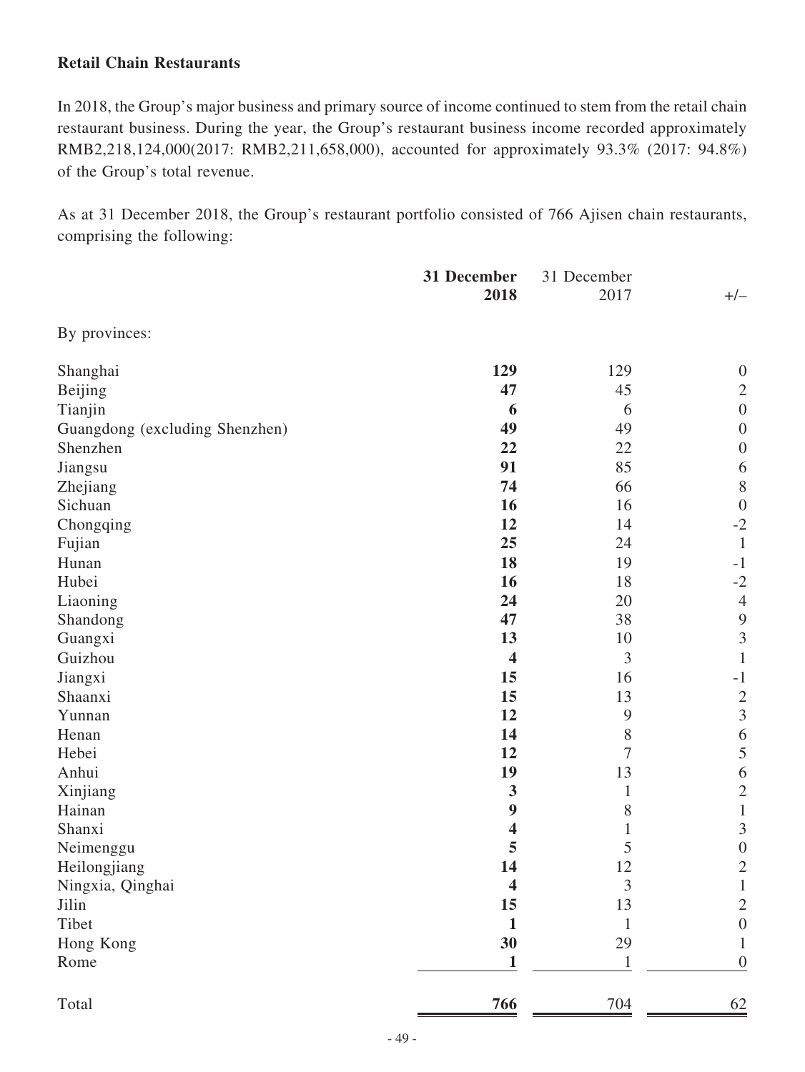**Retail Chain Restaurants**

In 2018, the Group's major business and primary source of income continued to stem from the retail chain restaurant business. During the year, the Group's restaurant business income recorded approximately RMB2,218,124,000(2017: RMB2,211,658,000), accounted for approximately 93.3% (2017: 94.8%) of the Group's total revenue.

As at 31 December 2018, the Group's restaurant portfolio consisted of 766 Ajisen chain restaurants, comprising the following:

| | **31 December 2018** | 31 December 2017 | +/– |
|---|---|---|---|
| By provinces: | | | |
| Shanghai | **129** | 129 | 0 |
| Beijing | **47** | 45 | 2 |
| Tianjin | **6** | 6 | 0 |
| Guangdong (excluding Shenzhen) | **49** | 49 | 0 |
| Shenzhen | **22** | 22 | 0 |
| Jiangsu | **91** | 85 | 6 |
| Zhejiang | **74** | 66 | 8 |
| Sichuan | **16** | 16 | 0 |
| Chongqing | **12** | 14 | -2 |
| Fujian | **25** | 24 | 1 |
| Hunan | **18** | 19 | -1 |
| Hubei | **16** | 18 | -2 |
| Liaoning | **24** | 20 | 4 |
| Shandong | **47** | 38 | 9 |
| Guangxi | **13** | 10 | 3 |
| Guizhou | **4** | 3 | 1 |
| Jiangxi | **15** | 16 | -1 |
| Shaanxi | **15** | 13 | 2 |
| Yunnan | **12** | 9 | 3 |
| Henan | **14** | 8 | 6 |
| Hebei | **12** | 7 | 5 |
| Anhui | **19** | 13 | 6 |
| Xinjiang | **3** | 1 | 2 |
| Hainan | **9** | 8 | 1 |
| Shanxi | **4** | 1 | 3 |
| Neimenggu | **5** | 5 | 0 |
| Heilongjiang | **14** | 12 | 2 |
| Ningxia, Qinghai | **4** | 3 | 1 |
| Jilin | **15** | 13 | 2 |
| Tibet | **1** | 1 | 0 |
| Hong Kong | **30** | 29 | 1 |
| Rome | **1** | 1 | 0 |
| Total | **766** | 704 | 62 |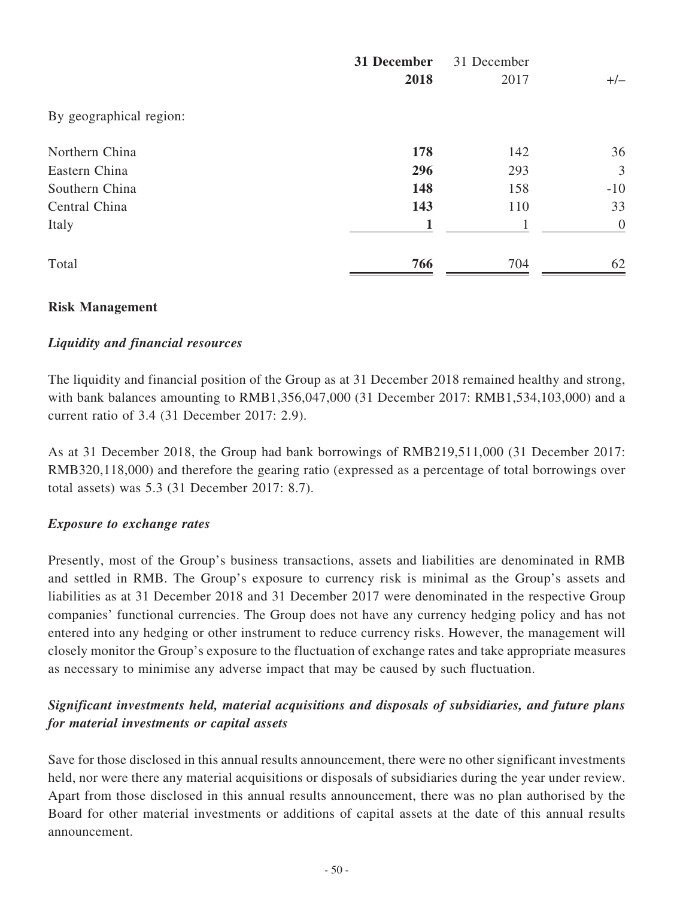| | **31 December 2018** | 31 December 2017 | +/– |
|---|---|---|---|
| By geographical region: | | | |
| Northern China | **178** | 142 | 36 |
| Eastern China | **296** | 293 | 3 |
| Southern China | **148** | 158 | -10 |
| Central China | **143** | 110 | 33 |
| Italy | **1** | 1 | 0 |
| Total | **766** | 704 | 62 |

**Risk Management**

***Liquidity and financial resources***

The liquidity and financial position of the Group as at 31 December 2018 remained healthy and strong, with bank balances amounting to RMB1,356,047,000 (31 December 2017: RMB1,534,103,000) and a current ratio of 3.4 (31 December 2017: 2.9).

As at 31 December 2018, the Group had bank borrowings of RMB219,511,000 (31 December 2017: RMB320,118,000) and therefore the gearing ratio (expressed as a percentage of total borrowings over total assets) was 5.3 (31 December 2017: 8.7).

***Exposure to exchange rates***

Presently, most of the Group's business transactions, assets and liabilities are denominated in RMB and settled in RMB. The Group's exposure to currency risk is minimal as the Group's assets and liabilities as at 31 December 2018 and 31 December 2017 were denominated in the respective Group companies' functional currencies. The Group does not have any currency hedging policy and has not entered into any hedging or other instrument to reduce currency risks. However, the management will closely monitor the Group's exposure to the fluctuation of exchange rates and take appropriate measures as necessary to minimise any adverse impact that may be caused by such fluctuation.

***Significant investments held, material acquisitions and disposals of subsidiaries, and future plans for material investments or capital assets***

Save for those disclosed in this annual results announcement, there were no other significant investments held, nor were there any material acquisitions or disposals of subsidiaries during the year under review. Apart from those disclosed in this annual results announcement, there was no plan authorised by the Board for other material investments or additions of capital assets at the date of this annual results announcement.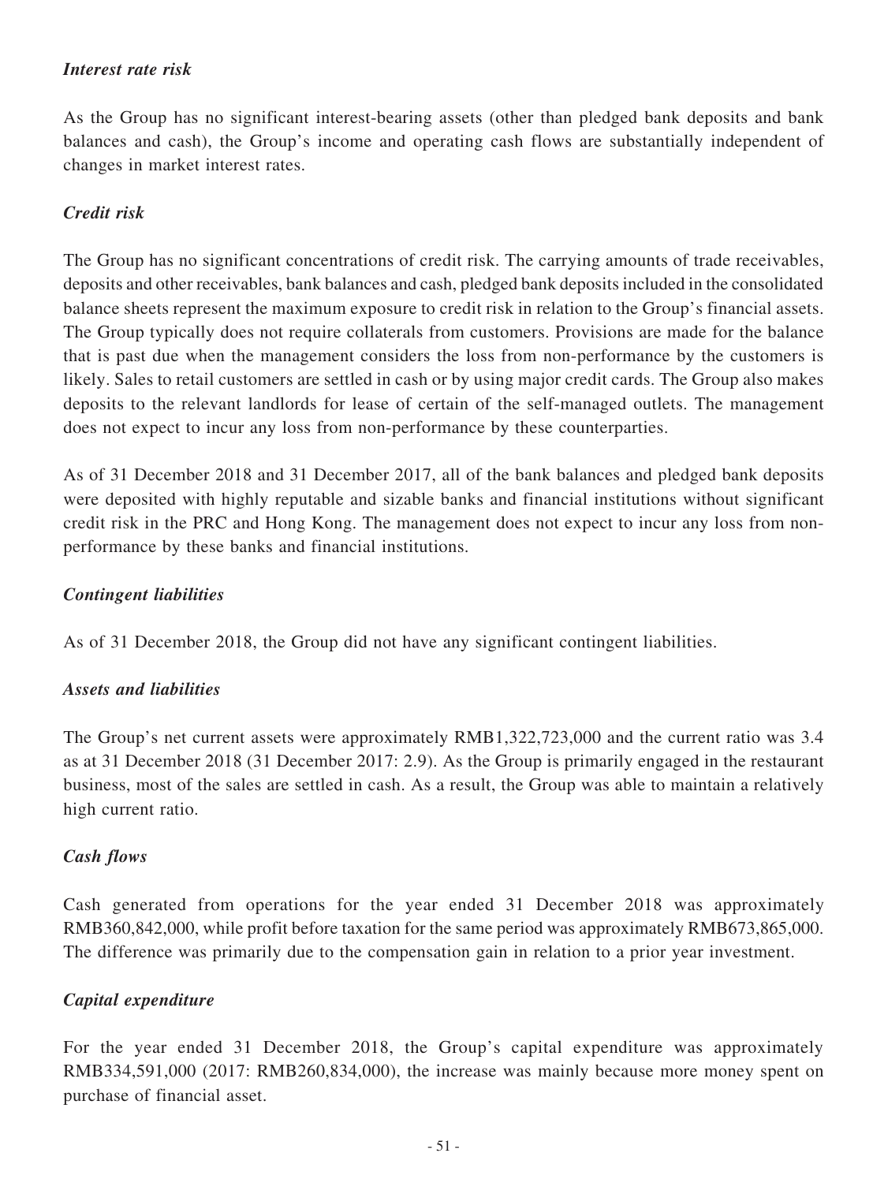### *Interest rate risk*

As the Group has no significant interest-bearing assets (other than pledged bank deposits and bank balances and cash), the Group's income and operating cash flows are substantially independent of changes in market interest rates.

### *Credit risk*

The Group has no significant concentrations of credit risk. The carrying amounts of trade receivables, deposits and other receivables, bank balances and cash, pledged bank deposits included in the consolidated balance sheets represent the maximum exposure to credit risk in relation to the Group's financial assets. The Group typically does not require collaterals from customers. Provisions are made for the balance that is past due when the management considers the loss from non-performance by the customers is likely. Sales to retail customers are settled in cash or by using major credit cards. The Group also makes deposits to the relevant landlords for lease of certain of the self-managed outlets. The management does not expect to incur any loss from non-performance by these counterparties.

As of 31 December 2018 and 31 December 2017, all of the bank balances and pledged bank deposits were deposited with highly reputable and sizable banks and financial institutions without significant credit risk in the PRC and Hong Kong. The management does not expect to incur any loss from non-performance by these banks and financial institutions.

### *Contingent liabilities*

As of 31 December 2018, the Group did not have any significant contingent liabilities.

### *Assets and liabilities*

The Group's net current assets were approximately RMB1,322,723,000 and the current ratio was 3.4 as at 31 December 2018 (31 December 2017: 2.9). As the Group is primarily engaged in the restaurant business, most of the sales are settled in cash. As a result, the Group was able to maintain a relatively high current ratio.

### *Cash flows*

Cash generated from operations for the year ended 31 December 2018 was approximately RMB360,842,000, while profit before taxation for the same period was approximately RMB673,865,000. The difference was primarily due to the compensation gain in relation to a prior year investment.

### *Capital expenditure*

For the year ended 31 December 2018, the Group's capital expenditure was approximately RMB334,591,000 (2017: RMB260,834,000), the increase was mainly because more money spent on purchase of financial asset.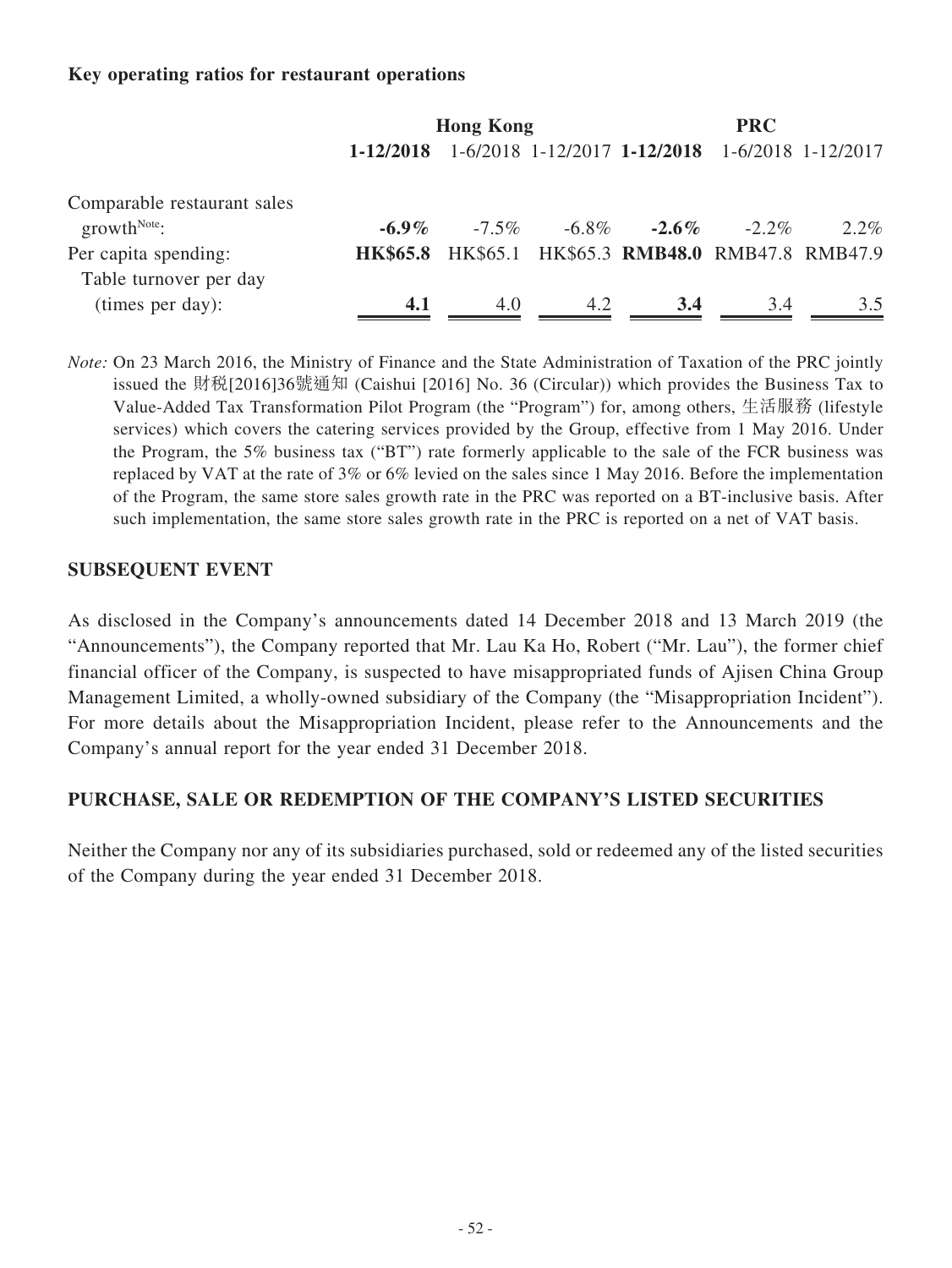### Key operating ratios for restaurant operations

| | Hong Kong | | | PRC | | |
|---|---|---|---|---|---|---|
| | **1-12/2018** | 1-6/2018 | 1-12/2017 | **1-12/2018** | 1-6/2018 | 1-12/2017 |
| Comparable restaurant sales growth[Note]: | **-6.9%** | -7.5% | -6.8% | **-2.6%** | -2.2% | 2.2% |
| Per capita spending: | **HK$65.8** | HK$65.1 | HK$65.3 | **RMB48.0** | RMB47.8 | RMB47.9 |
| Table turnover per day (times per day): | **4.1** | 4.0 | 4.2 | **3.4** | 3.4 | 3.5 |

*Note:* On 23 March 2016, the Ministry of Finance and the State Administration of Taxation of the PRC jointly issued the 財稅[2016]36號通知 (Caishui [2016] No. 36 (Circular)) which provides the Business Tax to Value-Added Tax Transformation Pilot Program (the "Program") for, among others, 生活服務 (lifestyle services) which covers the catering services provided by the Group, effective from 1 May 2016. Under the Program, the 5% business tax ("BT") rate formerly applicable to the sale of the FCR business was replaced by VAT at the rate of 3% or 6% levied on the sales since 1 May 2016. Before the implementation of the Program, the same store sales growth rate in the PRC was reported on a BT-inclusive basis. After such implementation, the same store sales growth rate in the PRC is reported on a net of VAT basis.

## SUBSEQUENT EVENT

As disclosed in the Company's announcements dated 14 December 2018 and 13 March 2019 (the "Announcements"), the Company reported that Mr. Lau Ka Ho, Robert ("Mr. Lau"), the former chief financial officer of the Company, is suspected to have misappropriated funds of Ajisen China Group Management Limited, a wholly-owned subsidiary of the Company (the "Misappropriation Incident"). For more details about the Misappropriation Incident, please refer to the Announcements and the Company's annual report for the year ended 31 December 2018.

## PURCHASE, SALE OR REDEMPTION OF THE COMPANY'S LISTED SECURITIES

Neither the Company nor any of its subsidiaries purchased, sold or redeemed any of the listed securities of the Company during the year ended 31 December 2018.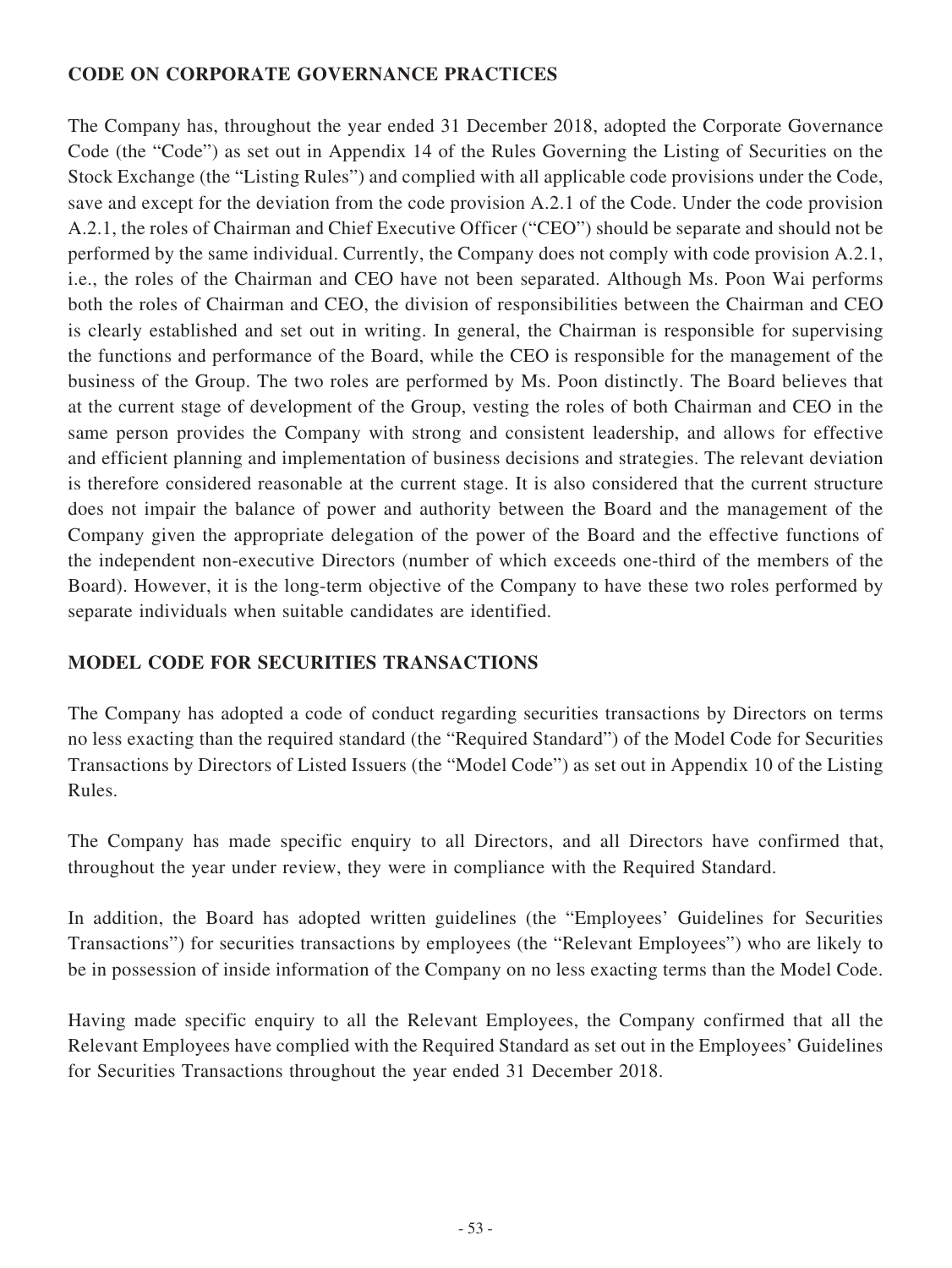## CODE ON CORPORATE GOVERNANCE PRACTICES

The Company has, throughout the year ended 31 December 2018, adopted the Corporate Governance Code (the "Code") as set out in Appendix 14 of the Rules Governing the Listing of Securities on the Stock Exchange (the "Listing Rules") and complied with all applicable code provisions under the Code, save and except for the deviation from the code provision A.2.1 of the Code. Under the code provision A.2.1, the roles of Chairman and Chief Executive Officer ("CEO") should be separate and should not be performed by the same individual. Currently, the Company does not comply with code provision A.2.1, i.e., the roles of the Chairman and CEO have not been separated. Although Ms. Poon Wai performs both the roles of Chairman and CEO, the division of responsibilities between the Chairman and CEO is clearly established and set out in writing. In general, the Chairman is responsible for supervising the functions and performance of the Board, while the CEO is responsible for the management of the business of the Group. The two roles are performed by Ms. Poon distinctly. The Board believes that at the current stage of development of the Group, vesting the roles of both Chairman and CEO in the same person provides the Company with strong and consistent leadership, and allows for effective and efficient planning and implementation of business decisions and strategies. The relevant deviation is therefore considered reasonable at the current stage. It is also considered that the current structure does not impair the balance of power and authority between the Board and the management of the Company given the appropriate delegation of the power of the Board and the effective functions of the independent non-executive Directors (number of which exceeds one-third of the members of the Board). However, it is the long-term objective of the Company to have these two roles performed by separate individuals when suitable candidates are identified.

## MODEL CODE FOR SECURITIES TRANSACTIONS

The Company has adopted a code of conduct regarding securities transactions by Directors on terms no less exacting than the required standard (the "Required Standard") of the Model Code for Securities Transactions by Directors of Listed Issuers (the "Model Code") as set out in Appendix 10 of the Listing Rules.

The Company has made specific enquiry to all Directors, and all Directors have confirmed that, throughout the year under review, they were in compliance with the Required Standard.

In addition, the Board has adopted written guidelines (the "Employees' Guidelines for Securities Transactions") for securities transactions by employees (the "Relevant Employees") who are likely to be in possession of inside information of the Company on no less exacting terms than the Model Code.

Having made specific enquiry to all the Relevant Employees, the Company confirmed that all the Relevant Employees have complied with the Required Standard as set out in the Employees' Guidelines for Securities Transactions throughout the year ended 31 December 2018.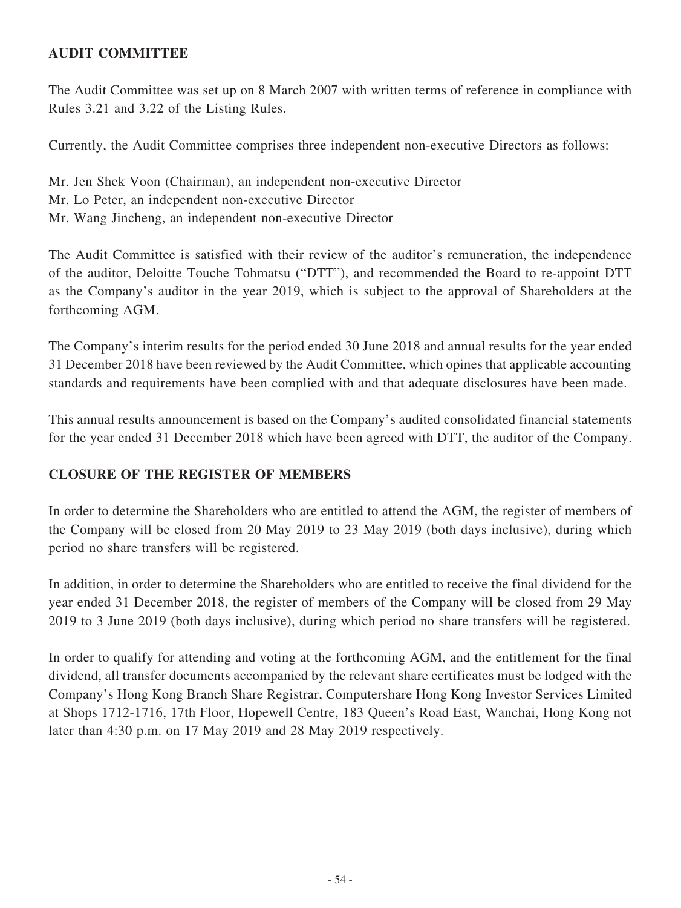## AUDIT COMMITTEE

The Audit Committee was set up on 8 March 2007 with written terms of reference in compliance with Rules 3.21 and 3.22 of the Listing Rules.

Currently, the Audit Committee comprises three independent non-executive Directors as follows:

Mr. Jen Shek Voon (Chairman), an independent non-executive Director
Mr. Lo Peter, an independent non-executive Director
Mr. Wang Jincheng, an independent non-executive Director

The Audit Committee is satisfied with their review of the auditor's remuneration, the independence of the auditor, Deloitte Touche Tohmatsu ("DTT"), and recommended the Board to re-appoint DTT as the Company's auditor in the year 2019, which is subject to the approval of Shareholders at the forthcoming AGM.

The Company's interim results for the period ended 30 June 2018 and annual results for the year ended 31 December 2018 have been reviewed by the Audit Committee, which opines that applicable accounting standards and requirements have been complied with and that adequate disclosures have been made.

This annual results announcement is based on the Company's audited consolidated financial statements for the year ended 31 December 2018 which have been agreed with DTT, the auditor of the Company.

## CLOSURE OF THE REGISTER OF MEMBERS

In order to determine the Shareholders who are entitled to attend the AGM, the register of members of the Company will be closed from 20 May 2019 to 23 May 2019 (both days inclusive), during which period no share transfers will be registered.

In addition, in order to determine the Shareholders who are entitled to receive the final dividend for the year ended 31 December 2018, the register of members of the Company will be closed from 29 May 2019 to 3 June 2019 (both days inclusive), during which period no share transfers will be registered.

In order to qualify for attending and voting at the forthcoming AGM, and the entitlement for the final dividend, all transfer documents accompanied by the relevant share certificates must be lodged with the Company's Hong Kong Branch Share Registrar, Computershare Hong Kong Investor Services Limited at Shops 1712-1716, 17th Floor, Hopewell Centre, 183 Queen's Road East, Wanchai, Hong Kong not later than 4:30 p.m. on 17 May 2019 and 28 May 2019 respectively.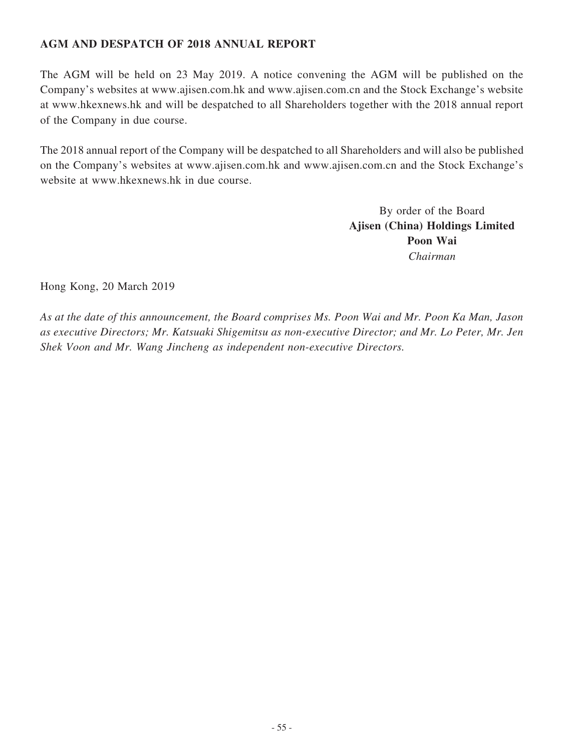## AGM AND DESPATCH OF 2018 ANNUAL REPORT

The AGM will be held on 23 May 2019. A notice convening the AGM will be published on the Company's websites at www.ajisen.com.hk and www.ajisen.com.cn and the Stock Exchange's website at www.hkexnews.hk and will be despatched to all Shareholders together with the 2018 annual report of the Company in due course.

The 2018 annual report of the Company will be despatched to all Shareholders and will also be published on the Company's websites at www.ajisen.com.hk and www.ajisen.com.cn and the Stock Exchange's website at www.hkexnews.hk in due course.

By order of the Board
**Ajisen (China) Holdings Limited**
**Poon Wai**
*Chairman*

Hong Kong, 20 March 2019

*As at the date of this announcement, the Board comprises Ms. Poon Wai and Mr. Poon Ka Man, Jason as executive Directors; Mr. Katsuaki Shigemitsu as non-executive Director; and Mr. Lo Peter, Mr. Jen Shek Voon and Mr. Wang Jincheng as independent non-executive Directors.*